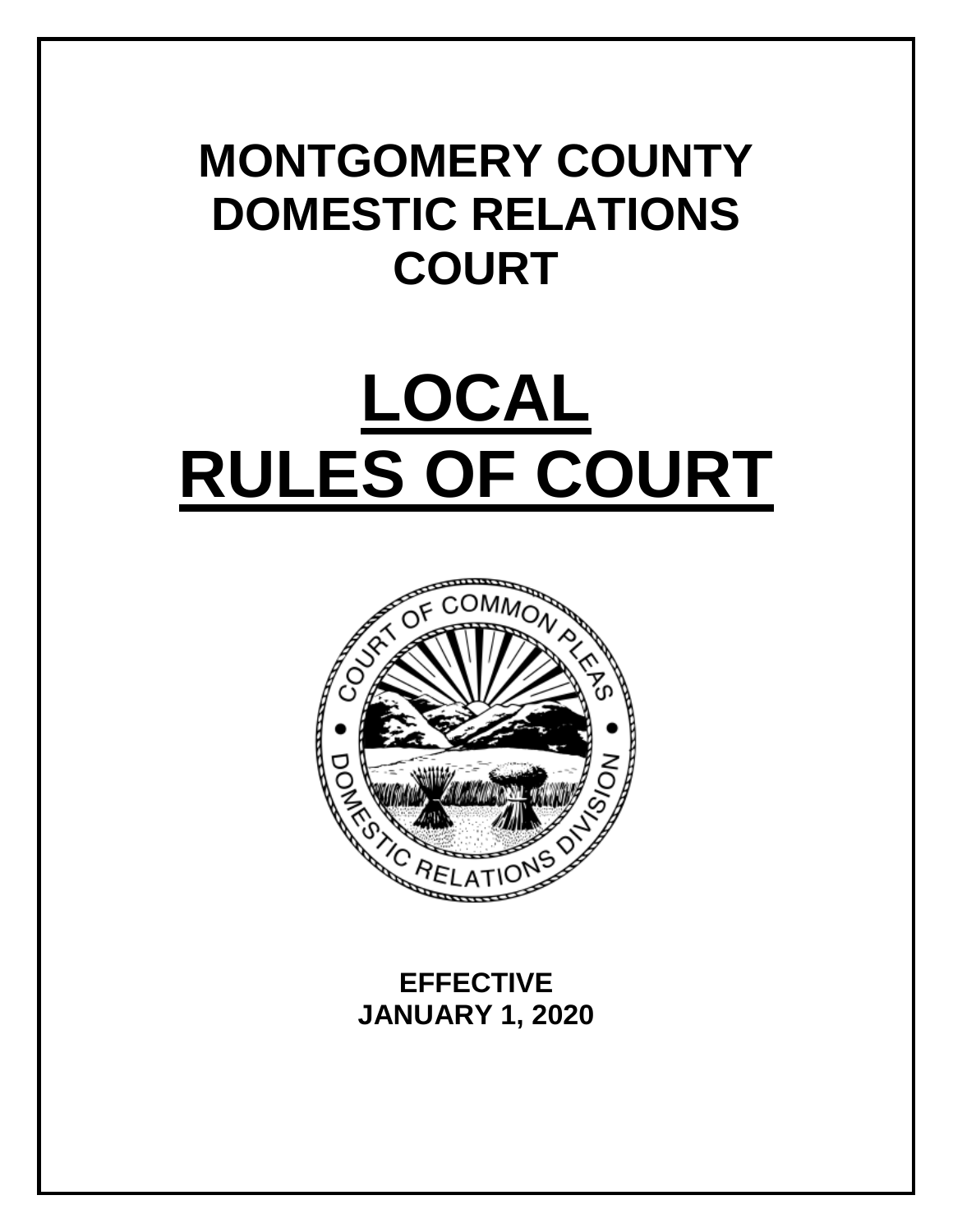# MONTGOMERY COUNTY DOMESTIC RELATIONS COURT

# LOCAL RULES OF COURT

COURT OF COMMON PLEAS • DOMESTIC RELATIONS DIVISION •

**EFFECTIVE JANUARY 1, 2020**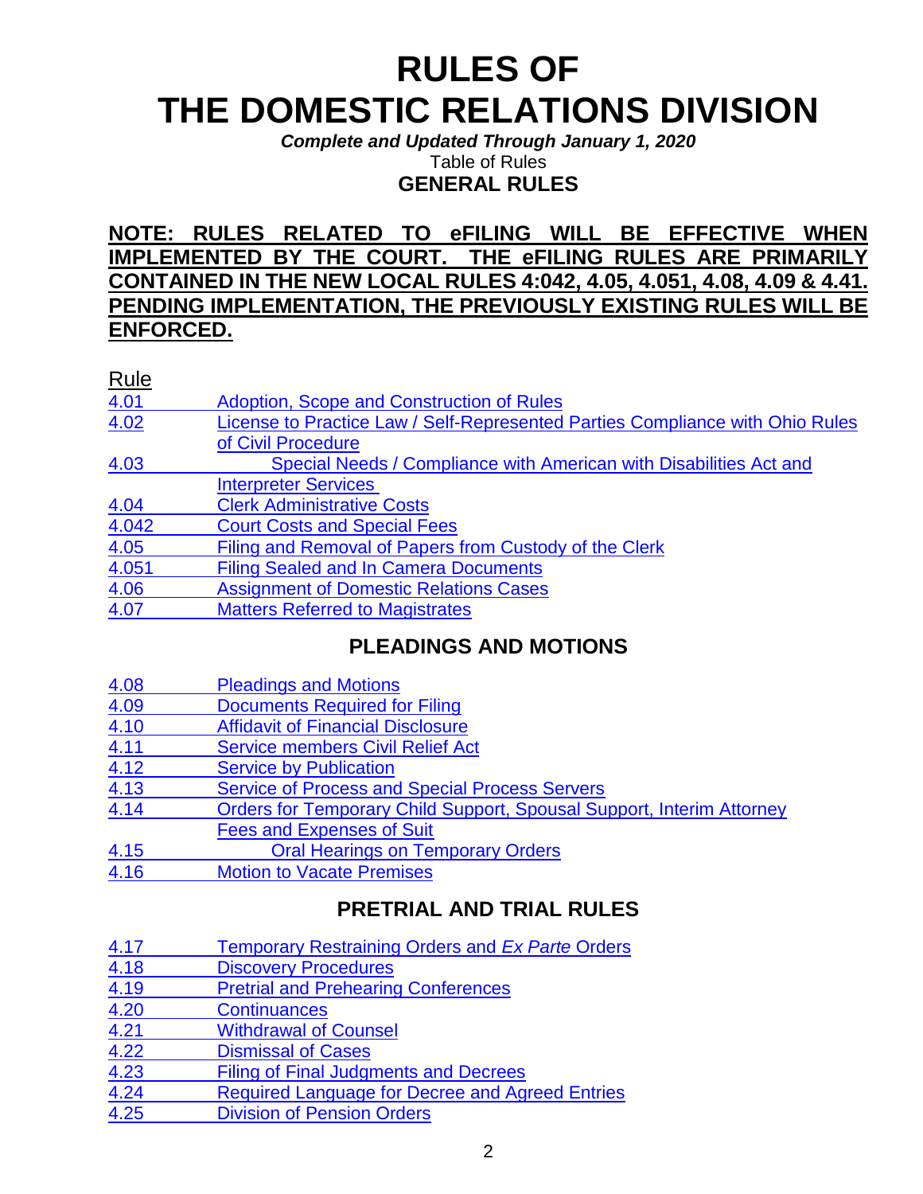# RULES OF THE DOMESTIC RELATIONS DIVISION

***Complete and Updated Through January 1, 2020***

Table of Rules

## GENERAL RULES

**NOTE: RULES RELATED TO eFILING WILL BE EFFECTIVE WHEN IMPLEMENTED BY THE COURT. THE eFILING RULES ARE PRIMARILY CONTAINED IN THE NEW LOCAL RULES 4:042, 4.05, 4.051, 4.08, 4.09 & 4.41. PENDING IMPLEMENTATION, THE PREVIOUSLY EXISTING RULES WILL BE ENFORCED.**

| Rule | |
|---|---|
| 4.01 | Adoption, Scope and Construction of Rules |
| 4.02 | License to Practice Law / Self-Represented Parties Compliance with Ohio Rules of Civil Procedure |
| 4.03 | Special Needs / Compliance with American with Disabilities Act and Interpreter Services |
| 4.04 | Clerk Administrative Costs |
| 4.042 | Court Costs and Special Fees |
| 4.05 | Filing and Removal of Papers from Custody of the Clerk |
| 4.051 | Filing Sealed and In Camera Documents |
| 4.06 | Assignment of Domestic Relations Cases |
| 4.07 | Matters Referred to Magistrates |

## PLEADINGS AND MOTIONS

| | |
|---|---|
| 4.08 | Pleadings and Motions |
| 4.09 | Documents Required for Filing |
| 4.10 | Affidavit of Financial Disclosure |
| 4.11 | Service members Civil Relief Act |
| 4.12 | Service by Publication |
| 4.13 | Service of Process and Special Process Servers |
| 4.14 | Orders for Temporary Child Support, Spousal Support, Interim Attorney Fees and Expenses of Suit |
| 4.15 | Oral Hearings on Temporary Orders |
| 4.16 | Motion to Vacate Premises |

## PRETRIAL AND TRIAL RULES

| | |
|---|---|
| 4.17 | Temporary Restraining Orders and *Ex Parte* Orders |
| 4.18 | Discovery Procedures |
| 4.19 | Pretrial and Prehearing Conferences |
| 4.20 | Continuances |
| 4.21 | Withdrawal of Counsel |
| 4.22 | Dismissal of Cases |
| 4.23 | Filing of Final Judgments and Decrees |
| 4.24 | Required Language for Decree and Agreed Entries |
| 4.25 | Division of Pension Orders |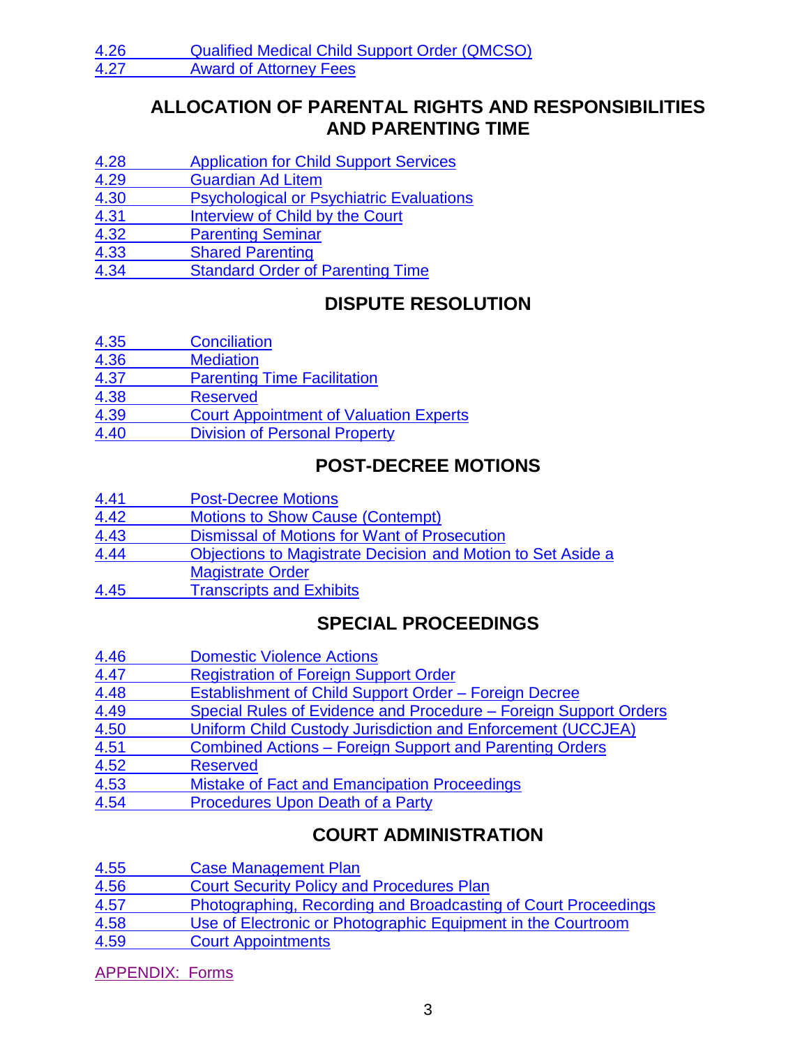4.26 Qualified Medical Child Support Order (QMCSO)
4.27 Award of Attorney Fees

## ALLOCATION OF PARENTAL RIGHTS AND RESPONSIBILITIES AND PARENTING TIME

4.28 Application for Child Support Services
4.29 Guardian Ad Litem
4.30 Psychological or Psychiatric Evaluations
4.31 Interview of Child by the Court
4.32 Parenting Seminar
4.33 Shared Parenting
4.34 Standard Order of Parenting Time

## DISPUTE RESOLUTION

4.35 Conciliation
4.36 Mediation
4.37 Parenting Time Facilitation
4.38 Reserved
4.39 Court Appointment of Valuation Experts
4.40 Division of Personal Property

## POST-DECREE MOTIONS

4.41 Post-Decree Motions
4.42 Motions to Show Cause (Contempt)
4.43 Dismissal of Motions for Want of Prosecution
4.44 Objections to Magistrate Decision and Motion to Set Aside a Magistrate Order
4.45 Transcripts and Exhibits

## SPECIAL PROCEEDINGS

4.46 Domestic Violence Actions
4.47 Registration of Foreign Support Order
4.48 Establishment of Child Support Order – Foreign Decree
4.49 Special Rules of Evidence and Procedure – Foreign Support Orders
4.50 Uniform Child Custody Jurisdiction and Enforcement (UCCJEA)
4.51 Combined Actions – Foreign Support and Parenting Orders
4.52 Reserved
4.53 Mistake of Fact and Emancipation Proceedings
4.54 Procedures Upon Death of a Party

## COURT ADMINISTRATION

4.55 Case Management Plan
4.56 Court Security Policy and Procedures Plan
4.57 Photographing, Recording and Broadcasting of Court Proceedings
4.58 Use of Electronic or Photographic Equipment in the Courtroom
4.59 Court Appointments

APPENDIX: Forms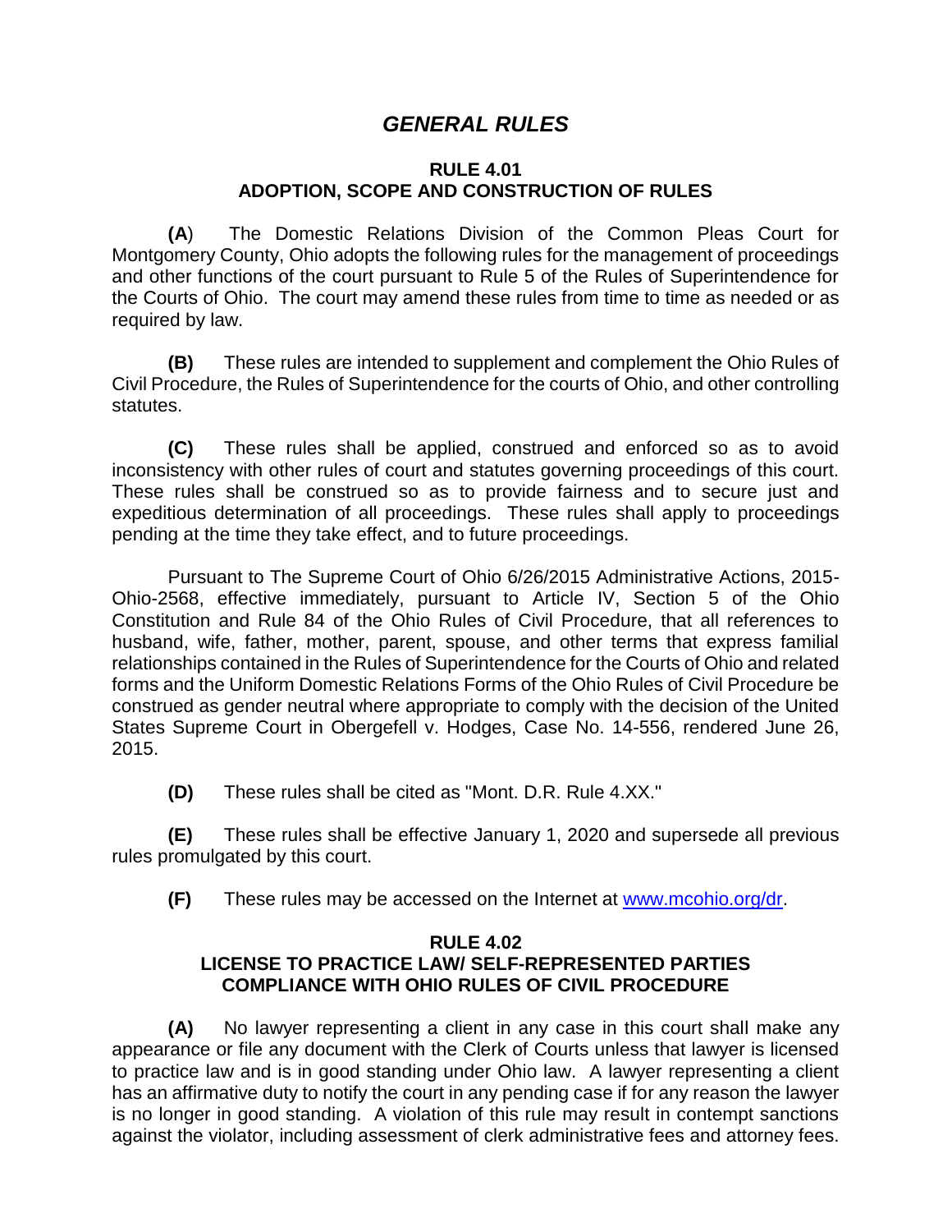# *GENERAL RULES*

## RULE 4.01
## ADOPTION, SCOPE AND CONSTRUCTION OF RULES

**(A**) The Domestic Relations Division of the Common Pleas Court for Montgomery County, Ohio adopts the following rules for the management of proceedings and other functions of the court pursuant to Rule 5 of the Rules of Superintendence for the Courts of Ohio. The court may amend these rules from time to time as needed or as required by law.

**(B)** These rules are intended to supplement and complement the Ohio Rules of Civil Procedure, the Rules of Superintendence for the courts of Ohio, and other controlling statutes.

**(C)** These rules shall be applied, construed and enforced so as to avoid inconsistency with other rules of court and statutes governing proceedings of this court. These rules shall be construed so as to provide fairness and to secure just and expeditious determination of all proceedings. These rules shall apply to proceedings pending at the time they take effect, and to future proceedings.

Pursuant to The Supreme Court of Ohio 6/26/2015 Administrative Actions, 2015-Ohio-2568, effective immediately, pursuant to Article IV, Section 5 of the Ohio Constitution and Rule 84 of the Ohio Rules of Civil Procedure, that all references to husband, wife, father, mother, parent, spouse, and other terms that express familial relationships contained in the Rules of Superintendence for the Courts of Ohio and related forms and the Uniform Domestic Relations Forms of the Ohio Rules of Civil Procedure be construed as gender neutral where appropriate to comply with the decision of the United States Supreme Court in Obergefell v. Hodges, Case No. 14-556, rendered June 26, 2015.

**(D)** These rules shall be cited as "Mont. D.R. Rule 4.XX."

**(E)** These rules shall be effective January 1, 2020 and supersede all previous rules promulgated by this court.

**(F)** These rules may be accessed on the Internet at www.mcohio.org/dr.

## RULE 4.02
## LICENSE TO PRACTICE LAW/ SELF-REPRESENTED PARTIES COMPLIANCE WITH OHIO RULES OF CIVIL PROCEDURE

**(A)** No lawyer representing a client in any case in this court shall make any appearance or file any document with the Clerk of Courts unless that lawyer is licensed to practice law and is in good standing under Ohio law. A lawyer representing a client has an affirmative duty to notify the court in any pending case if for any reason the lawyer is no longer in good standing. A violation of this rule may result in contempt sanctions against the violator, including assessment of clerk administrative fees and attorney fees.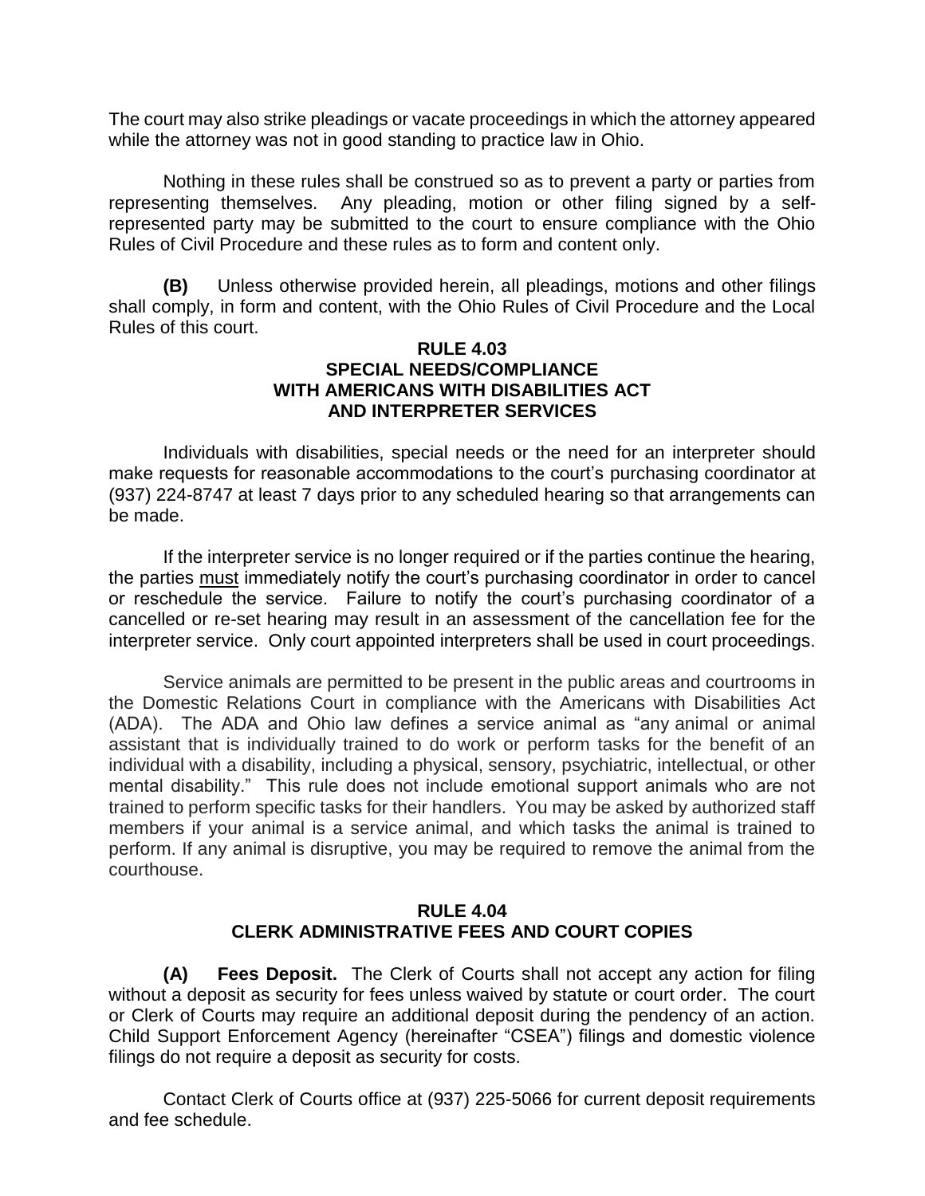The court may also strike pleadings or vacate proceedings in which the attorney appeared while the attorney was not in good standing to practice law in Ohio.

Nothing in these rules shall be construed so as to prevent a party or parties from representing themselves. Any pleading, motion or other filing signed by a self-represented party may be submitted to the court to ensure compliance with the Ohio Rules of Civil Procedure and these rules as to form and content only.

**(B)** Unless otherwise provided herein, all pleadings, motions and other filings shall comply, in form and content, with the Ohio Rules of Civil Procedure and the Local Rules of this court.

## RULE 4.03
## SPECIAL NEEDS/COMPLIANCE WITH AMERICANS WITH DISABILITIES ACT AND INTERPRETER SERVICES

Individuals with disabilities, special needs or the need for an interpreter should make requests for reasonable accommodations to the court's purchasing coordinator at (937) 224-8747 at least 7 days prior to any scheduled hearing so that arrangements can be made.

If the interpreter service is no longer required or if the parties continue the hearing, the parties must immediately notify the court's purchasing coordinator in order to cancel or reschedule the service. Failure to notify the court's purchasing coordinator of a cancelled or re-set hearing may result in an assessment of the cancellation fee for the interpreter service. Only court appointed interpreters shall be used in court proceedings.

Service animals are permitted to be present in the public areas and courtrooms in the Domestic Relations Court in compliance with the Americans with Disabilities Act (ADA). The ADA and Ohio law defines a service animal as "any animal or animal assistant that is individually trained to do work or perform tasks for the benefit of an individual with a disability, including a physical, sensory, psychiatric, intellectual, or other mental disability." This rule does not include emotional support animals who are not trained to perform specific tasks for their handlers. You may be asked by authorized staff members if your animal is a service animal, and which tasks the animal is trained to perform. If any animal is disruptive, you may be required to remove the animal from the courthouse.

## RULE 4.04
## CLERK ADMINISTRATIVE FEES AND COURT COPIES

**(A) Fees Deposit.** The Clerk of Courts shall not accept any action for filing without a deposit as security for fees unless waived by statute or court order. The court or Clerk of Courts may require an additional deposit during the pendency of an action. Child Support Enforcement Agency (hereinafter "CSEA") filings and domestic violence filings do not require a deposit as security for costs.

Contact Clerk of Courts office at (937) 225-5066 for current deposit requirements and fee schedule.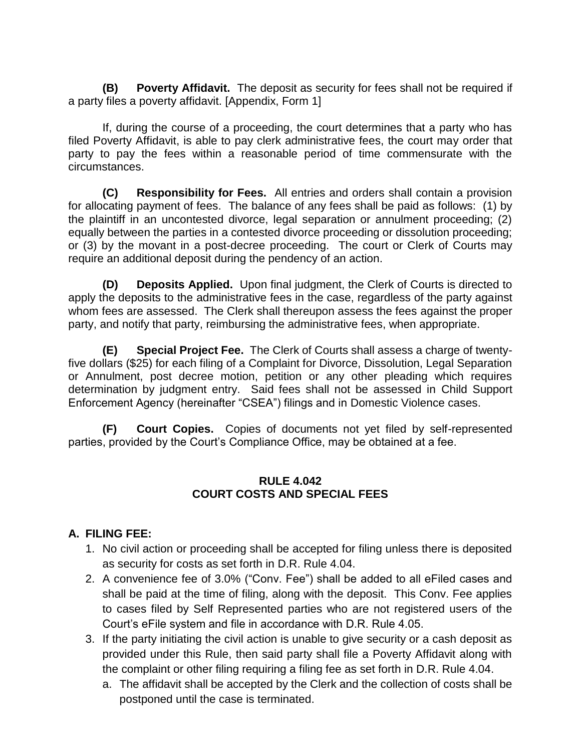**(B) Poverty Affidavit.** The deposit as security for fees shall not be required if a party files a poverty affidavit. [Appendix, Form 1]

If, during the course of a proceeding, the court determines that a party who has filed Poverty Affidavit, is able to pay clerk administrative fees, the court may order that party to pay the fees within a reasonable period of time commensurate with the circumstances.

**(C) Responsibility for Fees.** All entries and orders shall contain a provision for allocating payment of fees. The balance of any fees shall be paid as follows: (1) by the plaintiff in an uncontested divorce, legal separation or annulment proceeding; (2) equally between the parties in a contested divorce proceeding or dissolution proceeding; or (3) by the movant in a post-decree proceeding. The court or Clerk of Courts may require an additional deposit during the pendency of an action.

**(D) Deposits Applied.** Upon final judgment, the Clerk of Courts is directed to apply the deposits to the administrative fees in the case, regardless of the party against whom fees are assessed. The Clerk shall thereupon assess the fees against the proper party, and notify that party, reimbursing the administrative fees, when appropriate.

**(E) Special Project Fee.** The Clerk of Courts shall assess a charge of twenty-five dollars ($25) for each filing of a Complaint for Divorce, Dissolution, Legal Separation or Annulment, post decree motion, petition or any other pleading which requires determination by judgment entry. Said fees shall not be assessed in Child Support Enforcement Agency (hereinafter "CSEA") filings and in Domestic Violence cases.

**(F) Court Copies.** Copies of documents not yet filed by self-represented parties, provided by the Court's Compliance Office, may be obtained at a fee.

## RULE 4.042
## COURT COSTS AND SPECIAL FEES

**A. FILING FEE:**

1. No civil action or proceeding shall be accepted for filing unless there is deposited as security for costs as set forth in D.R. Rule 4.04.
2. A convenience fee of 3.0% ("Conv. Fee") shall be added to all eFiled cases and shall be paid at the time of filing, along with the deposit. This Conv. Fee applies to cases filed by Self Represented parties who are not registered users of the Court's eFile system and file in accordance with D.R. Rule 4.05.
3. If the party initiating the civil action is unable to give security or a cash deposit as provided under this Rule, then said party shall file a Poverty Affidavit along with the complaint or other filing requiring a filing fee as set forth in D.R. Rule 4.04.
   a. The affidavit shall be accepted by the Clerk and the collection of costs shall be postponed until the case is terminated.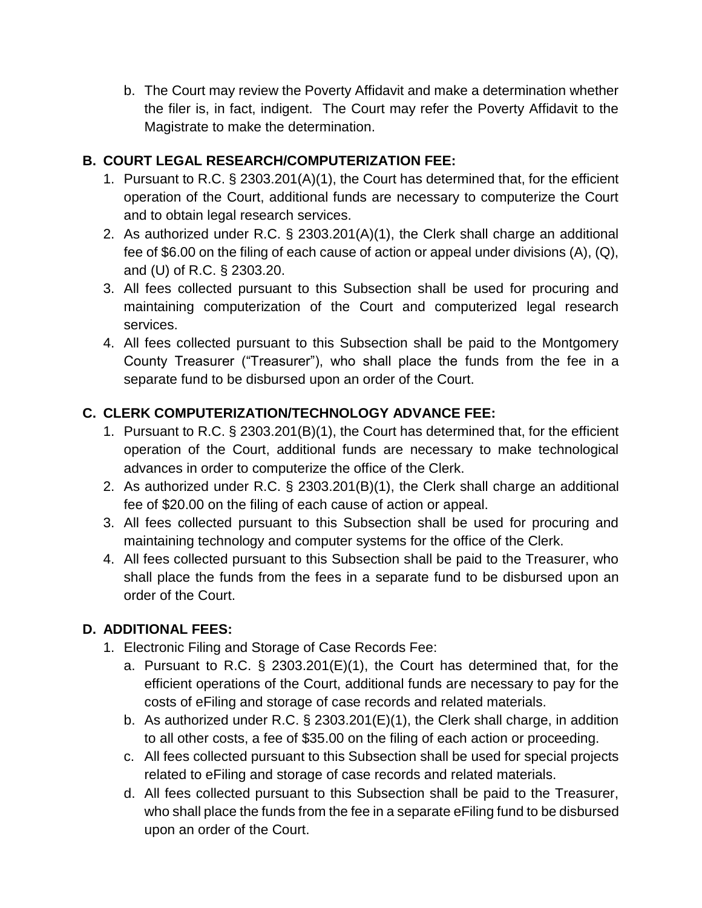b. The Court may review the Poverty Affidavit and make a determination whether the filer is, in fact, indigent. The Court may refer the Poverty Affidavit to the Magistrate to make the determination.

## B. COURT LEGAL RESEARCH/COMPUTERIZATION FEE:

1. Pursuant to R.C. § 2303.201(A)(1), the Court has determined that, for the efficient operation of the Court, additional funds are necessary to computerize the Court and to obtain legal research services.
2. As authorized under R.C. § 2303.201(A)(1), the Clerk shall charge an additional fee of $6.00 on the filing of each cause of action or appeal under divisions (A), (Q), and (U) of R.C. § 2303.20.
3. All fees collected pursuant to this Subsection shall be used for procuring and maintaining computerization of the Court and computerized legal research services.
4. All fees collected pursuant to this Subsection shall be paid to the Montgomery County Treasurer ("Treasurer"), who shall place the funds from the fee in a separate fund to be disbursed upon an order of the Court.

## C. CLERK COMPUTERIZATION/TECHNOLOGY ADVANCE FEE:

1. Pursuant to R.C. § 2303.201(B)(1), the Court has determined that, for the efficient operation of the Court, additional funds are necessary to make technological advances in order to computerize the office of the Clerk.
2. As authorized under R.C. § 2303.201(B)(1), the Clerk shall charge an additional fee of $20.00 on the filing of each cause of action or appeal.
3. All fees collected pursuant to this Subsection shall be used for procuring and maintaining technology and computer systems for the office of the Clerk.
4. All fees collected pursuant to this Subsection shall be paid to the Treasurer, who shall place the funds from the fees in a separate fund to be disbursed upon an order of the Court.

## D. ADDITIONAL FEES:

1. Electronic Filing and Storage of Case Records Fee:
   a. Pursuant to R.C. § 2303.201(E)(1), the Court has determined that, for the efficient operations of the Court, additional funds are necessary to pay for the costs of eFiling and storage of case records and related materials.
   b. As authorized under R.C. § 2303.201(E)(1), the Clerk shall charge, in addition to all other costs, a fee of $35.00 on the filing of each action or proceeding.
   c. All fees collected pursuant to this Subsection shall be used for special projects related to eFiling and storage of case records and related materials.
   d. All fees collected pursuant to this Subsection shall be paid to the Treasurer, who shall place the funds from the fee in a separate eFiling fund to be disbursed upon an order of the Court.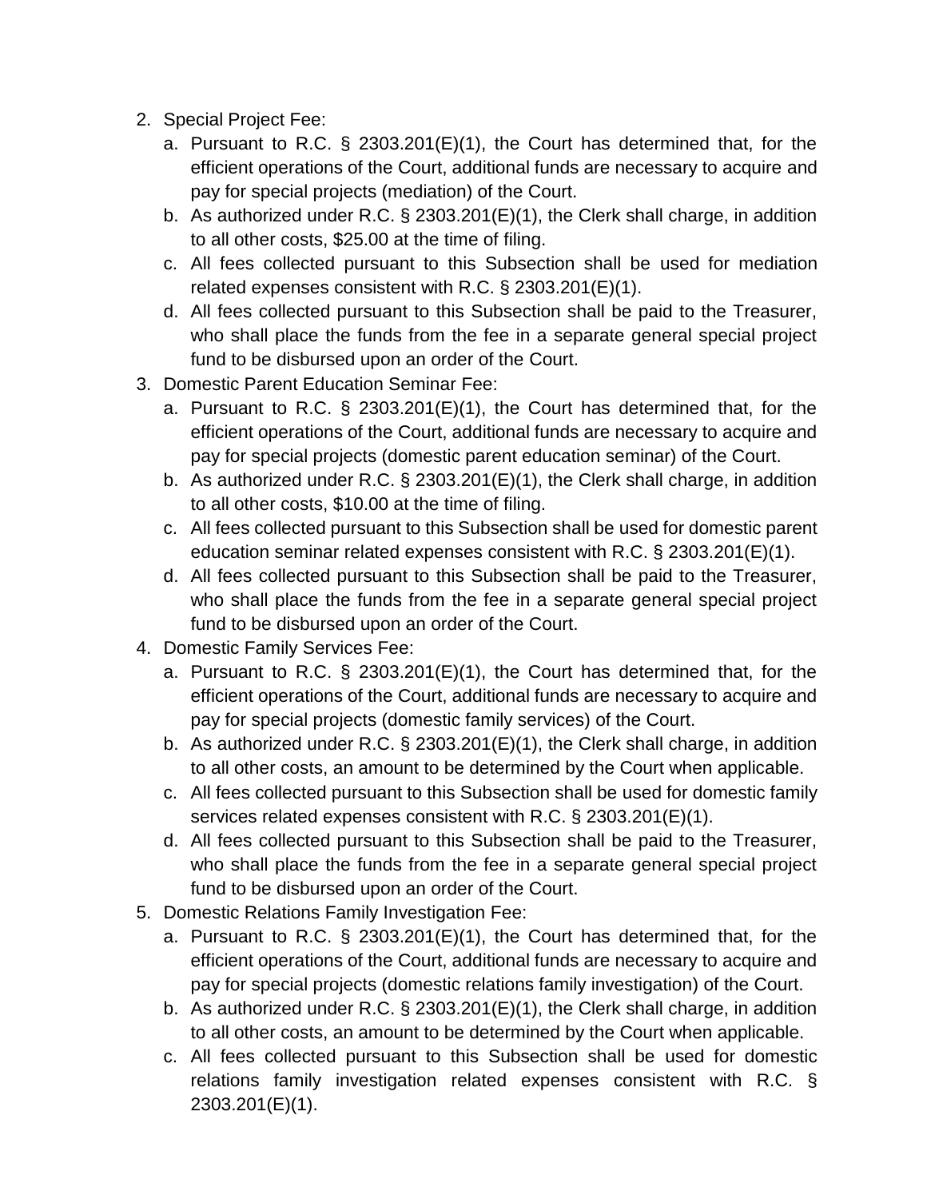2. Special Project Fee:
   a. Pursuant to R.C. § 2303.201(E)(1), the Court has determined that, for the efficient operations of the Court, additional funds are necessary to acquire and pay for special projects (mediation) of the Court.
   b. As authorized under R.C. § 2303.201(E)(1), the Clerk shall charge, in addition to all other costs, $25.00 at the time of filing.
   c. All fees collected pursuant to this Subsection shall be used for mediation related expenses consistent with R.C. § 2303.201(E)(1).
   d. All fees collected pursuant to this Subsection shall be paid to the Treasurer, who shall place the funds from the fee in a separate general special project fund to be disbursed upon an order of the Court.
3. Domestic Parent Education Seminar Fee:
   a. Pursuant to R.C. § 2303.201(E)(1), the Court has determined that, for the efficient operations of the Court, additional funds are necessary to acquire and pay for special projects (domestic parent education seminar) of the Court.
   b. As authorized under R.C. § 2303.201(E)(1), the Clerk shall charge, in addition to all other costs, $10.00 at the time of filing.
   c. All fees collected pursuant to this Subsection shall be used for domestic parent education seminar related expenses consistent with R.C. § 2303.201(E)(1).
   d. All fees collected pursuant to this Subsection shall be paid to the Treasurer, who shall place the funds from the fee in a separate general special project fund to be disbursed upon an order of the Court.
4. Domestic Family Services Fee:
   a. Pursuant to R.C. § 2303.201(E)(1), the Court has determined that, for the efficient operations of the Court, additional funds are necessary to acquire and pay for special projects (domestic family services) of the Court.
   b. As authorized under R.C. § 2303.201(E)(1), the Clerk shall charge, in addition to all other costs, an amount to be determined by the Court when applicable.
   c. All fees collected pursuant to this Subsection shall be used for domestic family services related expenses consistent with R.C. § 2303.201(E)(1).
   d. All fees collected pursuant to this Subsection shall be paid to the Treasurer, who shall place the funds from the fee in a separate general special project fund to be disbursed upon an order of the Court.
5. Domestic Relations Family Investigation Fee:
   a. Pursuant to R.C. § 2303.201(E)(1), the Court has determined that, for the efficient operations of the Court, additional funds are necessary to acquire and pay for special projects (domestic relations family investigation) of the Court.
   b. As authorized under R.C. § 2303.201(E)(1), the Clerk shall charge, in addition to all other costs, an amount to be determined by the Court when applicable.
   c. All fees collected pursuant to this Subsection shall be used for domestic relations family investigation related expenses consistent with R.C. § 2303.201(E)(1).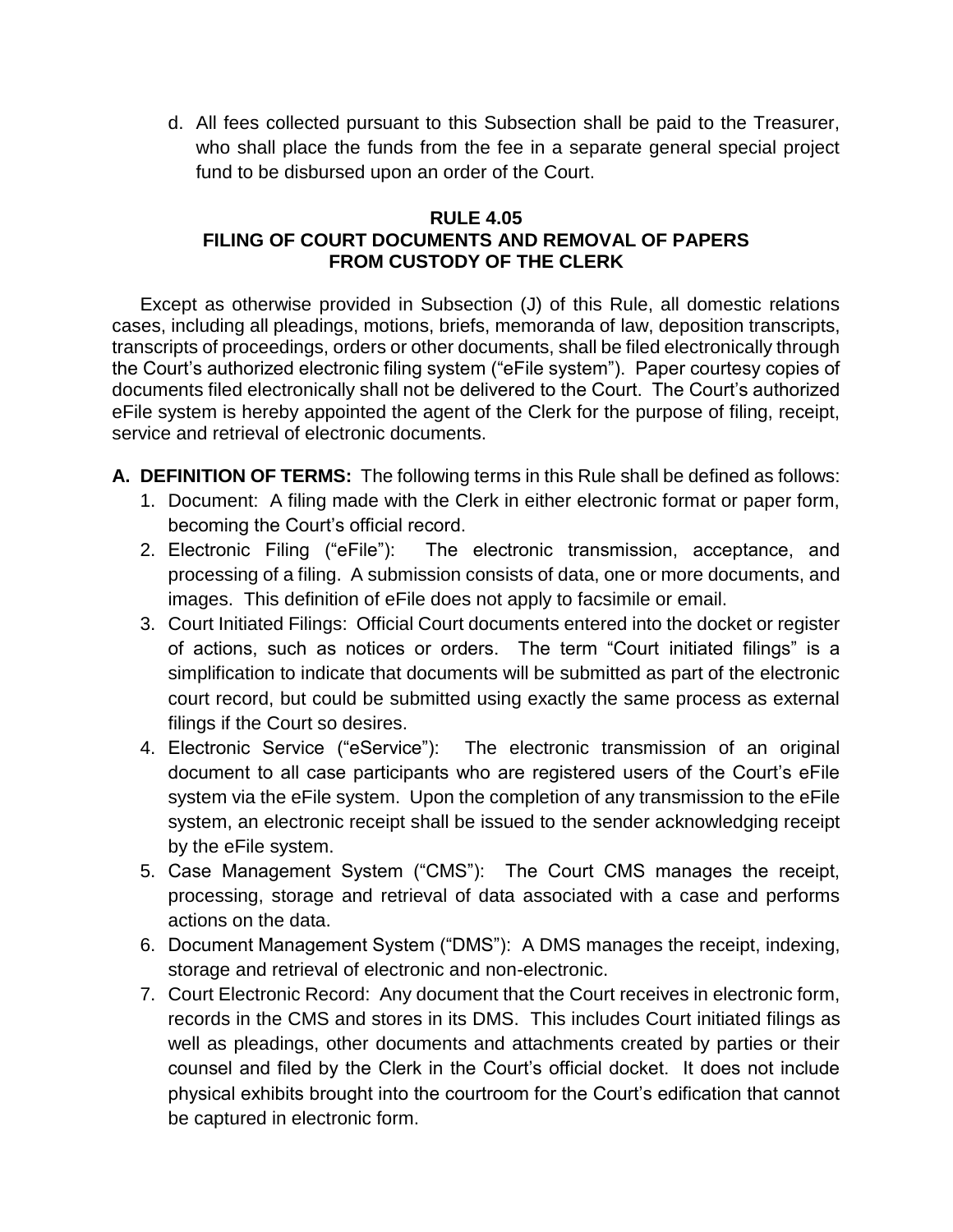d. All fees collected pursuant to this Subsection shall be paid to the Treasurer, who shall place the funds from the fee in a separate general special project fund to be disbursed upon an order of the Court.

## RULE 4.05
## FILING OF COURT DOCUMENTS AND REMOVAL OF PAPERS FROM CUSTODY OF THE CLERK

Except as otherwise provided in Subsection (J) of this Rule, all domestic relations cases, including all pleadings, motions, briefs, memoranda of law, deposition transcripts, transcripts of proceedings, orders or other documents, shall be filed electronically through the Court's authorized electronic filing system ("eFile system"). Paper courtesy copies of documents filed electronically shall not be delivered to the Court. The Court's authorized eFile system is hereby appointed the agent of the Clerk for the purpose of filing, receipt, service and retrieval of electronic documents.

**A. DEFINITION OF TERMS:** The following terms in this Rule shall be defined as follows:

1. Document: A filing made with the Clerk in either electronic format or paper form, becoming the Court's official record.
2. Electronic Filing ("eFile"): The electronic transmission, acceptance, and processing of a filing. A submission consists of data, one or more documents, and images. This definition of eFile does not apply to facsimile or email.
3. Court Initiated Filings: Official Court documents entered into the docket or register of actions, such as notices or orders. The term "Court initiated filings" is a simplification to indicate that documents will be submitted as part of the electronic court record, but could be submitted using exactly the same process as external filings if the Court so desires.
4. Electronic Service ("eService"): The electronic transmission of an original document to all case participants who are registered users of the Court's eFile system via the eFile system. Upon the completion of any transmission to the eFile system, an electronic receipt shall be issued to the sender acknowledging receipt by the eFile system.
5. Case Management System ("CMS"): The Court CMS manages the receipt, processing, storage and retrieval of data associated with a case and performs actions on the data.
6. Document Management System ("DMS"): A DMS manages the receipt, indexing, storage and retrieval of electronic and non-electronic.
7. Court Electronic Record: Any document that the Court receives in electronic form, records in the CMS and stores in its DMS. This includes Court initiated filings as well as pleadings, other documents and attachments created by parties or their counsel and filed by the Clerk in the Court's official docket. It does not include physical exhibits brought into the courtroom for the Court's edification that cannot be captured in electronic form.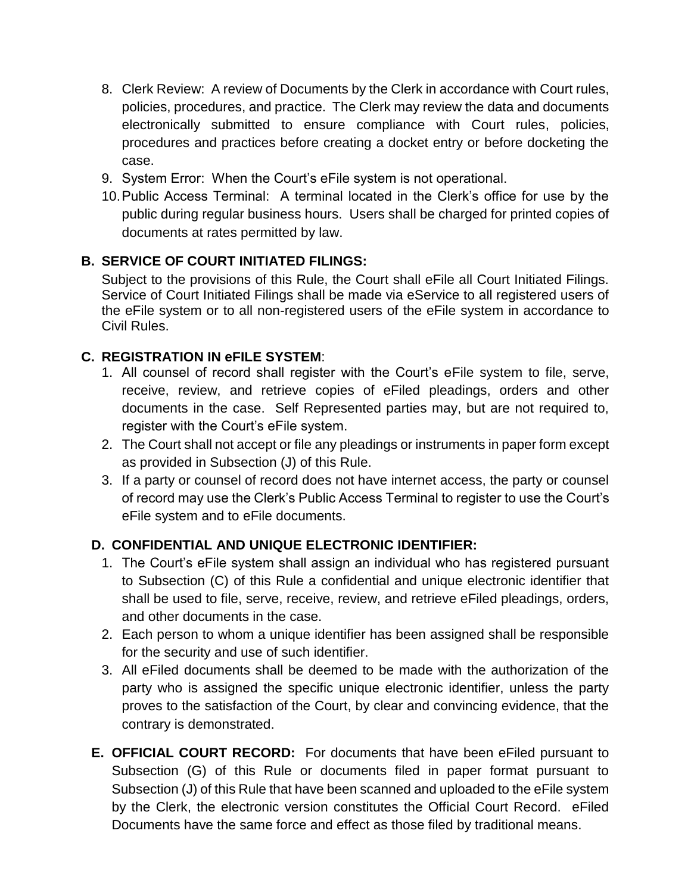8. Clerk Review: A review of Documents by the Clerk in accordance with Court rules, policies, procedures, and practice. The Clerk may review the data and documents electronically submitted to ensure compliance with Court rules, policies, procedures and practices before creating a docket entry or before docketing the case.
9. System Error: When the Court's eFile system is not operational.
10. Public Access Terminal: A terminal located in the Clerk's office for use by the public during regular business hours. Users shall be charged for printed copies of documents at rates permitted by law.

**B. SERVICE OF COURT INITIATED FILINGS:**

Subject to the provisions of this Rule, the Court shall eFile all Court Initiated Filings. Service of Court Initiated Filings shall be made via eService to all registered users of the eFile system or to all non-registered users of the eFile system in accordance to Civil Rules.

**C. REGISTRATION IN eFILE SYSTEM**:

1. All counsel of record shall register with the Court's eFile system to file, serve, receive, review, and retrieve copies of eFiled pleadings, orders and other documents in the case. Self Represented parties may, but are not required to, register with the Court's eFile system.
2. The Court shall not accept or file any pleadings or instruments in paper form except as provided in Subsection (J) of this Rule.
3. If a party or counsel of record does not have internet access, the party or counsel of record may use the Clerk's Public Access Terminal to register to use the Court's eFile system and to eFile documents.

**D. CONFIDENTIAL AND UNIQUE ELECTRONIC IDENTIFIER:**

1. The Court's eFile system shall assign an individual who has registered pursuant to Subsection (C) of this Rule a confidential and unique electronic identifier that shall be used to file, serve, receive, review, and retrieve eFiled pleadings, orders, and other documents in the case.
2. Each person to whom a unique identifier has been assigned shall be responsible for the security and use of such identifier.
3. All eFiled documents shall be deemed to be made with the authorization of the party who is assigned the specific unique electronic identifier, unless the party proves to the satisfaction of the Court, by clear and convincing evidence, that the contrary is demonstrated.

**E. OFFICIAL COURT RECORD:** For documents that have been eFiled pursuant to Subsection (G) of this Rule or documents filed in paper format pursuant to Subsection (J) of this Rule that have been scanned and uploaded to the eFile system by the Clerk, the electronic version constitutes the Official Court Record. eFiled Documents have the same force and effect as those filed by traditional means.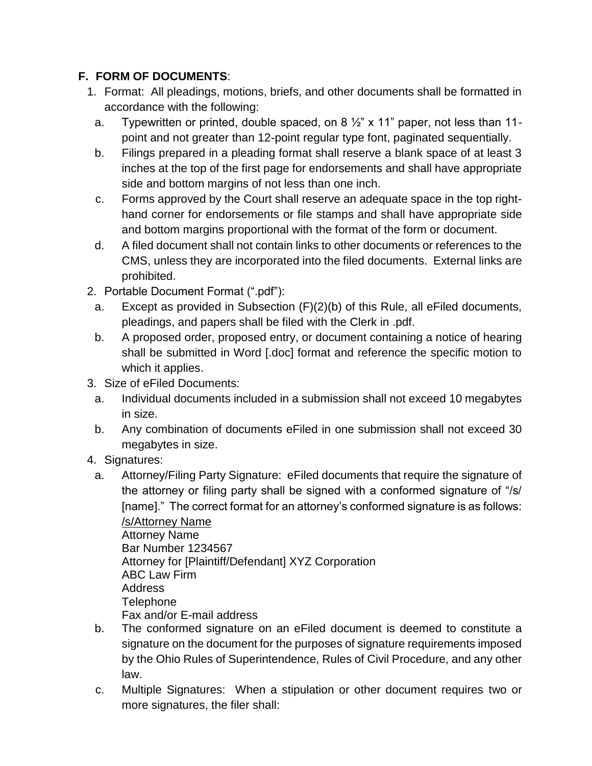**F. FORM OF DOCUMENTS**:

1. Format: All pleadings, motions, briefs, and other documents shall be formatted in accordance with the following:
   a. Typewritten or printed, double spaced, on 8 ½" x 11" paper, not less than 11-point and not greater than 12-point regular type font, paginated sequentially.
   b. Filings prepared in a pleading format shall reserve a blank space of at least 3 inches at the top of the first page for endorsements and shall have appropriate side and bottom margins of not less than one inch.
   c. Forms approved by the Court shall reserve an adequate space in the top right-hand corner for endorsements or file stamps and shall have appropriate side and bottom margins proportional with the format of the form or document.
   d. A filed document shall not contain links to other documents or references to the CMS, unless they are incorporated into the filed documents. External links are prohibited.
2. Portable Document Format (".pdf"):
   a. Except as provided in Subsection (F)(2)(b) of this Rule, all eFiled documents, pleadings, and papers shall be filed with the Clerk in .pdf.
   b. A proposed order, proposed entry, or document containing a notice of hearing shall be submitted in Word [.doc] format and reference the specific motion to which it applies.
3. Size of eFiled Documents:
   a. Individual documents included in a submission shall not exceed 10 megabytes in size.
   b. Any combination of documents eFiled in one submission shall not exceed 30 megabytes in size.
4. Signatures:
   a. Attorney/Filing Party Signature: eFiled documents that require the signature of the attorney or filing party shall be signed with a conformed signature of "/s/ [name]." The correct format for an attorney's conformed signature is as follows:

      <u>/s/Attorney Name</u>
      Attorney Name
      Bar Number 1234567
      Attorney for [Plaintiff/Defendant] XYZ Corporation
      ABC Law Firm
      Address
      Telephone
      Fax and/or E-mail address
   b. The conformed signature on an eFiled document is deemed to constitute a signature on the document for the purposes of signature requirements imposed by the Ohio Rules of Superintendence, Rules of Civil Procedure, and any other law.
   c. Multiple Signatures: When a stipulation or other document requires two or more signatures, the filer shall: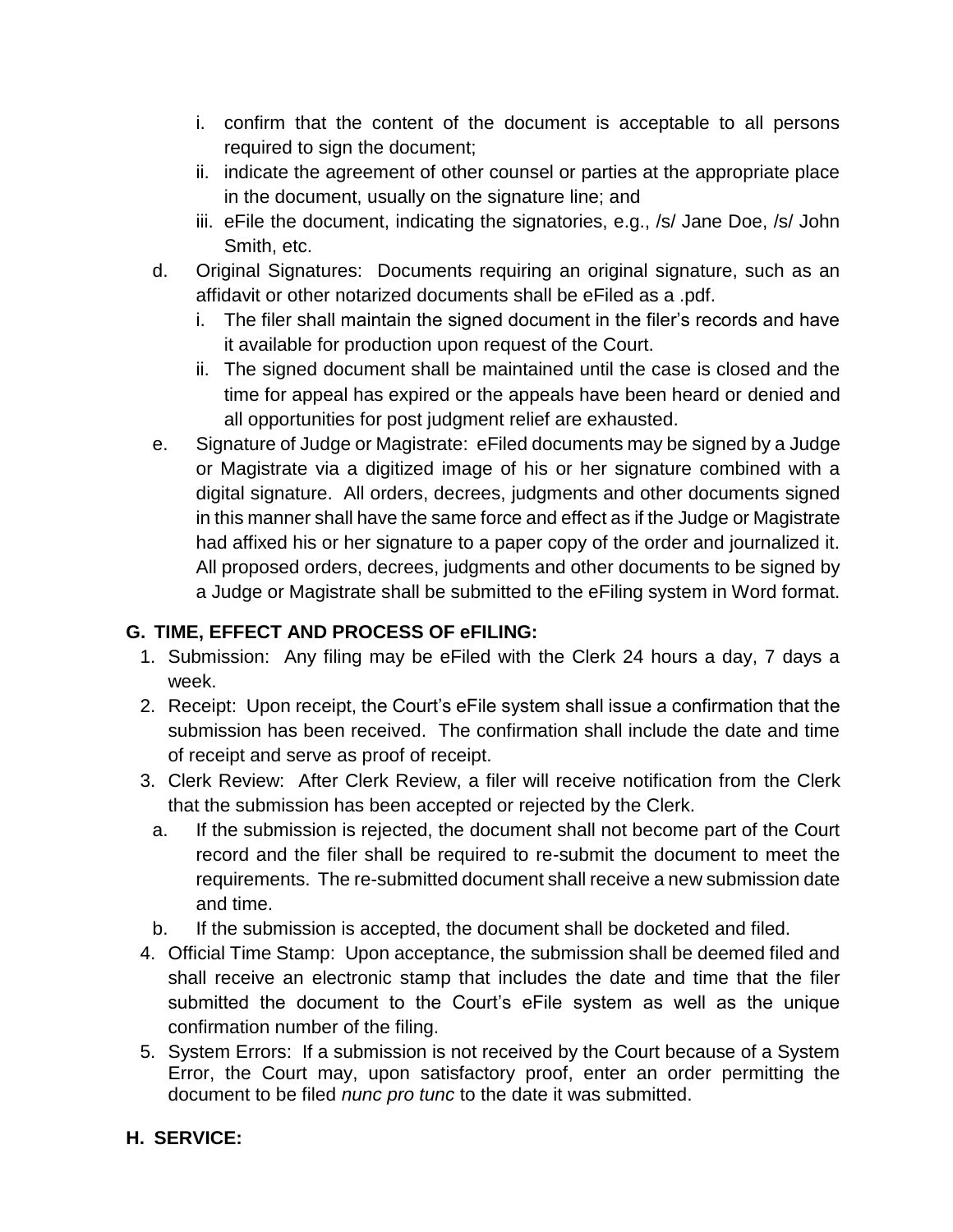i. confirm that the content of the document is acceptable to all persons required to sign the document;
   ii. indicate the agreement of other counsel or parties at the appropriate place in the document, usually on the signature line; and
   iii. eFile the document, indicating the signatories, e.g., /s/ Jane Doe, /s/ John Smith, etc.

d. Original Signatures: Documents requiring an original signature, such as an affidavit or other notarized documents shall be eFiled as a .pdf.
   i. The filer shall maintain the signed document in the filer's records and have it available for production upon request of the Court.
   ii. The signed document shall be maintained until the case is closed and the time for appeal has expired or the appeals have been heard or denied and all opportunities for post judgment relief are exhausted.

e. Signature of Judge or Magistrate: eFiled documents may be signed by a Judge or Magistrate via a digitized image of his or her signature combined with a digital signature. All orders, decrees, judgments and other documents signed in this manner shall have the same force and effect as if the Judge or Magistrate had affixed his or her signature to a paper copy of the order and journalized it. All proposed orders, decrees, judgments and other documents to be signed by a Judge or Magistrate shall be submitted to the eFiling system in Word format.

## G. TIME, EFFECT AND PROCESS OF eFILING:

1. Submission: Any filing may be eFiled with the Clerk 24 hours a day, 7 days a week.
2. Receipt: Upon receipt, the Court's eFile system shall issue a confirmation that the submission has been received. The confirmation shall include the date and time of receipt and serve as proof of receipt.
3. Clerk Review: After Clerk Review, a filer will receive notification from the Clerk that the submission has been accepted or rejected by the Clerk.
   a. If the submission is rejected, the document shall not become part of the Court record and the filer shall be required to re-submit the document to meet the requirements. The re-submitted document shall receive a new submission date and time.
   b. If the submission is accepted, the document shall be docketed and filed.
4. Official Time Stamp: Upon acceptance, the submission shall be deemed filed and shall receive an electronic stamp that includes the date and time that the filer submitted the document to the Court's eFile system as well as the unique confirmation number of the filing.
5. System Errors: If a submission is not received by the Court because of a System Error, the Court may, upon satisfactory proof, enter an order permitting the document to be filed *nunc pro tunc* to the date it was submitted.

## H. SERVICE: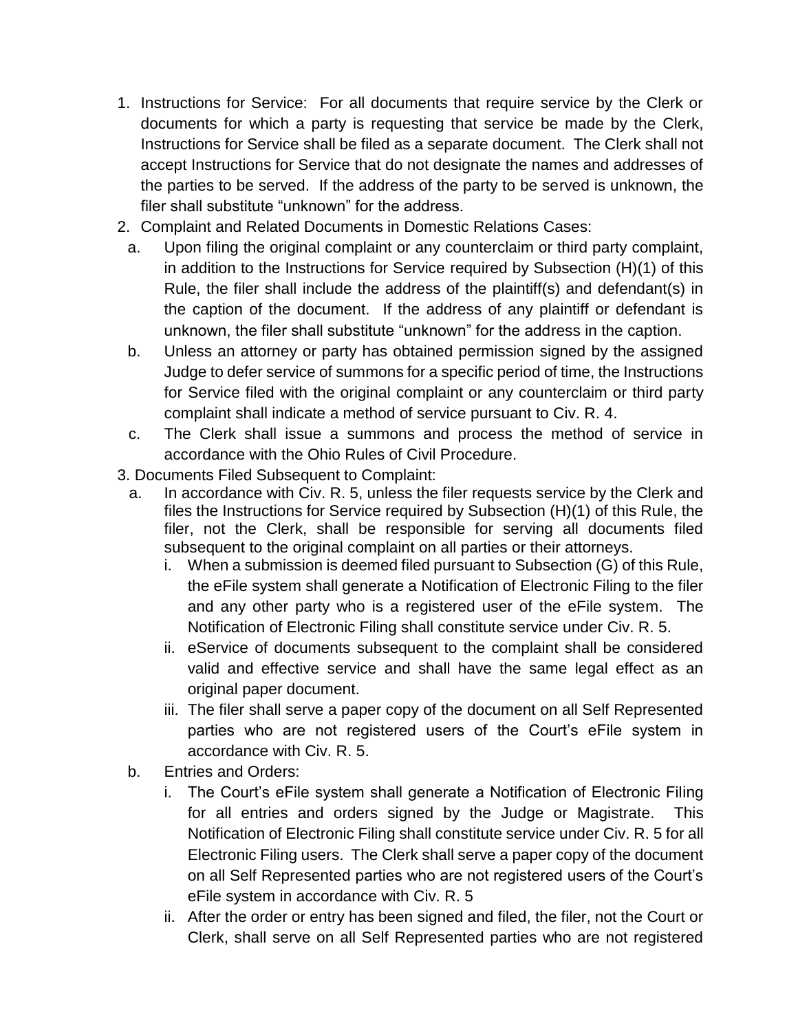1. Instructions for Service: For all documents that require service by the Clerk or documents for which a party is requesting that service be made by the Clerk, Instructions for Service shall be filed as a separate document. The Clerk shall not accept Instructions for Service that do not designate the names and addresses of the parties to be served. If the address of the party to be served is unknown, the filer shall substitute "unknown" for the address.
2. Complaint and Related Documents in Domestic Relations Cases:
   a. Upon filing the original complaint or any counterclaim or third party complaint, in addition to the Instructions for Service required by Subsection (H)(1) of this Rule, the filer shall include the address of the plaintiff(s) and defendant(s) in the caption of the document. If the address of any plaintiff or defendant is unknown, the filer shall substitute "unknown" for the address in the caption.
   b. Unless an attorney or party has obtained permission signed by the assigned Judge to defer service of summons for a specific period of time, the Instructions for Service filed with the original complaint or any counterclaim or third party complaint shall indicate a method of service pursuant to Civ. R. 4.
   c. The Clerk shall issue a summons and process the method of service in accordance with the Ohio Rules of Civil Procedure.
3. Documents Filed Subsequent to Complaint:
   a. In accordance with Civ. R. 5, unless the filer requests service by the Clerk and files the Instructions for Service required by Subsection (H)(1) of this Rule, the filer, not the Clerk, shall be responsible for serving all documents filed subsequent to the original complaint on all parties or their attorneys.
      i. When a submission is deemed filed pursuant to Subsection (G) of this Rule, the eFile system shall generate a Notification of Electronic Filing to the filer and any other party who is a registered user of the eFile system. The Notification of Electronic Filing shall constitute service under Civ. R. 5.
      ii. eService of documents subsequent to the complaint shall be considered valid and effective service and shall have the same legal effect as an original paper document.
      iii. The filer shall serve a paper copy of the document on all Self Represented parties who are not registered users of the Court's eFile system in accordance with Civ. R. 5.
   b. Entries and Orders:
      i. The Court's eFile system shall generate a Notification of Electronic Filing for all entries and orders signed by the Judge or Magistrate. This Notification of Electronic Filing shall constitute service under Civ. R. 5 for all Electronic Filing users. The Clerk shall serve a paper copy of the document on all Self Represented parties who are not registered users of the Court's eFile system in accordance with Civ. R. 5
      ii. After the order or entry has been signed and filed, the filer, not the Court or Clerk, shall serve on all Self Represented parties who are not registered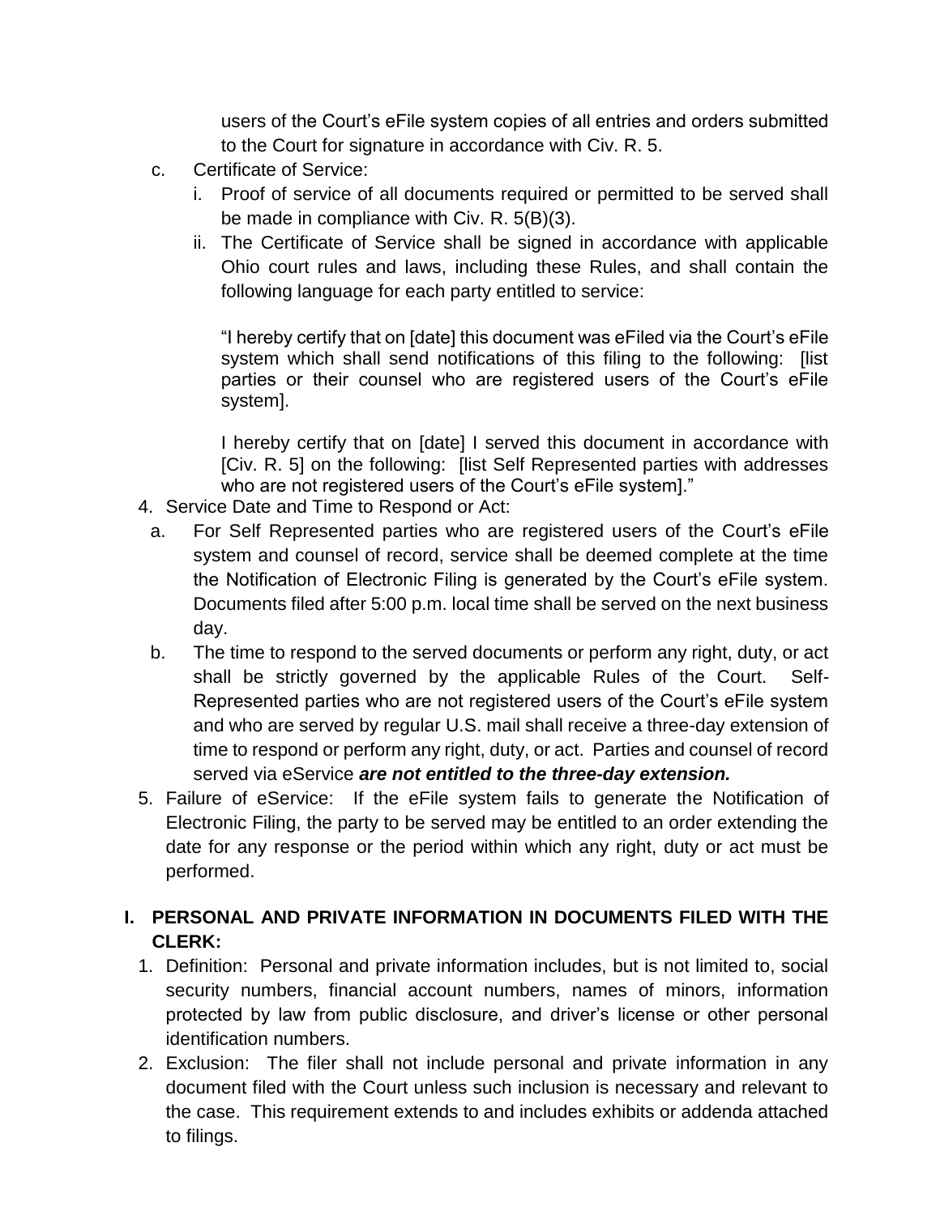users of the Court's eFile system copies of all entries and orders submitted to the Court for signature in accordance with Civ. R. 5.

c. Certificate of Service:

   i. Proof of service of all documents required or permitted to be served shall be made in compliance with Civ. R. 5(B)(3).

   ii. The Certificate of Service shall be signed in accordance with applicable Ohio court rules and laws, including these Rules, and shall contain the following language for each party entitled to service:

      "I hereby certify that on [date] this document was eFiled via the Court's eFile system which shall send notifications of this filing to the following: [list parties or their counsel who are registered users of the Court's eFile system].

      I hereby certify that on [date] I served this document in accordance with [Civ. R. 5] on the following: [list Self Represented parties with addresses who are not registered users of the Court's eFile system]."

4. Service Date and Time to Respond or Act:

   a. For Self Represented parties who are registered users of the Court's eFile system and counsel of record, service shall be deemed complete at the time the Notification of Electronic Filing is generated by the Court's eFile system. Documents filed after 5:00 p.m. local time shall be served on the next business day.

   b. The time to respond to the served documents or perform any right, duty, or act shall be strictly governed by the applicable Rules of the Court. Self-Represented parties who are not registered users of the Court's eFile system and who are served by regular U.S. mail shall receive a three-day extension of time to respond or perform any right, duty, or act. Parties and counsel of record served via eService ***are not entitled to the three-day extension.***

5. Failure of eService: If the eFile system fails to generate the Notification of Electronic Filing, the party to be served may be entitled to an order extending the date for any response or the period within which any right, duty or act must be performed.

## I. PERSONAL AND PRIVATE INFORMATION IN DOCUMENTS FILED WITH THE CLERK:

1. Definition: Personal and private information includes, but is not limited to, social security numbers, financial account numbers, names of minors, information protected by law from public disclosure, and driver's license or other personal identification numbers.
2. Exclusion: The filer shall not include personal and private information in any document filed with the Court unless such inclusion is necessary and relevant to the case. This requirement extends to and includes exhibits or addenda attached to filings.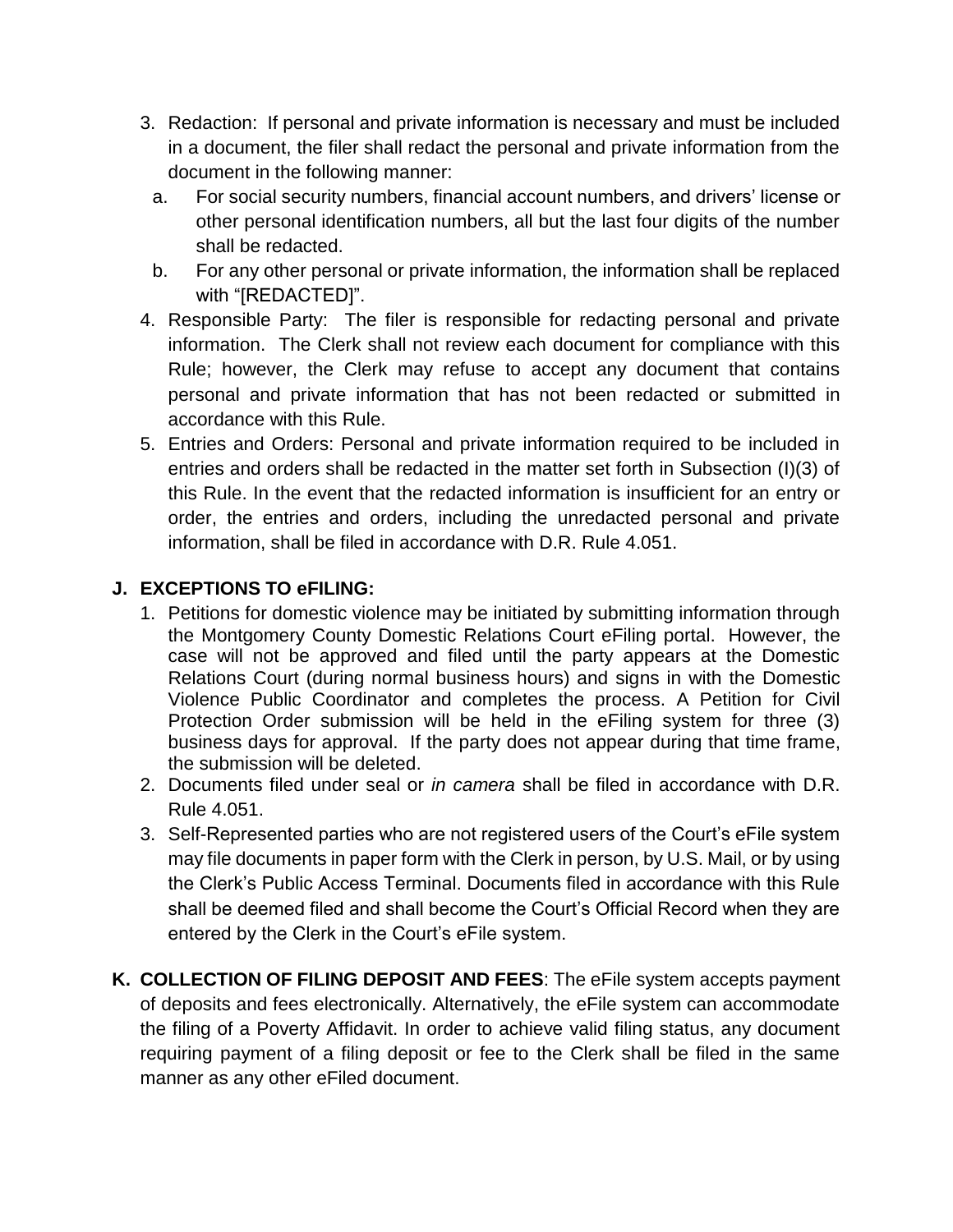3. Redaction: If personal and private information is necessary and must be included in a document, the filer shall redact the personal and private information from the document in the following manner:
   a. For social security numbers, financial account numbers, and drivers' license or other personal identification numbers, all but the last four digits of the number shall be redacted.
   b. For any other personal or private information, the information shall be replaced with "[REDACTED]".
4. Responsible Party: The filer is responsible for redacting personal and private information. The Clerk shall not review each document for compliance with this Rule; however, the Clerk may refuse to accept any document that contains personal and private information that has not been redacted or submitted in accordance with this Rule.
5. Entries and Orders: Personal and private information required to be included in entries and orders shall be redacted in the matter set forth in Subsection (I)(3) of this Rule. In the event that the redacted information is insufficient for an entry or order, the entries and orders, including the unredacted personal and private information, shall be filed in accordance with D.R. Rule 4.051.

**J. EXCEPTIONS TO eFILING:**

1. Petitions for domestic violence may be initiated by submitting information through the Montgomery County Domestic Relations Court eFiling portal. However, the case will not be approved and filed until the party appears at the Domestic Relations Court (during normal business hours) and signs in with the Domestic Violence Public Coordinator and completes the process. A Petition for Civil Protection Order submission will be held in the eFiling system for three (3) business days for approval. If the party does not appear during that time frame, the submission will be deleted.
2. Documents filed under seal or *in camera* shall be filed in accordance with D.R. Rule 4.051.
3. Self-Represented parties who are not registered users of the Court's eFile system may file documents in paper form with the Clerk in person, by U.S. Mail, or by using the Clerk's Public Access Terminal. Documents filed in accordance with this Rule shall be deemed filed and shall become the Court's Official Record when they are entered by the Clerk in the Court's eFile system.

**K. COLLECTION OF FILING DEPOSIT AND FEES**: The eFile system accepts payment of deposits and fees electronically. Alternatively, the eFile system can accommodate the filing of a Poverty Affidavit. In order to achieve valid filing status, any document requiring payment of a filing deposit or fee to the Clerk shall be filed in the same manner as any other eFiled document.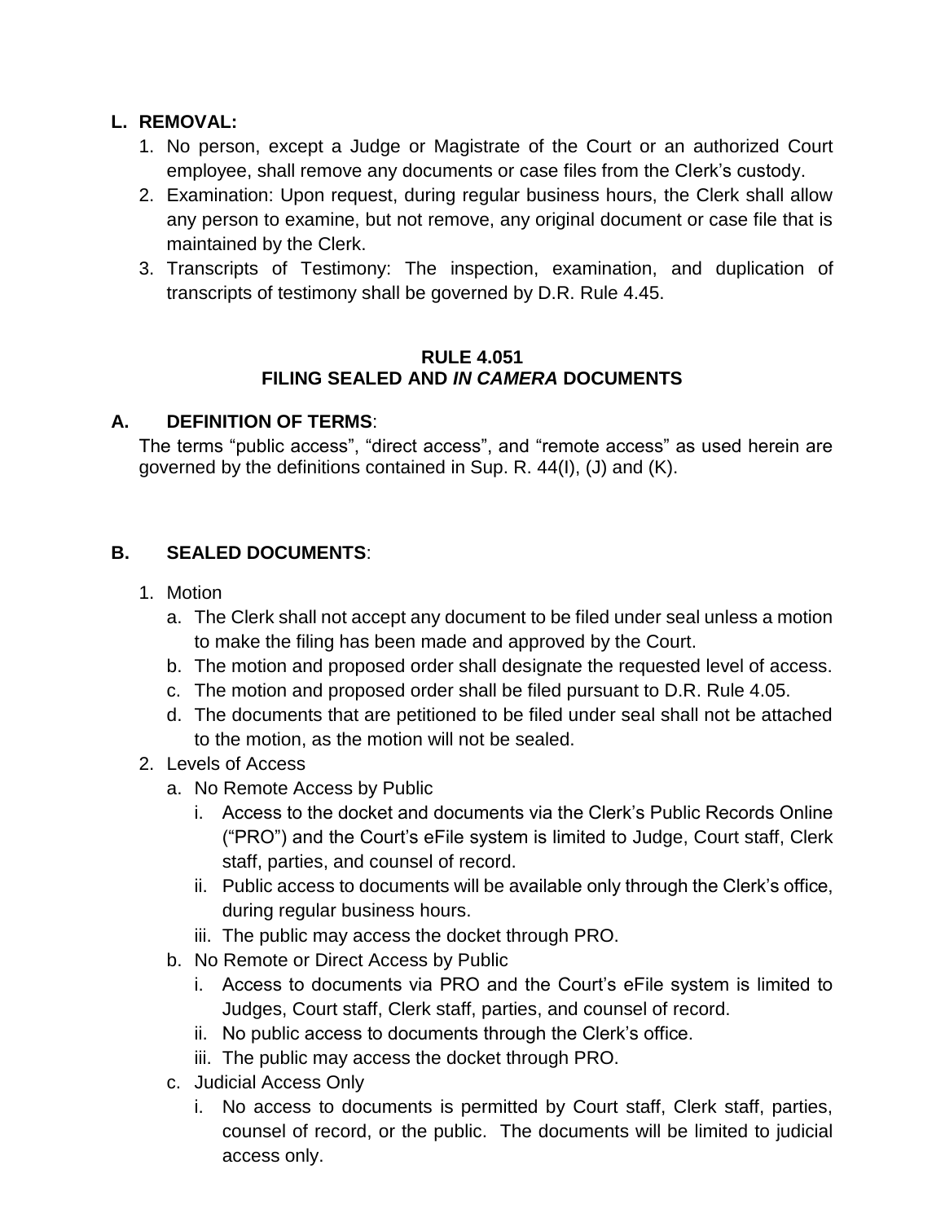**L. REMOVAL:**

1. No person, except a Judge or Magistrate of the Court or an authorized Court employee, shall remove any documents or case files from the Clerk's custody.
2. Examination: Upon request, during regular business hours, the Clerk shall allow any person to examine, but not remove, any original document or case file that is maintained by the Clerk.
3. Transcripts of Testimony: The inspection, examination, and duplication of transcripts of testimony shall be governed by D.R. Rule 4.45.

## RULE 4.051
## FILING SEALED AND *IN CAMERA* DOCUMENTS

**A. DEFINITION OF TERMS**:

The terms "public access", "direct access", and "remote access" as used herein are governed by the definitions contained in Sup. R. 44(I), (J) and (K).

**B. SEALED DOCUMENTS**:

1. Motion
   a. The Clerk shall not accept any document to be filed under seal unless a motion to make the filing has been made and approved by the Court.
   b. The motion and proposed order shall designate the requested level of access.
   c. The motion and proposed order shall be filed pursuant to D.R. Rule 4.05.
   d. The documents that are petitioned to be filed under seal shall not be attached to the motion, as the motion will not be sealed.
2. Levels of Access
   a. No Remote Access by Public
      i. Access to the docket and documents via the Clerk's Public Records Online ("PRO") and the Court's eFile system is limited to Judge, Court staff, Clerk staff, parties, and counsel of record.
      ii. Public access to documents will be available only through the Clerk's office, during regular business hours.
      iii. The public may access the docket through PRO.
   b. No Remote or Direct Access by Public
      i. Access to documents via PRO and the Court's eFile system is limited to Judges, Court staff, Clerk staff, parties, and counsel of record.
      ii. No public access to documents through the Clerk's office.
      iii. The public may access the docket through PRO.
   c. Judicial Access Only
      i. No access to documents is permitted by Court staff, Clerk staff, parties, counsel of record, or the public. The documents will be limited to judicial access only.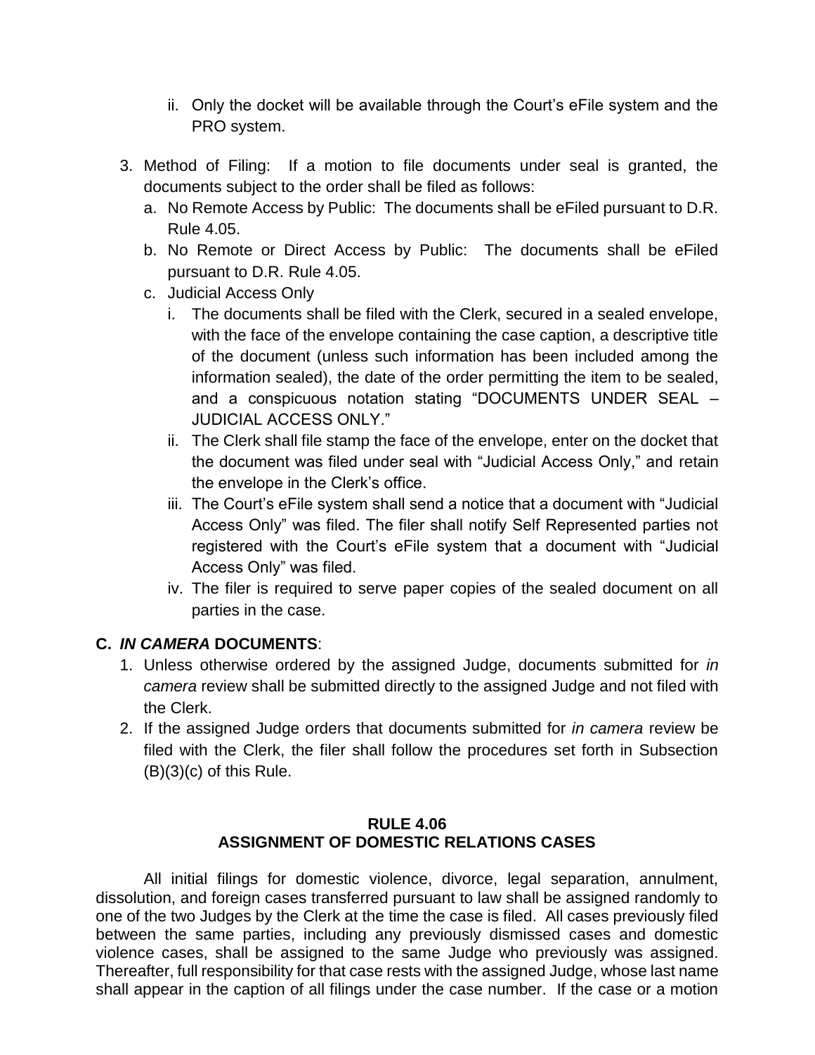ii. Only the docket will be available through the Court's eFile system and the PRO system.

3. Method of Filing: If a motion to file documents under seal is granted, the documents subject to the order shall be filed as follows:
   a. No Remote Access by Public: The documents shall be eFiled pursuant to D.R. Rule 4.05.
   b. No Remote or Direct Access by Public: The documents shall be eFiled pursuant to D.R. Rule 4.05.
   c. Judicial Access Only
      i. The documents shall be filed with the Clerk, secured in a sealed envelope, with the face of the envelope containing the case caption, a descriptive title of the document (unless such information has been included among the information sealed), the date of the order permitting the item to be sealed, and a conspicuous notation stating "DOCUMENTS UNDER SEAL – JUDICIAL ACCESS ONLY."
      ii. The Clerk shall file stamp the face of the envelope, enter on the docket that the document was filed under seal with "Judicial Access Only," and retain the envelope in the Clerk's office.
      iii. The Court's eFile system shall send a notice that a document with "Judicial Access Only" was filed. The filer shall notify Self Represented parties not registered with the Court's eFile system that a document with "Judicial Access Only" was filed.
      iv. The filer is required to serve paper copies of the sealed document on all parties in the case.

**C. *IN CAMERA* DOCUMENTS**:

1. Unless otherwise ordered by the assigned Judge, documents submitted for *in camera* review shall be submitted directly to the assigned Judge and not filed with the Clerk.
2. If the assigned Judge orders that documents submitted for *in camera* review be filed with the Clerk, the filer shall follow the procedures set forth in Subsection (B)(3)(c) of this Rule.

## RULE 4.06
## ASSIGNMENT OF DOMESTIC RELATIONS CASES

All initial filings for domestic violence, divorce, legal separation, annulment, dissolution, and foreign cases transferred pursuant to law shall be assigned randomly to one of the two Judges by the Clerk at the time the case is filed. All cases previously filed between the same parties, including any previously dismissed cases and domestic violence cases, shall be assigned to the same Judge who previously was assigned. Thereafter, full responsibility for that case rests with the assigned Judge, whose last name shall appear in the caption of all filings under the case number. If the case or a motion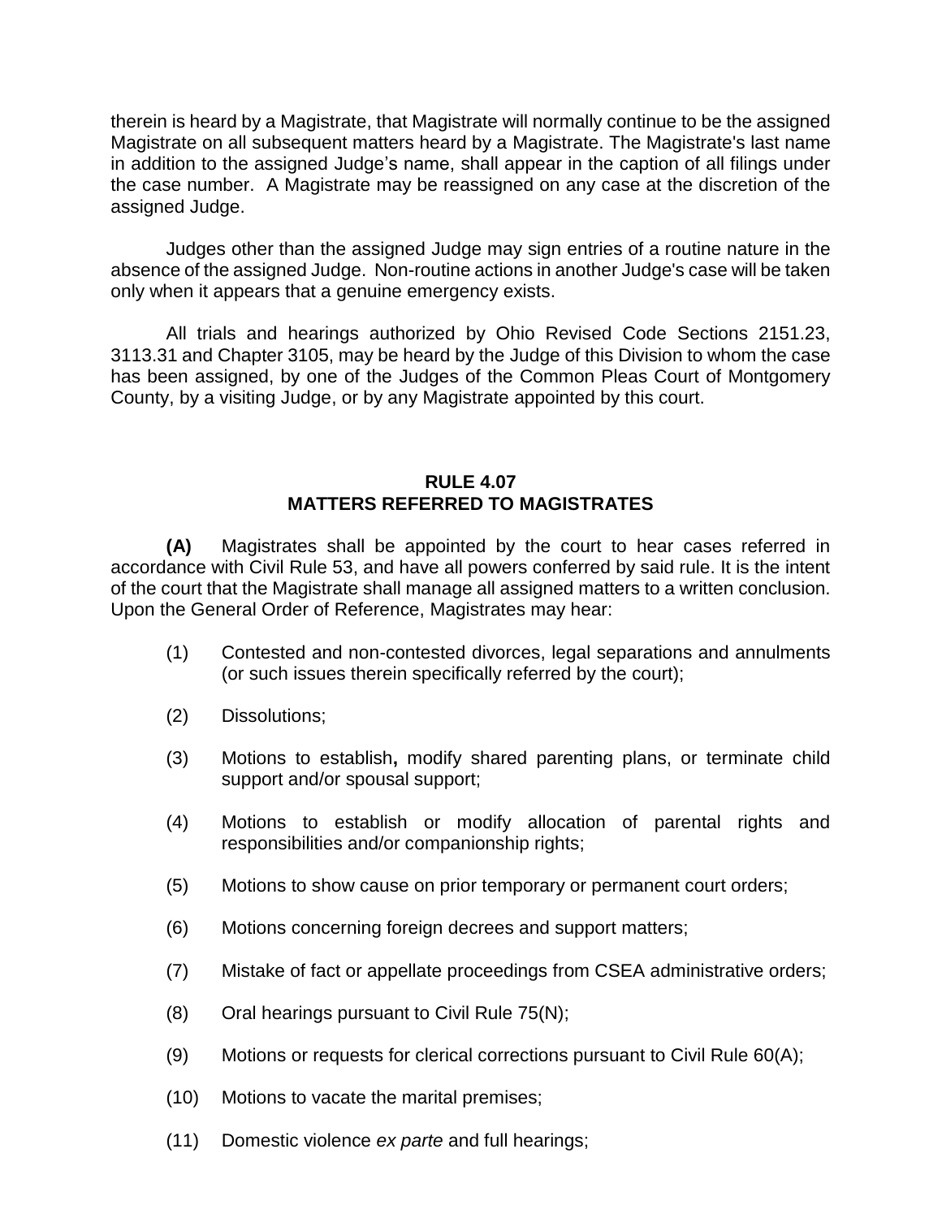therein is heard by a Magistrate, that Magistrate will normally continue to be the assigned Magistrate on all subsequent matters heard by a Magistrate. The Magistrate's last name in addition to the assigned Judge's name, shall appear in the caption of all filings under the case number. A Magistrate may be reassigned on any case at the discretion of the assigned Judge.

Judges other than the assigned Judge may sign entries of a routine nature in the absence of the assigned Judge. Non-routine actions in another Judge's case will be taken only when it appears that a genuine emergency exists.

All trials and hearings authorized by Ohio Revised Code Sections 2151.23, 3113.31 and Chapter 3105, may be heard by the Judge of this Division to whom the case has been assigned, by one of the Judges of the Common Pleas Court of Montgomery County, by a visiting Judge, or by any Magistrate appointed by this court.

## RULE 4.07
## MATTERS REFERRED TO MAGISTRATES

**(A)** Magistrates shall be appointed by the court to hear cases referred in accordance with Civil Rule 53, and have all powers conferred by said rule. It is the intent of the court that the Magistrate shall manage all assigned matters to a written conclusion. Upon the General Order of Reference, Magistrates may hear:

(1) Contested and non-contested divorces, legal separations and annulments (or such issues therein specifically referred by the court);

(2) Dissolutions;

(3) Motions to establish**,** modify shared parenting plans, or terminate child support and/or spousal support;

(4) Motions to establish or modify allocation of parental rights and responsibilities and/or companionship rights;

(5) Motions to show cause on prior temporary or permanent court orders;

(6) Motions concerning foreign decrees and support matters;

(7) Mistake of fact or appellate proceedings from CSEA administrative orders;

(8) Oral hearings pursuant to Civil Rule 75(N);

(9) Motions or requests for clerical corrections pursuant to Civil Rule 60(A);

(10) Motions to vacate the marital premises;

(11) Domestic violence *ex parte* and full hearings;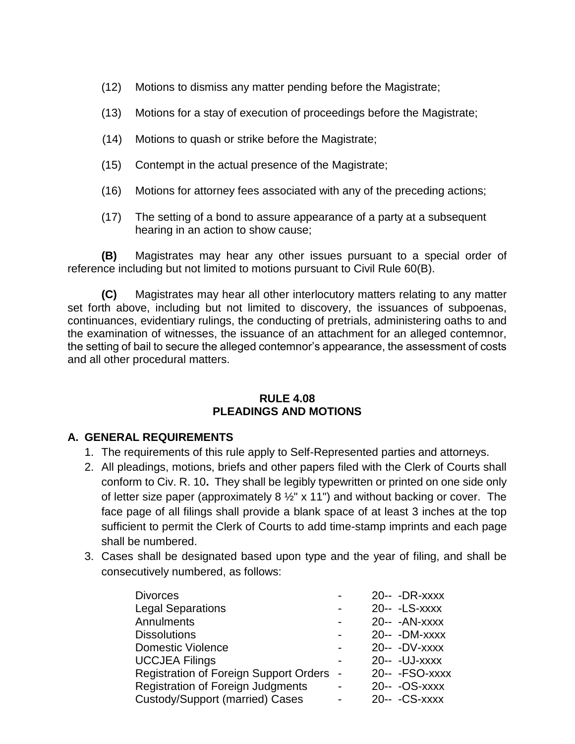(12) Motions to dismiss any matter pending before the Magistrate;

(13) Motions for a stay of execution of proceedings before the Magistrate;

(14) Motions to quash or strike before the Magistrate;

(15) Contempt in the actual presence of the Magistrate;

(16) Motions for attorney fees associated with any of the preceding actions;

(17) The setting of a bond to assure appearance of a party at a subsequent hearing in an action to show cause;

**(B)** Magistrates may hear any other issues pursuant to a special order of reference including but not limited to motions pursuant to Civil Rule 60(B).

**(C)** Magistrates may hear all other interlocutory matters relating to any matter set forth above, including but not limited to discovery, the issuances of subpoenas, continuances, evidentiary rulings, the conducting of pretrials, administering oaths to and the examination of witnesses, the issuance of an attachment for an alleged contemnor, the setting of bail to secure the alleged contemnor's appearance, the assessment of costs and all other procedural matters.

## RULE 4.08
## PLEADINGS AND MOTIONS

### A. GENERAL REQUIREMENTS

1. The requirements of this rule apply to Self-Represented parties and attorneys.
2. All pleadings, motions, briefs and other papers filed with the Clerk of Courts shall conform to Civ. R. 10**.** They shall be legibly typewritten or printed on one side only of letter size paper (approximately 8 ½" x 11") and without backing or cover. The face page of all filings shall provide a blank space of at least 3 inches at the top sufficient to permit the Clerk of Courts to add time-stamp imprints and each page shall be numbered.
3. Cases shall be designated based upon type and the year of filing, and shall be consecutively numbered, as follows:

| | | |
|---|---|---|
| Divorces | - | 20-- -DR-xxxx |
| Legal Separations | - | 20-- -LS-xxxx |
| Annulments | - | 20-- -AN-xxxx |
| Dissolutions | - | 20-- -DM-xxxx |
| Domestic Violence | - | 20-- -DV-xxxx |
| UCCJEA Filings | - | 20-- -UJ-xxxx |
| Registration of Foreign Support Orders | - | 20-- -FSO-xxxx |
| Registration of Foreign Judgments | - | 20-- -OS-xxxx |
| Custody/Support (married) Cases | - | 20-- -CS-xxxx |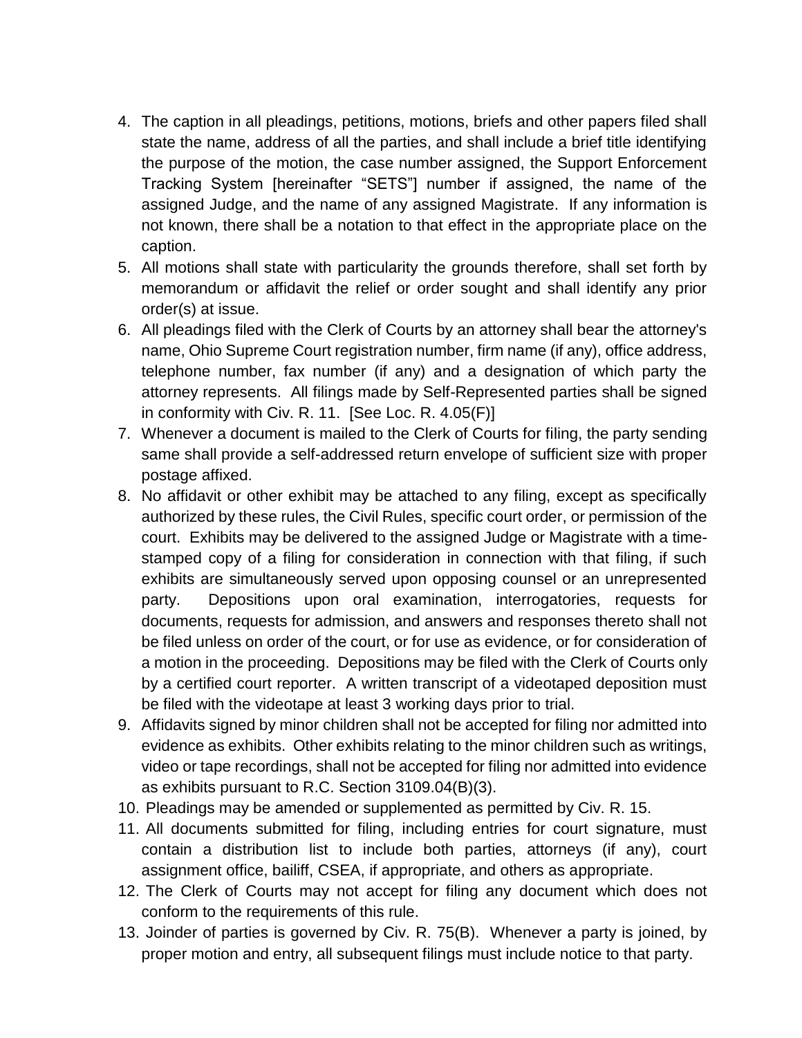4. The caption in all pleadings, petitions, motions, briefs and other papers filed shall state the name, address of all the parties, and shall include a brief title identifying the purpose of the motion, the case number assigned, the Support Enforcement Tracking System [hereinafter "SETS"] number if assigned, the name of the assigned Judge, and the name of any assigned Magistrate. If any information is not known, there shall be a notation to that effect in the appropriate place on the caption.
5. All motions shall state with particularity the grounds therefore, shall set forth by memorandum or affidavit the relief or order sought and shall identify any prior order(s) at issue.
6. All pleadings filed with the Clerk of Courts by an attorney shall bear the attorney's name, Ohio Supreme Court registration number, firm name (if any), office address, telephone number, fax number (if any) and a designation of which party the attorney represents. All filings made by Self-Represented parties shall be signed in conformity with Civ. R. 11. [See Loc. R. 4.05(F)]
7. Whenever a document is mailed to the Clerk of Courts for filing, the party sending same shall provide a self-addressed return envelope of sufficient size with proper postage affixed.
8. No affidavit or other exhibit may be attached to any filing, except as specifically authorized by these rules, the Civil Rules, specific court order, or permission of the court. Exhibits may be delivered to the assigned Judge or Magistrate with a time-stamped copy of a filing for consideration in connection with that filing, if such exhibits are simultaneously served upon opposing counsel or an unrepresented party. Depositions upon oral examination, interrogatories, requests for documents, requests for admission, and answers and responses thereto shall not be filed unless on order of the court, or for use as evidence, or for consideration of a motion in the proceeding. Depositions may be filed with the Clerk of Courts only by a certified court reporter. A written transcript of a videotaped deposition must be filed with the videotape at least 3 working days prior to trial.
9. Affidavits signed by minor children shall not be accepted for filing nor admitted into evidence as exhibits. Other exhibits relating to the minor children such as writings, video or tape recordings, shall not be accepted for filing nor admitted into evidence as exhibits pursuant to R.C. Section 3109.04(B)(3).
10. Pleadings may be amended or supplemented as permitted by Civ. R. 15.
11. All documents submitted for filing, including entries for court signature, must contain a distribution list to include both parties, attorneys (if any), court assignment office, bailiff, CSEA, if appropriate, and others as appropriate.
12. The Clerk of Courts may not accept for filing any document which does not conform to the requirements of this rule.
13. Joinder of parties is governed by Civ. R. 75(B). Whenever a party is joined, by proper motion and entry, all subsequent filings must include notice to that party.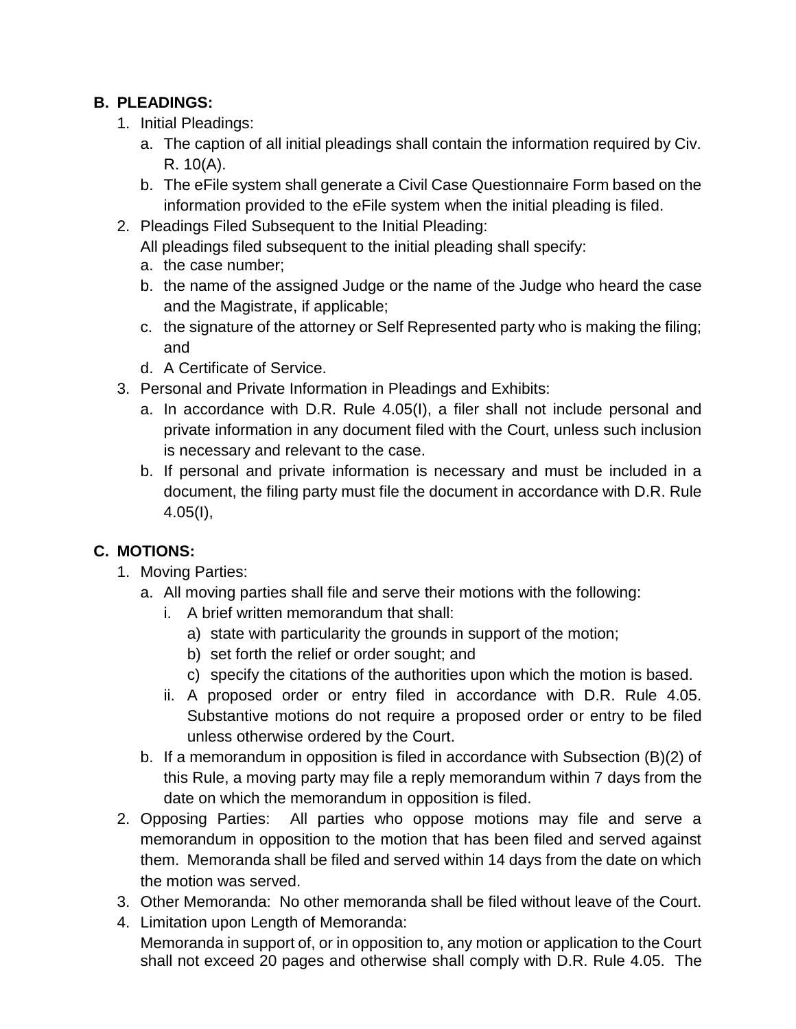**B. PLEADINGS:**

1. Initial Pleadings:
   a. The caption of all initial pleadings shall contain the information required by Civ. R. 10(A).
   b. The eFile system shall generate a Civil Case Questionnaire Form based on the information provided to the eFile system when the initial pleading is filed.
2. Pleadings Filed Subsequent to the Initial Pleading:
   All pleadings filed subsequent to the initial pleading shall specify:
   a. the case number;
   b. the name of the assigned Judge or the name of the Judge who heard the case and the Magistrate, if applicable;
   c. the signature of the attorney or Self Represented party who is making the filing; and
   d. A Certificate of Service.
3. Personal and Private Information in Pleadings and Exhibits:
   a. In accordance with D.R. Rule 4.05(I), a filer shall not include personal and private information in any document filed with the Court, unless such inclusion is necessary and relevant to the case.
   b. If personal and private information is necessary and must be included in a document, the filing party must file the document in accordance with D.R. Rule 4.05(I),

**C. MOTIONS:**

1. Moving Parties:
   a. All moving parties shall file and serve their motions with the following:
      i. A brief written memorandum that shall:
         a) state with particularity the grounds in support of the motion;
         b) set forth the relief or order sought; and
         c) specify the citations of the authorities upon which the motion is based.
      ii. A proposed order or entry filed in accordance with D.R. Rule 4.05. Substantive motions do not require a proposed order or entry to be filed unless otherwise ordered by the Court.
   b. If a memorandum in opposition is filed in accordance with Subsection (B)(2) of this Rule, a moving party may file a reply memorandum within 7 days from the date on which the memorandum in opposition is filed.
2. Opposing Parties: All parties who oppose motions may file and serve a memorandum in opposition to the motion that has been filed and served against them. Memoranda shall be filed and served within 14 days from the date on which the motion was served.
3. Other Memoranda: No other memoranda shall be filed without leave of the Court.
4. Limitation upon Length of Memoranda:
   Memoranda in support of, or in opposition to, any motion or application to the Court shall not exceed 20 pages and otherwise shall comply with D.R. Rule 4.05. The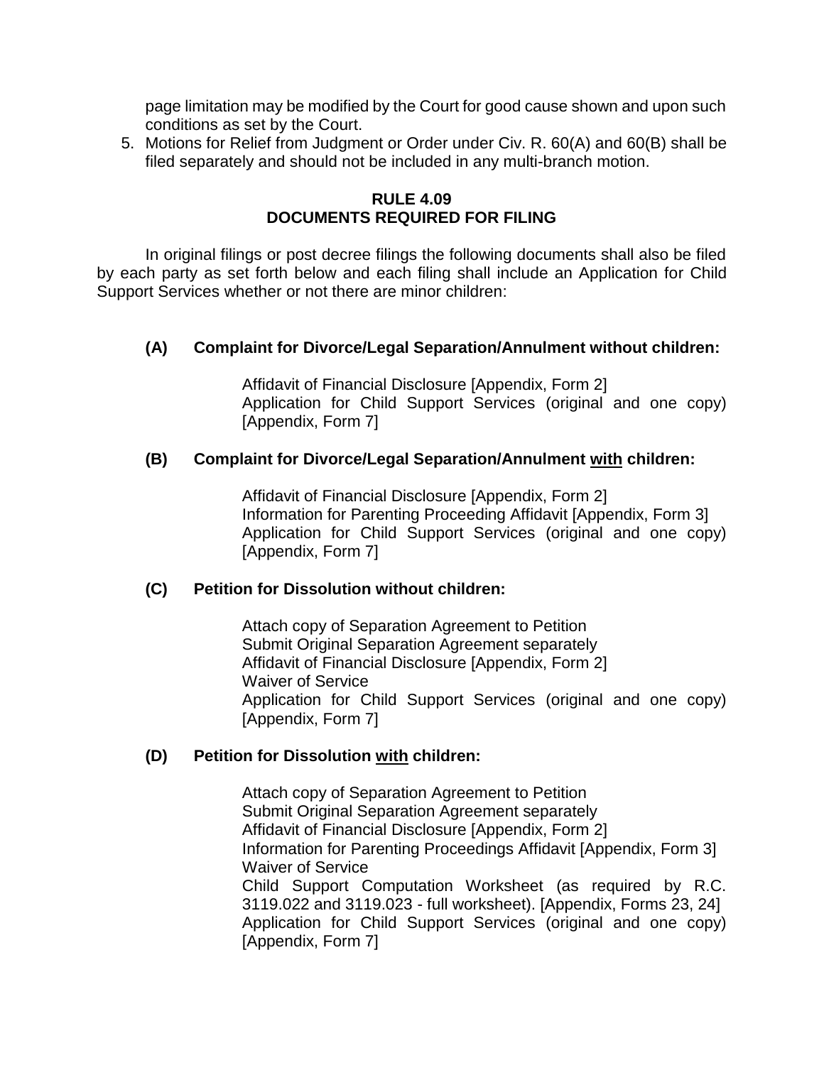page limitation may be modified by the Court for good cause shown and upon such conditions as set by the Court.

5. Motions for Relief from Judgment or Order under Civ. R. 60(A) and 60(B) shall be filed separately and should not be included in any multi-branch motion.

## RULE 4.09
## DOCUMENTS REQUIRED FOR FILING

In original filings or post decree filings the following documents shall also be filed by each party as set forth below and each filing shall include an Application for Child Support Services whether or not there are minor children:

### (A) Complaint for Divorce/Legal Separation/Annulment without children:

Affidavit of Financial Disclosure [Appendix, Form 2]
Application for Child Support Services (original and one copy) [Appendix, Form 7]

### (B) Complaint for Divorce/Legal Separation/Annulment with children:

Affidavit of Financial Disclosure [Appendix, Form 2]
Information for Parenting Proceeding Affidavit [Appendix, Form 3]
Application for Child Support Services (original and one copy) [Appendix, Form 7]

### (C) Petition for Dissolution without children:

Attach copy of Separation Agreement to Petition
Submit Original Separation Agreement separately
Affidavit of Financial Disclosure [Appendix, Form 2]
Waiver of Service
Application for Child Support Services (original and one copy) [Appendix, Form 7]

### (D) Petition for Dissolution with children:

Attach copy of Separation Agreement to Petition
Submit Original Separation Agreement separately
Affidavit of Financial Disclosure [Appendix, Form 2]
Information for Parenting Proceedings Affidavit [Appendix, Form 3]
Waiver of Service
Child Support Computation Worksheet (as required by R.C. 3119.022 and 3119.023 - full worksheet). [Appendix, Forms 23, 24]
Application for Child Support Services (original and one copy) [Appendix, Form 7]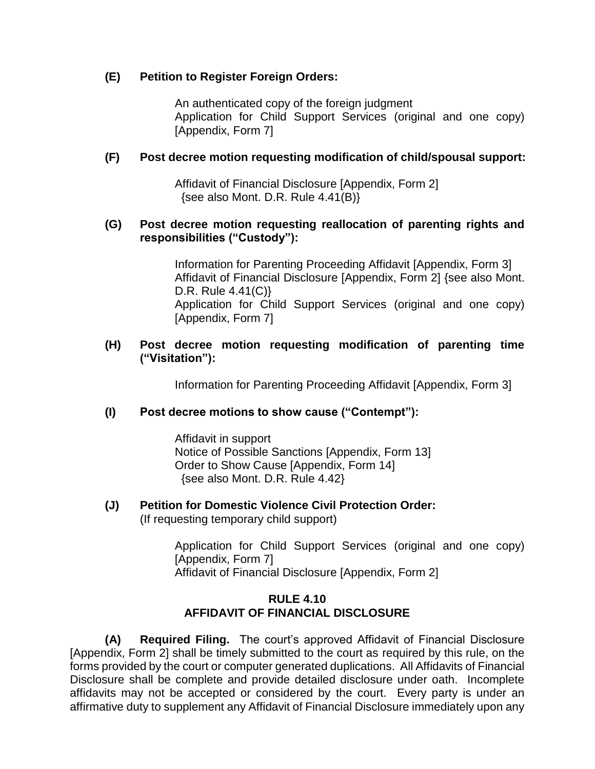**(E) Petition to Register Foreign Orders:**

An authenticated copy of the foreign judgment
Application for Child Support Services (original and one copy) [Appendix, Form 7]

**(F) Post decree motion requesting modification of child/spousal support:**

Affidavit of Financial Disclosure [Appendix, Form 2]
{see also Mont. D.R. Rule 4.41(B)}

**(G) Post decree motion requesting reallocation of parenting rights and responsibilities ("Custody"):**

Information for Parenting Proceeding Affidavit [Appendix, Form 3]
Affidavit of Financial Disclosure [Appendix, Form 2] {see also Mont. D.R. Rule 4.41(C)}
Application for Child Support Services (original and one copy) [Appendix, Form 7]

**(H) Post decree motion requesting modification of parenting time ("Visitation"):**

Information for Parenting Proceeding Affidavit [Appendix, Form 3]

**(I) Post decree motions to show cause ("Contempt"):**

Affidavit in support
Notice of Possible Sanctions [Appendix, Form 13]
Order to Show Cause [Appendix, Form 14]
{see also Mont. D.R. Rule 4.42}

**(J) Petition for Domestic Violence Civil Protection Order:**
(If requesting temporary child support)

Application for Child Support Services (original and one copy) [Appendix, Form 7]
Affidavit of Financial Disclosure [Appendix, Form 2]

## RULE 4.10
## AFFIDAVIT OF FINANCIAL DISCLOSURE

**(A) Required Filing.** The court's approved Affidavit of Financial Disclosure [Appendix, Form 2] shall be timely submitted to the court as required by this rule, on the forms provided by the court or computer generated duplications. All Affidavits of Financial Disclosure shall be complete and provide detailed disclosure under oath. Incomplete affidavits may not be accepted or considered by the court. Every party is under an affirmative duty to supplement any Affidavit of Financial Disclosure immediately upon any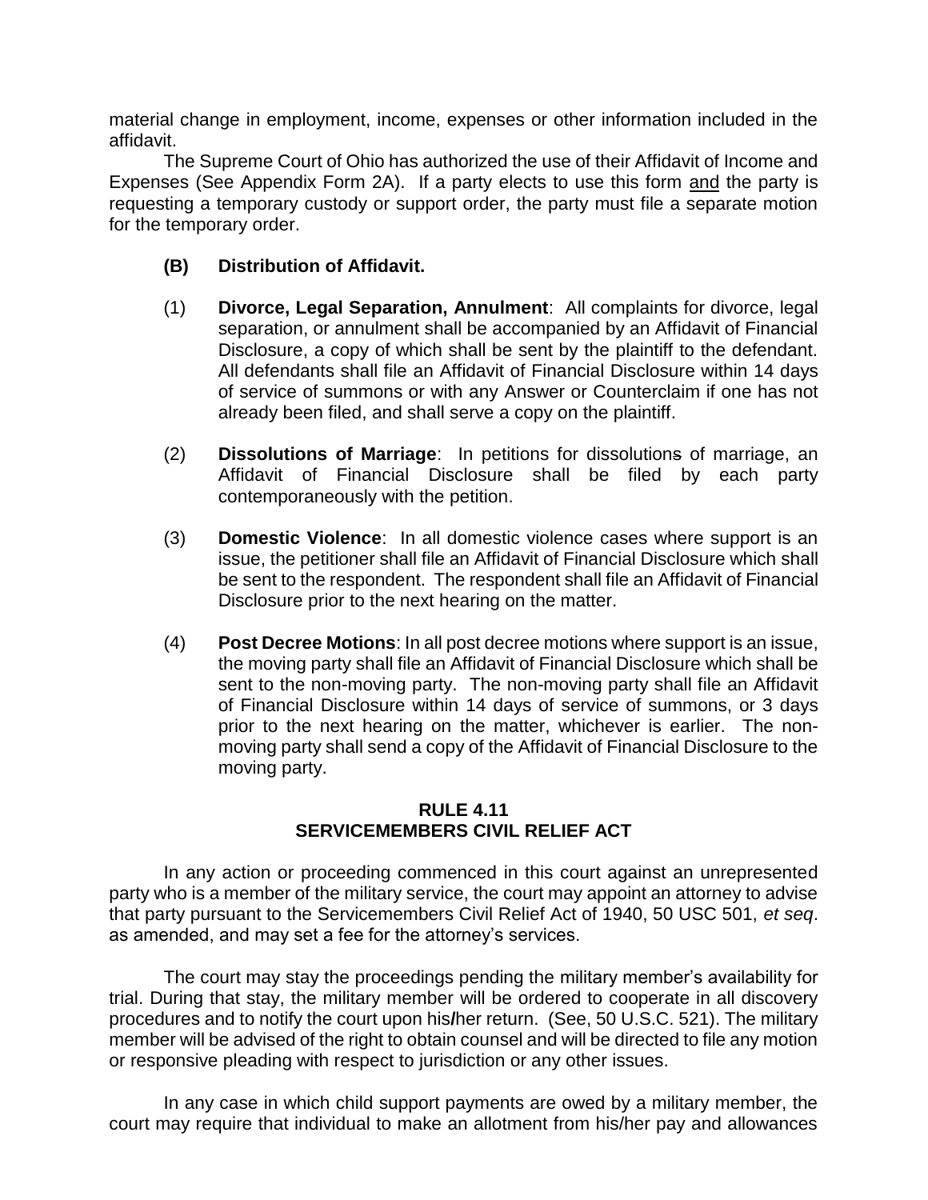material change in employment, income, expenses or other information included in the affidavit.

The Supreme Court of Ohio has authorized the use of their Affidavit of Income and Expenses (See Appendix Form 2A). If a party elects to use this form and the party is requesting a temporary custody or support order, the party must file a separate motion for the temporary order.

**(B) Distribution of Affidavit.**

(1) **Divorce, Legal Separation, Annulment**: All complaints for divorce, legal separation, or annulment shall be accompanied by an Affidavit of Financial Disclosure, a copy of which shall be sent by the plaintiff to the defendant. All defendants shall file an Affidavit of Financial Disclosure within 14 days of service of summons or with any Answer or Counterclaim if one has not already been filed, and shall serve a copy on the plaintiff.

(2) **Dissolutions of Marriage**: In petitions for dissolutions of marriage, an Affidavit of Financial Disclosure shall be filed by each party contemporaneously with the petition.

(3) **Domestic Violence**: In all domestic violence cases where support is an issue, the petitioner shall file an Affidavit of Financial Disclosure which shall be sent to the respondent. The respondent shall file an Affidavit of Financial Disclosure prior to the next hearing on the matter.

(4) **Post Decree Motions**: In all post decree motions where support is an issue, the moving party shall file an Affidavit of Financial Disclosure which shall be sent to the non-moving party. The non-moving party shall file an Affidavit of Financial Disclosure within 14 days of service of summons, or 3 days prior to the next hearing on the matter, whichever is earlier. The non-moving party shall send a copy of the Affidavit of Financial Disclosure to the moving party.

## RULE 4.11
## SERVICEMEMBERS CIVIL RELIEF ACT

In any action or proceeding commenced in this court against an unrepresented party who is a member of the military service, the court may appoint an attorney to advise that party pursuant to the Servicemembers Civil Relief Act of 1940, 50 USC 501, *et seq*. as amended, and may set a fee for the attorney's services.

The court may stay the proceedings pending the military member's availability for trial. During that stay, the military member will be ordered to cooperate in all discovery procedures and to notify the court upon his/her return. (See, 50 U.S.C. 521). The military member will be advised of the right to obtain counsel and will be directed to file any motion or responsive pleading with respect to jurisdiction or any other issues.

In any case in which child support payments are owed by a military member, the court may require that individual to make an allotment from his/her pay and allowances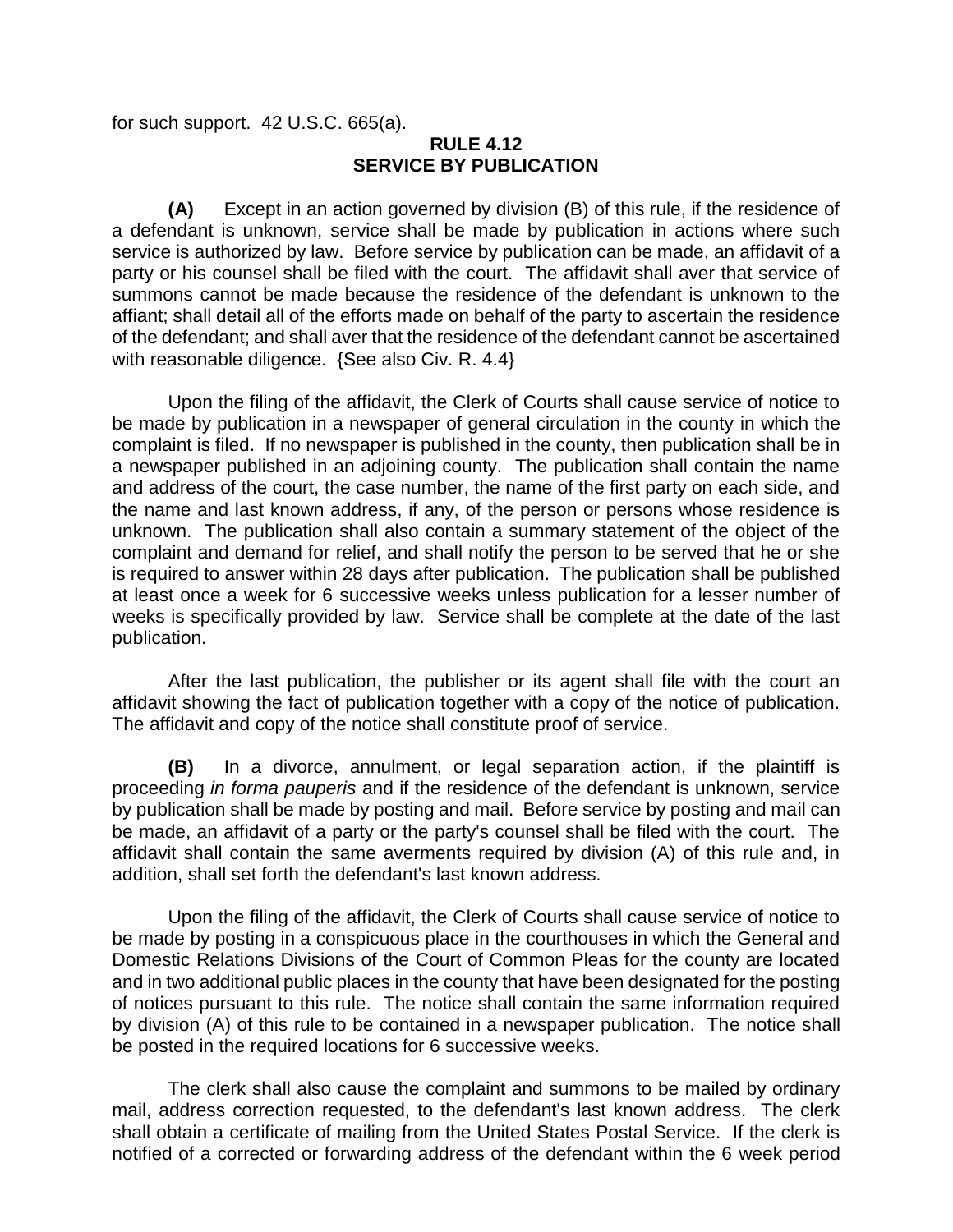for such support. 42 U.S.C. 665(a).

## RULE 4.12
## SERVICE BY PUBLICATION

**(A)** Except in an action governed by division (B) of this rule, if the residence of a defendant is unknown, service shall be made by publication in actions where such service is authorized by law. Before service by publication can be made, an affidavit of a party or his counsel shall be filed with the court. The affidavit shall aver that service of summons cannot be made because the residence of the defendant is unknown to the affiant; shall detail all of the efforts made on behalf of the party to ascertain the residence of the defendant; and shall aver that the residence of the defendant cannot be ascertained with reasonable diligence. {See also Civ. R. 4.4}

Upon the filing of the affidavit, the Clerk of Courts shall cause service of notice to be made by publication in a newspaper of general circulation in the county in which the complaint is filed. If no newspaper is published in the county, then publication shall be in a newspaper published in an adjoining county. The publication shall contain the name and address of the court, the case number, the name of the first party on each side, and the name and last known address, if any, of the person or persons whose residence is unknown. The publication shall also contain a summary statement of the object of the complaint and demand for relief, and shall notify the person to be served that he or she is required to answer within 28 days after publication. The publication shall be published at least once a week for 6 successive weeks unless publication for a lesser number of weeks is specifically provided by law. Service shall be complete at the date of the last publication.

After the last publication, the publisher or its agent shall file with the court an affidavit showing the fact of publication together with a copy of the notice of publication. The affidavit and copy of the notice shall constitute proof of service.

**(B)** In a divorce, annulment, or legal separation action, if the plaintiff is proceeding *in forma pauperis* and if the residence of the defendant is unknown, service by publication shall be made by posting and mail. Before service by posting and mail can be made, an affidavit of a party or the party's counsel shall be filed with the court. The affidavit shall contain the same averments required by division (A) of this rule and, in addition, shall set forth the defendant's last known address.

Upon the filing of the affidavit, the Clerk of Courts shall cause service of notice to be made by posting in a conspicuous place in the courthouses in which the General and Domestic Relations Divisions of the Court of Common Pleas for the county are located and in two additional public places in the county that have been designated for the posting of notices pursuant to this rule. The notice shall contain the same information required by division (A) of this rule to be contained in a newspaper publication. The notice shall be posted in the required locations for 6 successive weeks.

The clerk shall also cause the complaint and summons to be mailed by ordinary mail, address correction requested, to the defendant's last known address. The clerk shall obtain a certificate of mailing from the United States Postal Service. If the clerk is notified of a corrected or forwarding address of the defendant within the 6 week period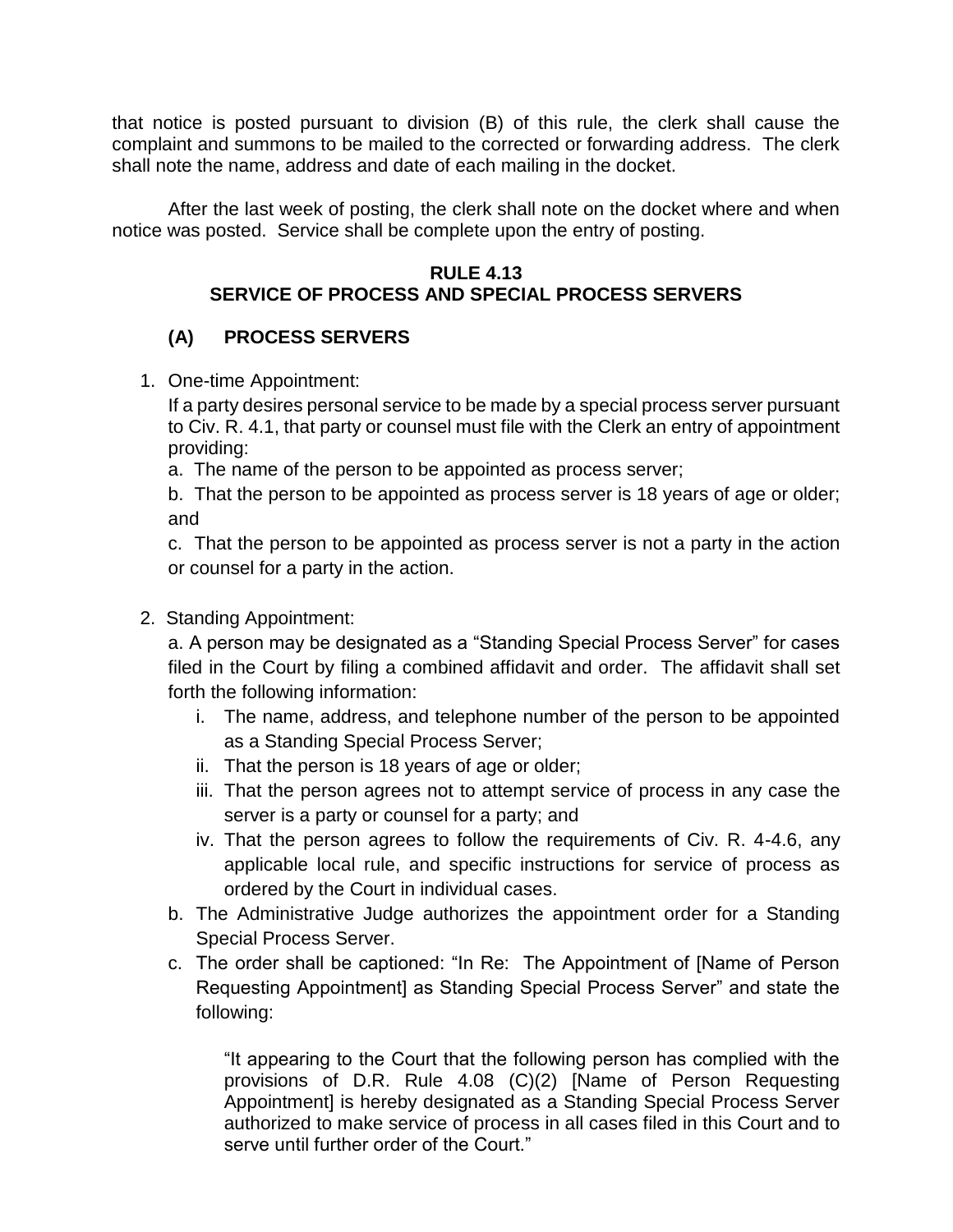that notice is posted pursuant to division (B) of this rule, the clerk shall cause the complaint and summons to be mailed to the corrected or forwarding address. The clerk shall note the name, address and date of each mailing in the docket.

After the last week of posting, the clerk shall note on the docket where and when notice was posted. Service shall be complete upon the entry of posting.

## RULE 4.13
## SERVICE OF PROCESS AND SPECIAL PROCESS SERVERS

### (A) PROCESS SERVERS

1. One-time Appointment:

   If a party desires personal service to be made by a special process server pursuant to Civ. R. 4.1, that party or counsel must file with the Clerk an entry of appointment providing:

   a. The name of the person to be appointed as process server;

   b. That the person to be appointed as process server is 18 years of age or older; and

   c. That the person to be appointed as process server is not a party in the action or counsel for a party in the action.

2. Standing Appointment:

   a. A person may be designated as a "Standing Special Process Server" for cases filed in the Court by filing a combined affidavit and order. The affidavit shall set forth the following information:

      i. The name, address, and telephone number of the person to be appointed as a Standing Special Process Server;
      ii. That the person is 18 years of age or older;
      iii. That the person agrees not to attempt service of process in any case the server is a party or counsel for a party; and
      iv. That the person agrees to follow the requirements of Civ. R. 4-4.6, any applicable local rule, and specific instructions for service of process as ordered by the Court in individual cases.

   b. The Administrative Judge authorizes the appointment order for a Standing Special Process Server.

   c. The order shall be captioned: "In Re: The Appointment of [Name of Person Requesting Appointment] as Standing Special Process Server" and state the following:

      "It appearing to the Court that the following person has complied with the provisions of D.R. Rule 4.08 (C)(2) [Name of Person Requesting Appointment] is hereby designated as a Standing Special Process Server authorized to make service of process in all cases filed in this Court and to serve until further order of the Court."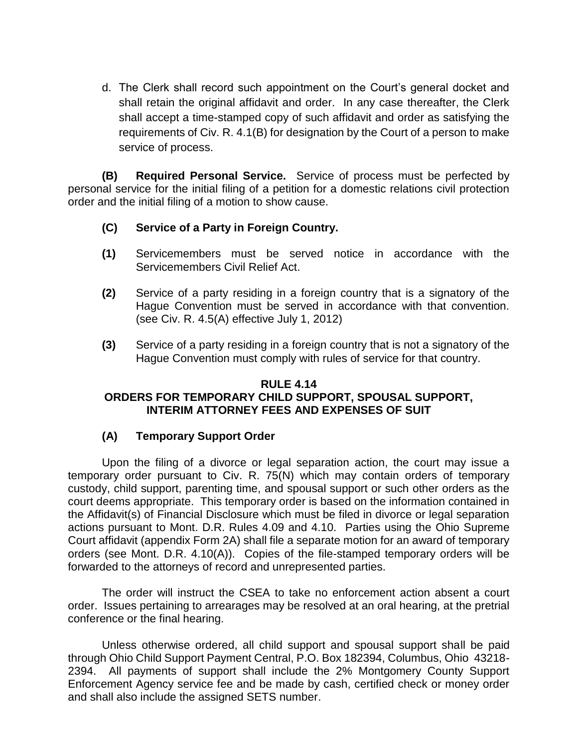d. The Clerk shall record such appointment on the Court's general docket and shall retain the original affidavit and order. In any case thereafter, the Clerk shall accept a time-stamped copy of such affidavit and order as satisfying the requirements of Civ. R. 4.1(B) for designation by the Court of a person to make service of process.

**(B) Required Personal Service.** Service of process must be perfected by personal service for the initial filing of a petition for a domestic relations civil protection order and the initial filing of a motion to show cause.

**(C) Service of a Party in Foreign Country.**

**(1)** Servicemembers must be served notice in accordance with the Servicemembers Civil Relief Act.

**(2)** Service of a party residing in a foreign country that is a signatory of the Hague Convention must be served in accordance with that convention. (see Civ. R. 4.5(A) effective July 1, 2012)

**(3)** Service of a party residing in a foreign country that is not a signatory of the Hague Convention must comply with rules of service for that country.

## RULE 4.14
## ORDERS FOR TEMPORARY CHILD SUPPORT, SPOUSAL SUPPORT, INTERIM ATTORNEY FEES AND EXPENSES OF SUIT

**(A) Temporary Support Order**

Upon the filing of a divorce or legal separation action, the court may issue a temporary order pursuant to Civ. R. 75(N) which may contain orders of temporary custody, child support, parenting time, and spousal support or such other orders as the court deems appropriate. This temporary order is based on the information contained in the Affidavit(s) of Financial Disclosure which must be filed in divorce or legal separation actions pursuant to Mont. D.R. Rules 4.09 and 4.10. Parties using the Ohio Supreme Court affidavit (appendix Form 2A) shall file a separate motion for an award of temporary orders (see Mont. D.R. 4.10(A)). Copies of the file-stamped temporary orders will be forwarded to the attorneys of record and unrepresented parties.

The order will instruct the CSEA to take no enforcement action absent a court order. Issues pertaining to arrearages may be resolved at an oral hearing, at the pretrial conference or the final hearing.

Unless otherwise ordered, all child support and spousal support shall be paid through Ohio Child Support Payment Central, P.O. Box 182394, Columbus, Ohio 43218-2394. All payments of support shall include the 2% Montgomery County Support Enforcement Agency service fee and be made by cash, certified check or money order and shall also include the assigned SETS number.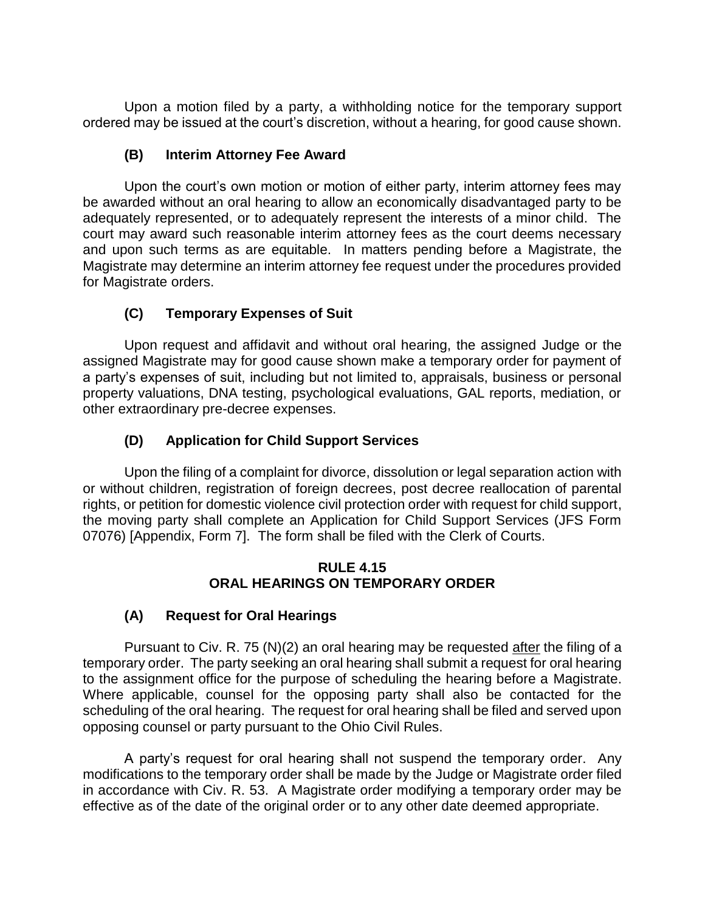Upon a motion filed by a party, a withholding notice for the temporary support ordered may be issued at the court's discretion, without a hearing, for good cause shown.

### (B) Interim Attorney Fee Award

Upon the court's own motion or motion of either party, interim attorney fees may be awarded without an oral hearing to allow an economically disadvantaged party to be adequately represented, or to adequately represent the interests of a minor child. The court may award such reasonable interim attorney fees as the court deems necessary and upon such terms as are equitable. In matters pending before a Magistrate, the Magistrate may determine an interim attorney fee request under the procedures provided for Magistrate orders.

### (C) Temporary Expenses of Suit

Upon request and affidavit and without oral hearing, the assigned Judge or the assigned Magistrate may for good cause shown make a temporary order for payment of a party's expenses of suit, including but not limited to, appraisals, business or personal property valuations, DNA testing, psychological evaluations, GAL reports, mediation, or other extraordinary pre-decree expenses.

### (D) Application for Child Support Services

Upon the filing of a complaint for divorce, dissolution or legal separation action with or without children, registration of foreign decrees, post decree reallocation of parental rights, or petition for domestic violence civil protection order with request for child support, the moving party shall complete an Application for Child Support Services (JFS Form 07076) [Appendix, Form 7]. The form shall be filed with the Clerk of Courts.

## RULE 4.15
## ORAL HEARINGS ON TEMPORARY ORDER

### (A) Request for Oral Hearings

Pursuant to Civ. R. 75 (N)(2) an oral hearing may be requested <u>after</u> the filing of a temporary order. The party seeking an oral hearing shall submit a request for oral hearing to the assignment office for the purpose of scheduling the hearing before a Magistrate. Where applicable, counsel for the opposing party shall also be contacted for the scheduling of the oral hearing. The request for oral hearing shall be filed and served upon opposing counsel or party pursuant to the Ohio Civil Rules.

A party's request for oral hearing shall not suspend the temporary order. Any modifications to the temporary order shall be made by the Judge or Magistrate order filed in accordance with Civ. R. 53. A Magistrate order modifying a temporary order may be effective as of the date of the original order or to any other date deemed appropriate.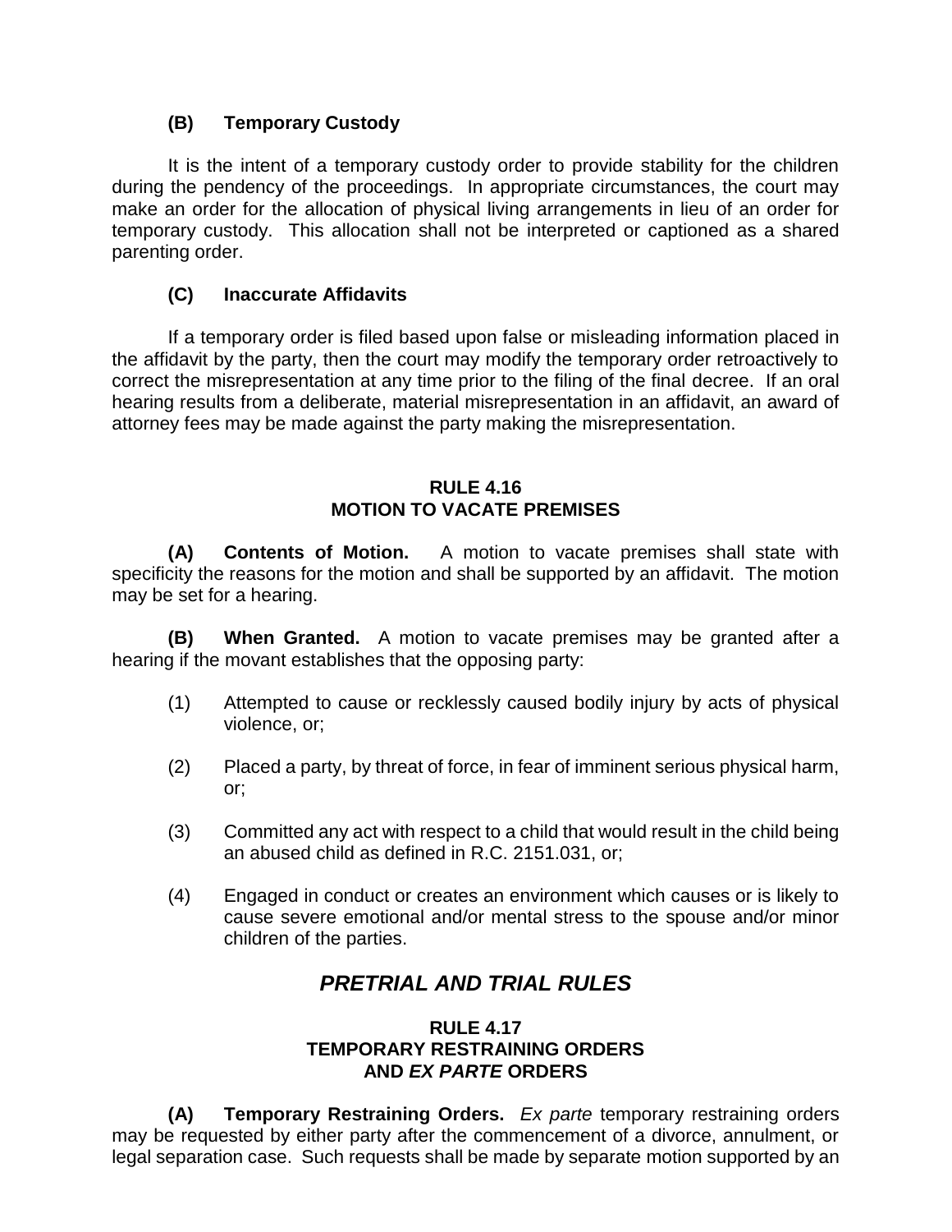### (B) Temporary Custody

It is the intent of a temporary custody order to provide stability for the children during the pendency of the proceedings. In appropriate circumstances, the court may make an order for the allocation of physical living arrangements in lieu of an order for temporary custody. This allocation shall not be interpreted or captioned as a shared parenting order.

### (C) Inaccurate Affidavits

If a temporary order is filed based upon false or misleading information placed in the affidavit by the party, then the court may modify the temporary order retroactively to correct the misrepresentation at any time prior to the filing of the final decree. If an oral hearing results from a deliberate, material misrepresentation in an affidavit, an award of attorney fees may be made against the party making the misrepresentation.

## RULE 4.16
## MOTION TO VACATE PREMISES

**(A) Contents of Motion.** A motion to vacate premises shall state with specificity the reasons for the motion and shall be supported by an affidavit. The motion may be set for a hearing.

**(B) When Granted.** A motion to vacate premises may be granted after a hearing if the movant establishes that the opposing party:

(1) Attempted to cause or recklessly caused bodily injury by acts of physical violence, or;

(2) Placed a party, by threat of force, in fear of imminent serious physical harm, or;

(3) Committed any act with respect to a child that would result in the child being an abused child as defined in R.C. 2151.031, or;

(4) Engaged in conduct or creates an environment which causes or is likely to cause severe emotional and/or mental stress to the spouse and/or minor children of the parties.

# *PRETRIAL AND TRIAL RULES*

## RULE 4.17
## TEMPORARY RESTRAINING ORDERS AND *EX PARTE* ORDERS

**(A) Temporary Restraining Orders.** *Ex parte* temporary restraining orders may be requested by either party after the commencement of a divorce, annulment, or legal separation case. Such requests shall be made by separate motion supported by an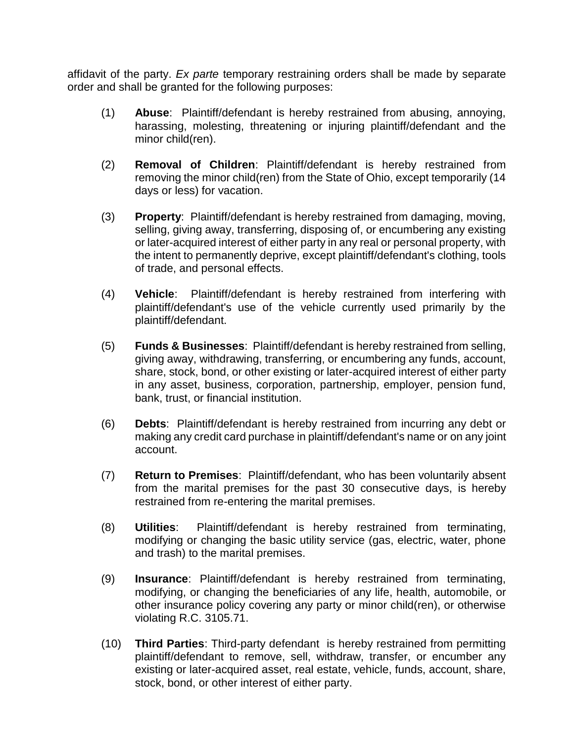affidavit of the party. *Ex parte* temporary restraining orders shall be made by separate order and shall be granted for the following purposes:

(1) **Abuse**: Plaintiff/defendant is hereby restrained from abusing, annoying, harassing, molesting, threatening or injuring plaintiff/defendant and the minor child(ren).

(2) **Removal of Children**: Plaintiff/defendant is hereby restrained from removing the minor child(ren) from the State of Ohio, except temporarily (14 days or less) for vacation.

(3) **Property**: Plaintiff/defendant is hereby restrained from damaging, moving, selling, giving away, transferring, disposing of, or encumbering any existing or later-acquired interest of either party in any real or personal property, with the intent to permanently deprive, except plaintiff/defendant's clothing, tools of trade, and personal effects.

(4) **Vehicle**: Plaintiff/defendant is hereby restrained from interfering with plaintiff/defendant's use of the vehicle currently used primarily by the plaintiff/defendant.

(5) **Funds & Businesses**: Plaintiff/defendant is hereby restrained from selling, giving away, withdrawing, transferring, or encumbering any funds, account, share, stock, bond, or other existing or later-acquired interest of either party in any asset, business, corporation, partnership, employer, pension fund, bank, trust, or financial institution.

(6) **Debts**: Plaintiff/defendant is hereby restrained from incurring any debt or making any credit card purchase in plaintiff/defendant's name or on any joint account.

(7) **Return to Premises**: Plaintiff/defendant, who has been voluntarily absent from the marital premises for the past 30 consecutive days, is hereby restrained from re-entering the marital premises.

(8) **Utilities**: Plaintiff/defendant is hereby restrained from terminating, modifying or changing the basic utility service (gas, electric, water, phone and trash) to the marital premises.

(9) **Insurance**: Plaintiff/defendant is hereby restrained from terminating, modifying, or changing the beneficiaries of any life, health, automobile, or other insurance policy covering any party or minor child(ren), or otherwise violating R.C. 3105.71.

(10) **Third Parties**: Third-party defendant is hereby restrained from permitting plaintiff/defendant to remove, sell, withdraw, transfer, or encumber any existing or later-acquired asset, real estate, vehicle, funds, account, share, stock, bond, or other interest of either party.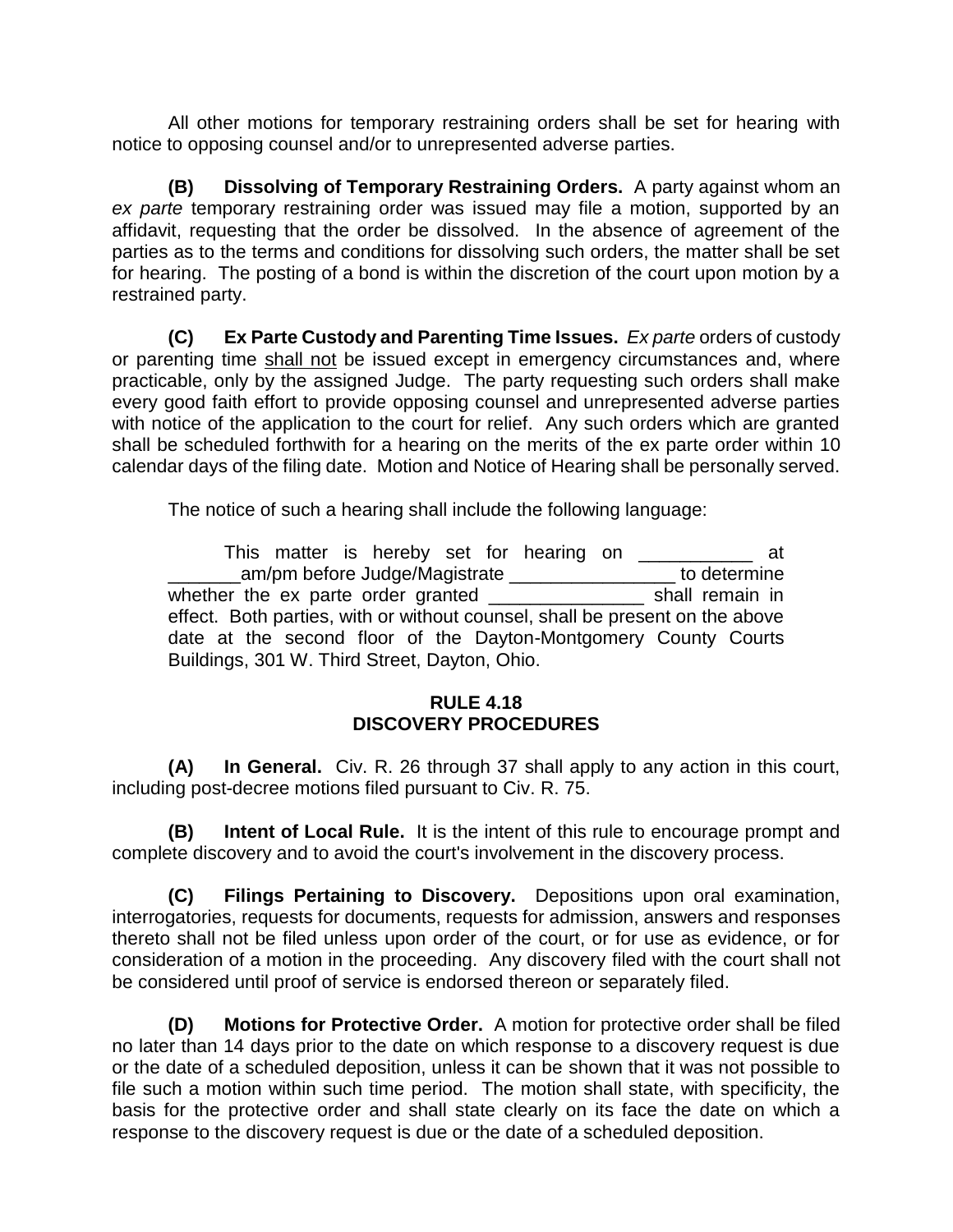All other motions for temporary restraining orders shall be set for hearing with notice to opposing counsel and/or to unrepresented adverse parties.

**(B) Dissolving of Temporary Restraining Orders.** A party against whom an *ex parte* temporary restraining order was issued may file a motion, supported by an affidavit, requesting that the order be dissolved. In the absence of agreement of the parties as to the terms and conditions for dissolving such orders, the matter shall be set for hearing. The posting of a bond is within the discretion of the court upon motion by a restrained party.

**(C) Ex Parte Custody and Parenting Time Issues.** *Ex parte* orders of custody or parenting time shall not be issued except in emergency circumstances and, where practicable, only by the assigned Judge. The party requesting such orders shall make every good faith effort to provide opposing counsel and unrepresented adverse parties with notice of the application to the court for relief. Any such orders which are granted shall be scheduled forthwith for a hearing on the merits of the ex parte order within 10 calendar days of the filing date. Motion and Notice of Hearing shall be personally served.

The notice of such a hearing shall include the following language:

> This matter is hereby set for hearing on ___________ at _______am/pm before Judge/Magistrate ________________ to determine whether the ex parte order granted _______________ shall remain in effect. Both parties, with or without counsel, shall be present on the above date at the second floor of the Dayton-Montgomery County Courts Buildings, 301 W. Third Street, Dayton, Ohio.

## RULE 4.18
## DISCOVERY PROCEDURES

**(A) In General.** Civ. R. 26 through 37 shall apply to any action in this court, including post-decree motions filed pursuant to Civ. R. 75.

**(B) Intent of Local Rule.** It is the intent of this rule to encourage prompt and complete discovery and to avoid the court's involvement in the discovery process.

**(C) Filings Pertaining to Discovery.** Depositions upon oral examination, interrogatories, requests for documents, requests for admission, answers and responses thereto shall not be filed unless upon order of the court, or for use as evidence, or for consideration of a motion in the proceeding. Any discovery filed with the court shall not be considered until proof of service is endorsed thereon or separately filed.

**(D) Motions for Protective Order.** A motion for protective order shall be filed no later than 14 days prior to the date on which response to a discovery request is due or the date of a scheduled deposition, unless it can be shown that it was not possible to file such a motion within such time period. The motion shall state, with specificity, the basis for the protective order and shall state clearly on its face the date on which a response to the discovery request is due or the date of a scheduled deposition.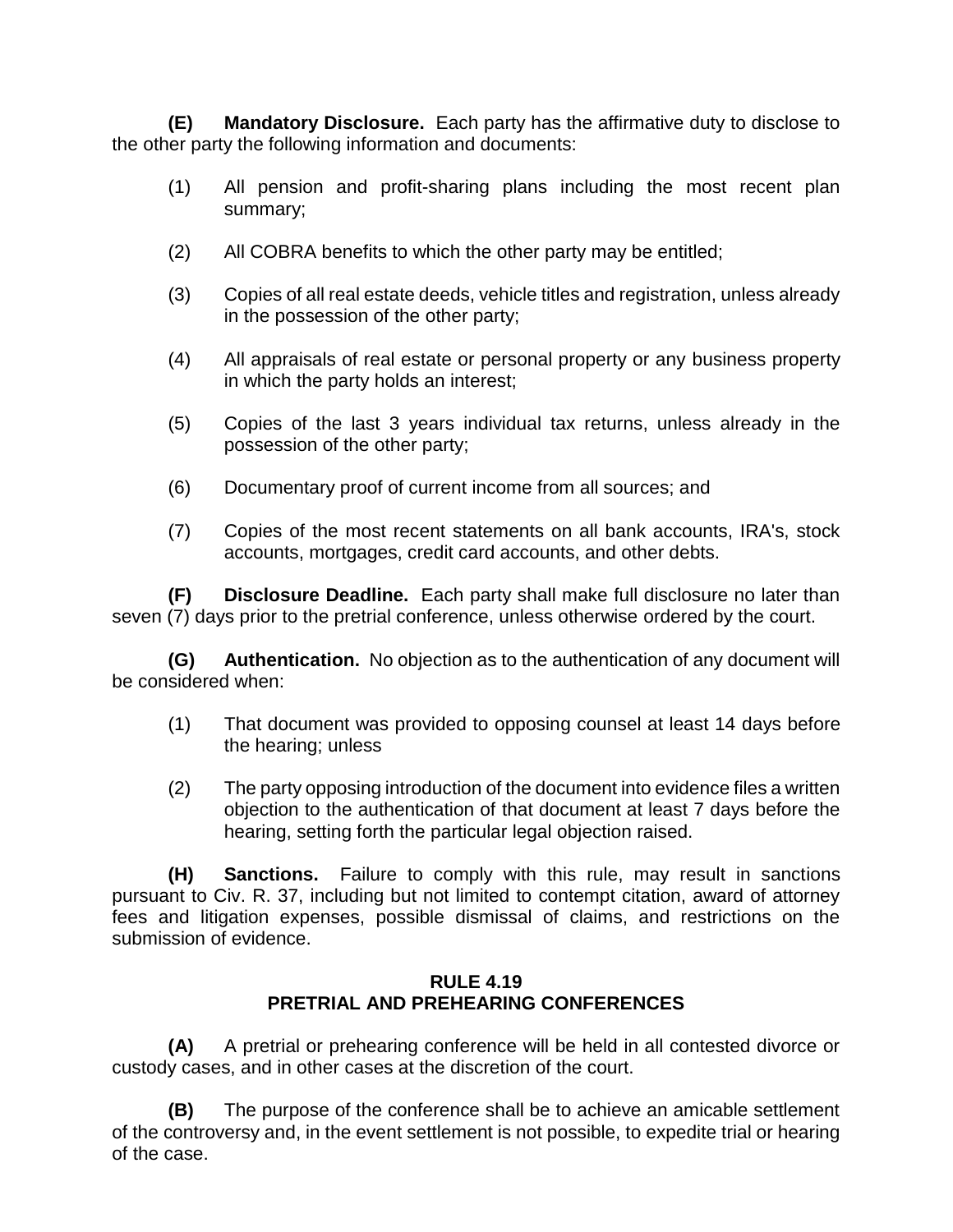**(E) Mandatory Disclosure.** Each party has the affirmative duty to disclose to the other party the following information and documents:

(1) All pension and profit-sharing plans including the most recent plan summary;

(2) All COBRA benefits to which the other party may be entitled;

(3) Copies of all real estate deeds, vehicle titles and registration, unless already in the possession of the other party;

(4) All appraisals of real estate or personal property or any business property in which the party holds an interest;

(5) Copies of the last 3 years individual tax returns, unless already in the possession of the other party;

(6) Documentary proof of current income from all sources; and

(7) Copies of the most recent statements on all bank accounts, IRA's, stock accounts, mortgages, credit card accounts, and other debts.

**(F) Disclosure Deadline.** Each party shall make full disclosure no later than seven (7) days prior to the pretrial conference, unless otherwise ordered by the court.

**(G) Authentication.** No objection as to the authentication of any document will be considered when:

(1) That document was provided to opposing counsel at least 14 days before the hearing; unless

(2) The party opposing introduction of the document into evidence files a written objection to the authentication of that document at least 7 days before the hearing, setting forth the particular legal objection raised.

**(H) Sanctions.** Failure to comply with this rule, may result in sanctions pursuant to Civ. R. 37, including but not limited to contempt citation, award of attorney fees and litigation expenses, possible dismissal of claims, and restrictions on the submission of evidence.

## RULE 4.19
## PRETRIAL AND PREHEARING CONFERENCES

**(A)** A pretrial or prehearing conference will be held in all contested divorce or custody cases, and in other cases at the discretion of the court.

**(B)** The purpose of the conference shall be to achieve an amicable settlement of the controversy and, in the event settlement is not possible, to expedite trial or hearing of the case.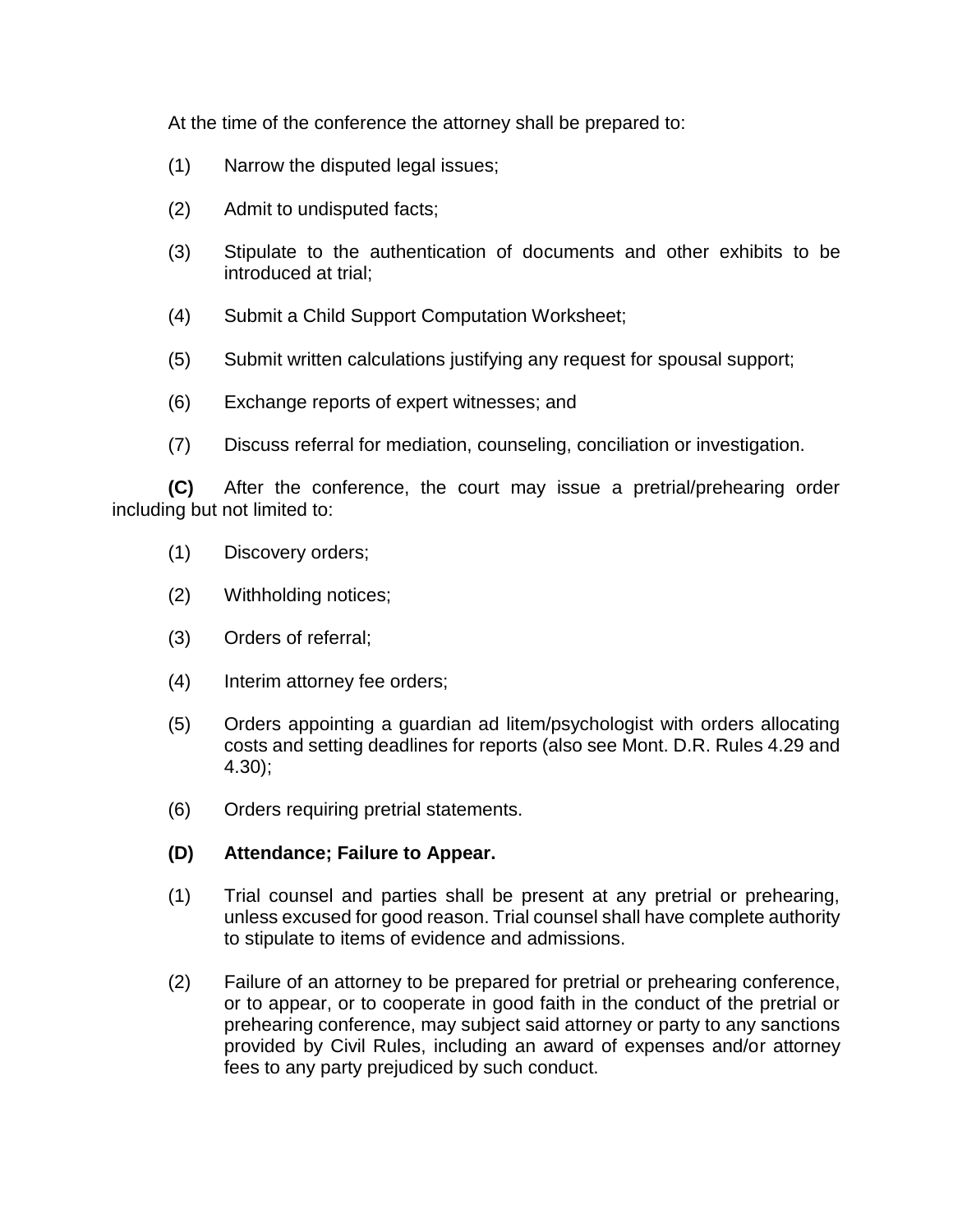At the time of the conference the attorney shall be prepared to:

(1) Narrow the disputed legal issues;

(2) Admit to undisputed facts;

(3) Stipulate to the authentication of documents and other exhibits to be introduced at trial;

(4) Submit a Child Support Computation Worksheet;

(5) Submit written calculations justifying any request for spousal support;

(6) Exchange reports of expert witnesses; and

(7) Discuss referral for mediation, counseling, conciliation or investigation.

**(C)** After the conference, the court may issue a pretrial/prehearing order including but not limited to:

(1) Discovery orders;

(2) Withholding notices;

(3) Orders of referral;

(4) Interim attorney fee orders;

(5) Orders appointing a guardian ad litem/psychologist with orders allocating costs and setting deadlines for reports (also see Mont. D.R. Rules 4.29 and 4.30);

(6) Orders requiring pretrial statements.

**(D) Attendance; Failure to Appear.**

(1) Trial counsel and parties shall be present at any pretrial or prehearing, unless excused for good reason. Trial counsel shall have complete authority to stipulate to items of evidence and admissions.

(2) Failure of an attorney to be prepared for pretrial or prehearing conference, or to appear, or to cooperate in good faith in the conduct of the pretrial or prehearing conference, may subject said attorney or party to any sanctions provided by Civil Rules, including an award of expenses and/or attorney fees to any party prejudiced by such conduct.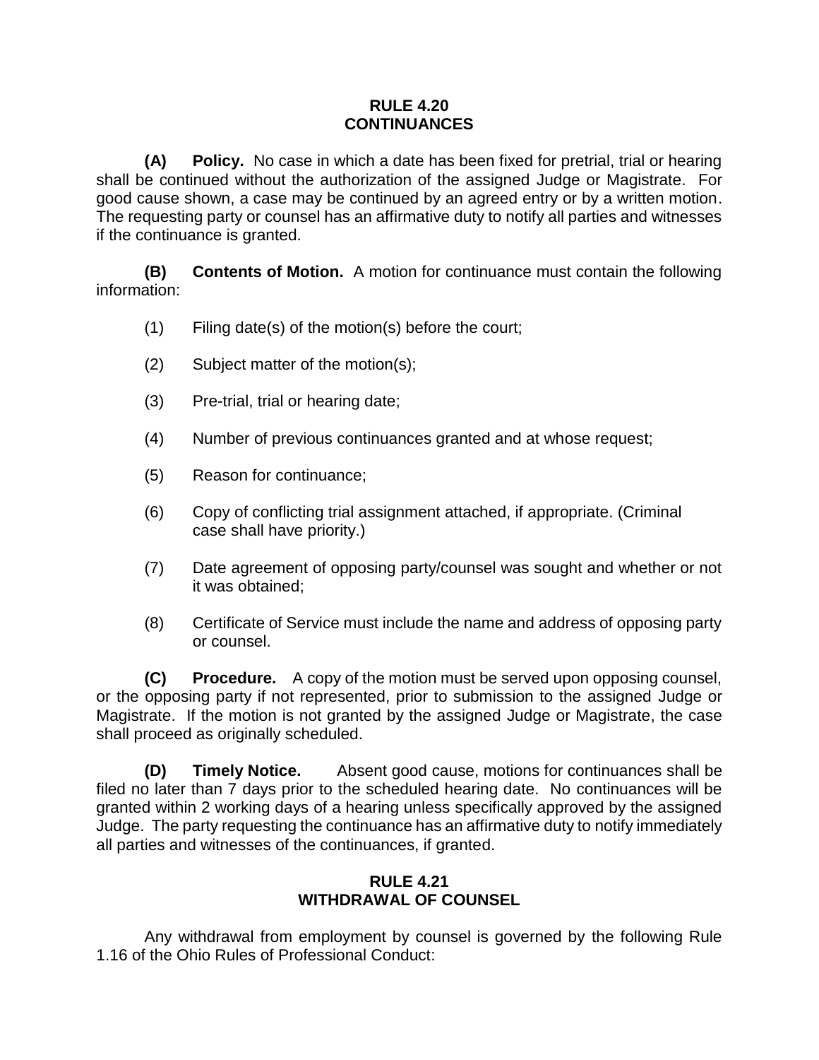## RULE 4.20
## CONTINUANCES

**(A) Policy.** No case in which a date has been fixed for pretrial, trial or hearing shall be continued without the authorization of the assigned Judge or Magistrate. For good cause shown, a case may be continued by an agreed entry or by a written motion. The requesting party or counsel has an affirmative duty to notify all parties and witnesses if the continuance is granted.

**(B) Contents of Motion.** A motion for continuance must contain the following information:

(1) Filing date(s) of the motion(s) before the court;

(2) Subject matter of the motion(s);

(3) Pre-trial, trial or hearing date;

(4) Number of previous continuances granted and at whose request;

(5) Reason for continuance;

(6) Copy of conflicting trial assignment attached, if appropriate. (Criminal case shall have priority.)

(7) Date agreement of opposing party/counsel was sought and whether or not it was obtained;

(8) Certificate of Service must include the name and address of opposing party or counsel.

**(C) Procedure.** A copy of the motion must be served upon opposing counsel, or the opposing party if not represented, prior to submission to the assigned Judge or Magistrate. If the motion is not granted by the assigned Judge or Magistrate, the case shall proceed as originally scheduled.

**(D) Timely Notice.** Absent good cause, motions for continuances shall be filed no later than 7 days prior to the scheduled hearing date. No continuances will be granted within 2 working days of a hearing unless specifically approved by the assigned Judge. The party requesting the continuance has an affirmative duty to notify immediately all parties and witnesses of the continuances, if granted.

## RULE 4.21
## WITHDRAWAL OF COUNSEL

Any withdrawal from employment by counsel is governed by the following Rule 1.16 of the Ohio Rules of Professional Conduct: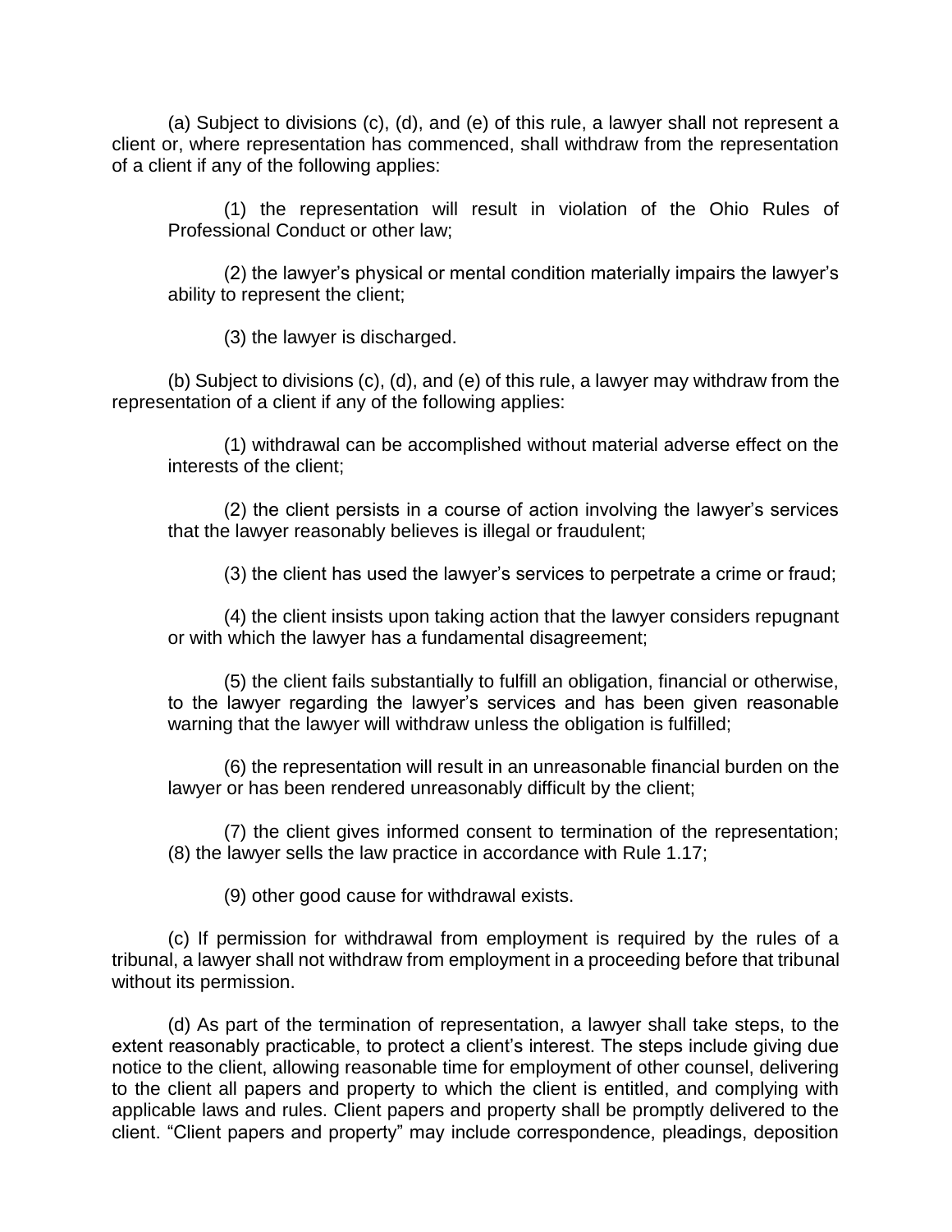(a) Subject to divisions (c), (d), and (e) of this rule, a lawyer shall not represent a client or, where representation has commenced, shall withdraw from the representation of a client if any of the following applies:

(1) the representation will result in violation of the Ohio Rules of Professional Conduct or other law;

(2) the lawyer's physical or mental condition materially impairs the lawyer's ability to represent the client;

(3) the lawyer is discharged.

(b) Subject to divisions (c), (d), and (e) of this rule, a lawyer may withdraw from the representation of a client if any of the following applies:

(1) withdrawal can be accomplished without material adverse effect on the interests of the client;

(2) the client persists in a course of action involving the lawyer's services that the lawyer reasonably believes is illegal or fraudulent;

(3) the client has used the lawyer's services to perpetrate a crime or fraud;

(4) the client insists upon taking action that the lawyer considers repugnant or with which the lawyer has a fundamental disagreement;

(5) the client fails substantially to fulfill an obligation, financial or otherwise, to the lawyer regarding the lawyer's services and has been given reasonable warning that the lawyer will withdraw unless the obligation is fulfilled;

(6) the representation will result in an unreasonable financial burden on the lawyer or has been rendered unreasonably difficult by the client;

(7) the client gives informed consent to termination of the representation; (8) the lawyer sells the law practice in accordance with Rule 1.17;

(9) other good cause for withdrawal exists.

(c) If permission for withdrawal from employment is required by the rules of a tribunal, a lawyer shall not withdraw from employment in a proceeding before that tribunal without its permission.

(d) As part of the termination of representation, a lawyer shall take steps, to the extent reasonably practicable, to protect a client's interest. The steps include giving due notice to the client, allowing reasonable time for employment of other counsel, delivering to the client all papers and property to which the client is entitled, and complying with applicable laws and rules. Client papers and property shall be promptly delivered to the client. "Client papers and property" may include correspondence, pleadings, deposition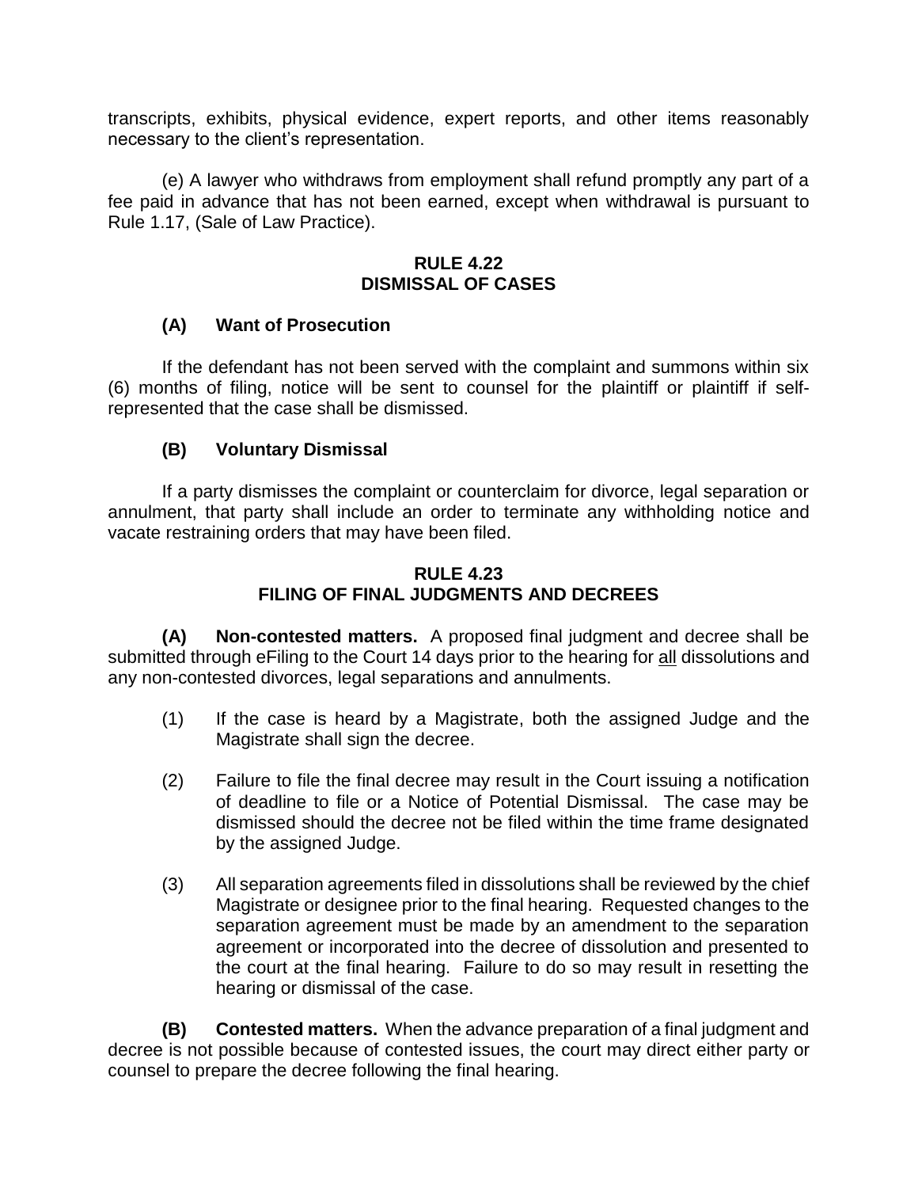transcripts, exhibits, physical evidence, expert reports, and other items reasonably necessary to the client's representation.

(e) A lawyer who withdraws from employment shall refund promptly any part of a fee paid in advance that has not been earned, except when withdrawal is pursuant to Rule 1.17, (Sale of Law Practice).

## RULE 4.22
## DISMISSAL OF CASES

**(A) Want of Prosecution**

If the defendant has not been served with the complaint and summons within six (6) months of filing, notice will be sent to counsel for the plaintiff or plaintiff if self-represented that the case shall be dismissed.

**(B) Voluntary Dismissal**

If a party dismisses the complaint or counterclaim for divorce, legal separation or annulment, that party shall include an order to terminate any withholding notice and vacate restraining orders that may have been filed.

## RULE 4.23
## FILING OF FINAL JUDGMENTS AND DECREES

**(A) Non-contested matters.** A proposed final judgment and decree shall be submitted through eFiling to the Court 14 days prior to the hearing for all dissolutions and any non-contested divorces, legal separations and annulments.

(1) If the case is heard by a Magistrate, both the assigned Judge and the Magistrate shall sign the decree.

(2) Failure to file the final decree may result in the Court issuing a notification of deadline to file or a Notice of Potential Dismissal. The case may be dismissed should the decree not be filed within the time frame designated by the assigned Judge.

(3) All separation agreements filed in dissolutions shall be reviewed by the chief Magistrate or designee prior to the final hearing. Requested changes to the separation agreement must be made by an amendment to the separation agreement or incorporated into the decree of dissolution and presented to the court at the final hearing. Failure to do so may result in resetting the hearing or dismissal of the case.

**(B) Contested matters.** When the advance preparation of a final judgment and decree is not possible because of contested issues, the court may direct either party or counsel to prepare the decree following the final hearing.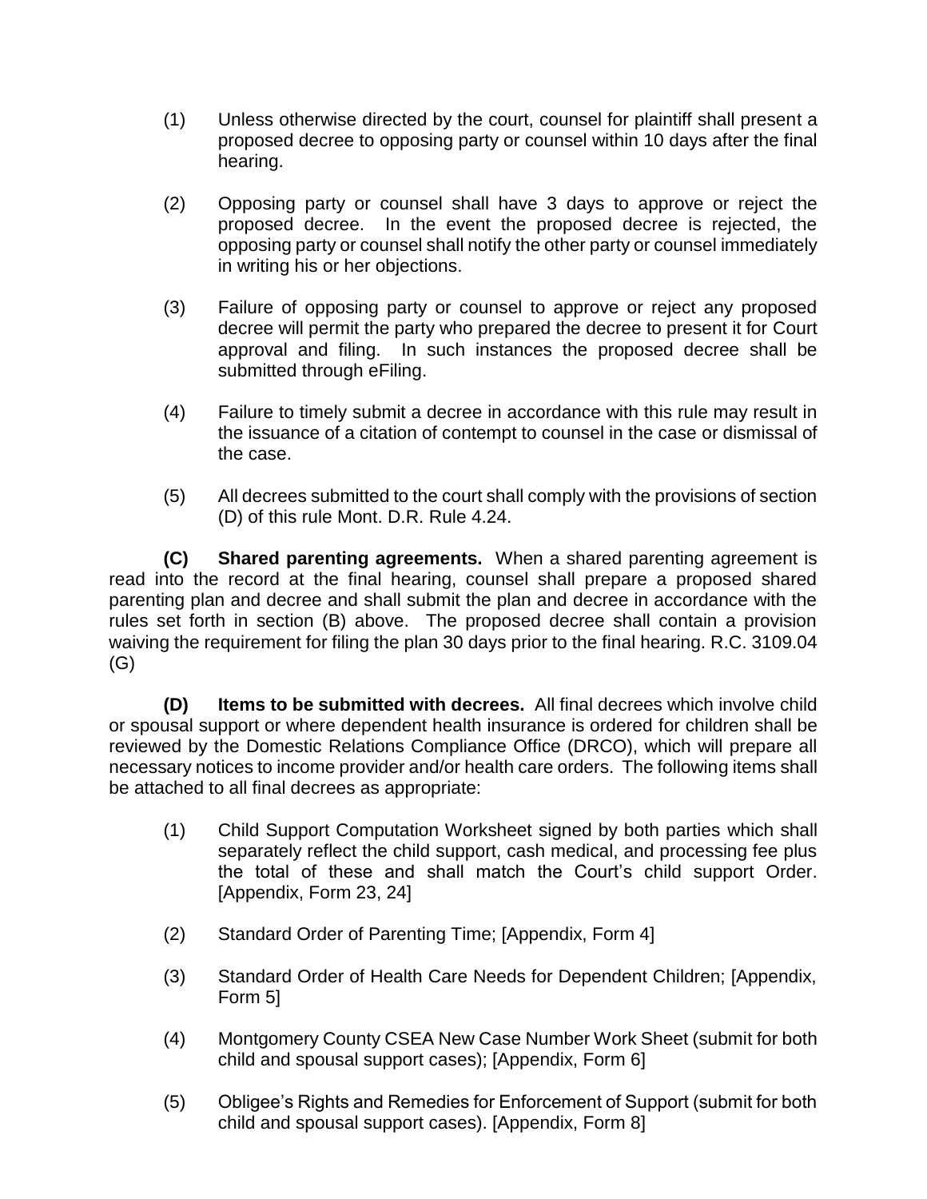(1) Unless otherwise directed by the court, counsel for plaintiff shall present a proposed decree to opposing party or counsel within 10 days after the final hearing.

(2) Opposing party or counsel shall have 3 days to approve or reject the proposed decree. In the event the proposed decree is rejected, the opposing party or counsel shall notify the other party or counsel immediately in writing his or her objections.

(3) Failure of opposing party or counsel to approve or reject any proposed decree will permit the party who prepared the decree to present it for Court approval and filing. In such instances the proposed decree shall be submitted through eFiling.

(4) Failure to timely submit a decree in accordance with this rule may result in the issuance of a citation of contempt to counsel in the case or dismissal of the case.

(5) All decrees submitted to the court shall comply with the provisions of section (D) of this rule Mont. D.R. Rule 4.24.

**(C) Shared parenting agreements.** When a shared parenting agreement is read into the record at the final hearing, counsel shall prepare a proposed shared parenting plan and decree and shall submit the plan and decree in accordance with the rules set forth in section (B) above. The proposed decree shall contain a provision waiving the requirement for filing the plan 30 days prior to the final hearing. R.C. 3109.04 (G)

**(D) Items to be submitted with decrees.** All final decrees which involve child or spousal support or where dependent health insurance is ordered for children shall be reviewed by the Domestic Relations Compliance Office (DRCO), which will prepare all necessary notices to income provider and/or health care orders. The following items shall be attached to all final decrees as appropriate:

(1) Child Support Computation Worksheet signed by both parties which shall separately reflect the child support, cash medical, and processing fee plus the total of these and shall match the Court's child support Order. [Appendix, Form 23, 24]

(2) Standard Order of Parenting Time; [Appendix, Form 4]

(3) Standard Order of Health Care Needs for Dependent Children; [Appendix, Form 5]

(4) Montgomery County CSEA New Case Number Work Sheet (submit for both child and spousal support cases); [Appendix, Form 6]

(5) Obligee's Rights and Remedies for Enforcement of Support (submit for both child and spousal support cases). [Appendix, Form 8]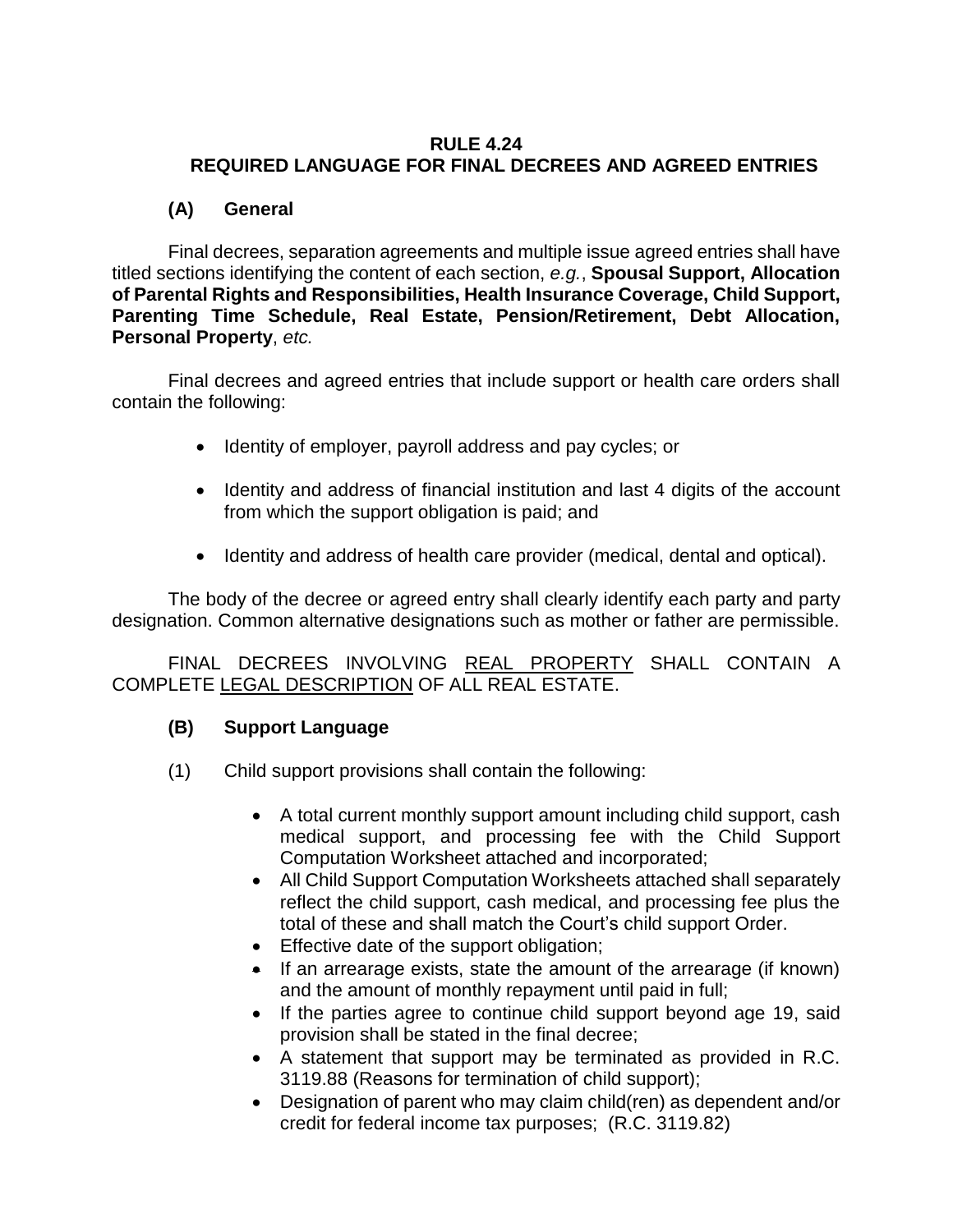# RULE 4.24
## REQUIRED LANGUAGE FOR FINAL DECREES AND AGREED ENTRIES

### (A) General

Final decrees, separation agreements and multiple issue agreed entries shall have titled sections identifying the content of each section, *e.g.*, **Spousal Support, Allocation of Parental Rights and Responsibilities, Health Insurance Coverage, Child Support, Parenting Time Schedule, Real Estate, Pension/Retirement, Debt Allocation, Personal Property**, *etc.*

Final decrees and agreed entries that include support or health care orders shall contain the following:

- Identity of employer, payroll address and pay cycles; or
- Identity and address of financial institution and last 4 digits of the account from which the support obligation is paid; and
- Identity and address of health care provider (medical, dental and optical).

The body of the decree or agreed entry shall clearly identify each party and party designation. Common alternative designations such as mother or father are permissible.

FINAL DECREES INVOLVING <u>REAL PROPERTY</u> SHALL CONTAIN A COMPLETE <u>LEGAL DESCRIPTION</u> OF ALL REAL ESTATE.

### (B) Support Language

(1) Child support provisions shall contain the following:

- A total current monthly support amount including child support, cash medical support, and processing fee with the Child Support Computation Worksheet attached and incorporated;
- All Child Support Computation Worksheets attached shall separately reflect the child support, cash medical, and processing fee plus the total of these and shall match the Court's child support Order.
- Effective date of the support obligation;
- If an arrearage exists, state the amount of the arrearage (if known) and the amount of monthly repayment until paid in full;
- If the parties agree to continue child support beyond age 19, said provision shall be stated in the final decree;
- A statement that support may be terminated as provided in R.C. 3119.88 (Reasons for termination of child support);
- Designation of parent who may claim child(ren) as dependent and/or credit for federal income tax purposes; (R.C. 3119.82)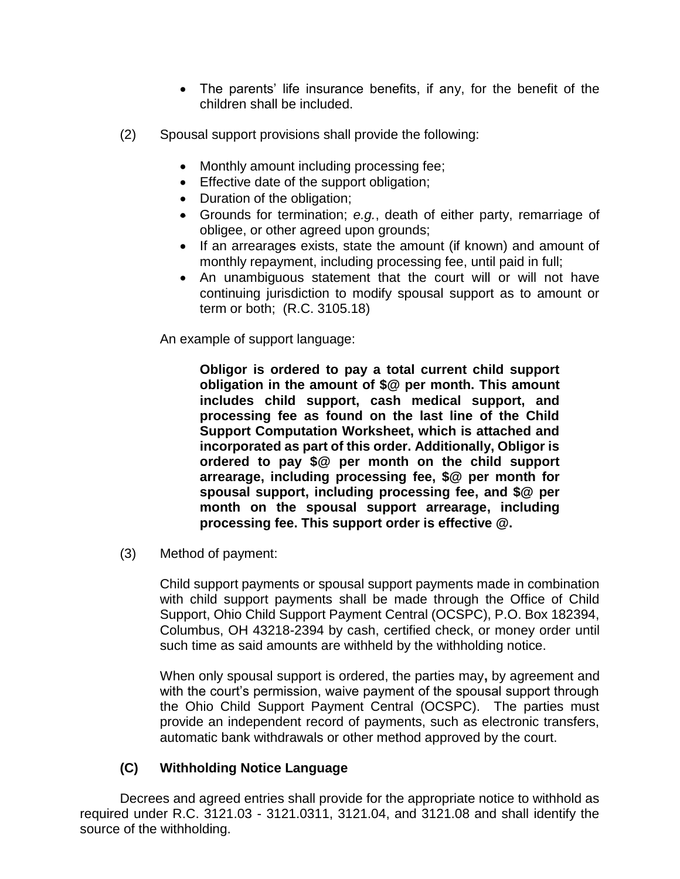- The parents' life insurance benefits, if any, for the benefit of the children shall be included.

(2) Spousal support provisions shall provide the following:

- Monthly amount including processing fee;
- Effective date of the support obligation;
- Duration of the obligation;
- Grounds for termination; *e.g.*, death of either party, remarriage of obligee, or other agreed upon grounds;
- If an arrearages exists, state the amount (if known) and amount of monthly repayment, including processing fee, until paid in full;
- An unambiguous statement that the court will or will not have continuing jurisdiction to modify spousal support as to amount or term or both; (R.C. 3105.18)

An example of support language:

> **Obligor is ordered to pay a total current child support obligation in the amount of $@ per month. This amount includes child support, cash medical support, and processing fee as found on the last line of the Child Support Computation Worksheet, which is attached and incorporated as part of this order. Additionally, Obligor is ordered to pay $@ per month on the child support arrearage, including processing fee, $@ per month for spousal support, including processing fee, and $@ per month on the spousal support arrearage, including processing fee. This support order is effective @.**

(3) Method of payment:

Child support payments or spousal support payments made in combination with child support payments shall be made through the Office of Child Support, Ohio Child Support Payment Central (OCSPC), P.O. Box 182394, Columbus, OH 43218-2394 by cash, certified check, or money order until such time as said amounts are withheld by the withholding notice.

When only spousal support is ordered, the parties may**,** by agreement and with the court's permission, waive payment of the spousal support through the Ohio Child Support Payment Central (OCSPC). The parties must provide an independent record of payments, such as electronic transfers, automatic bank withdrawals or other method approved by the court.

### (C) Withholding Notice Language

Decrees and agreed entries shall provide for the appropriate notice to withhold as required under R.C. 3121.03 - 3121.0311, 3121.04, and 3121.08 and shall identify the source of the withholding.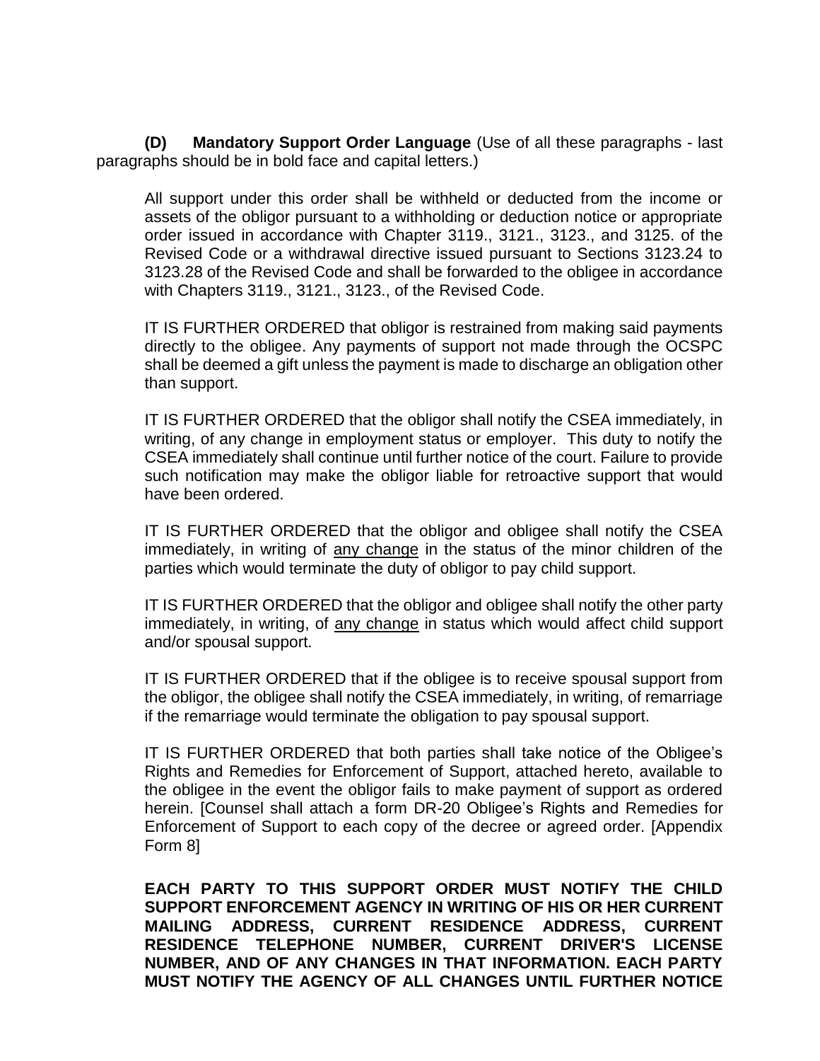**(D) Mandatory Support Order Language** (Use of all these paragraphs - last paragraphs should be in bold face and capital letters.)

All support under this order shall be withheld or deducted from the income or assets of the obligor pursuant to a withholding or deduction notice or appropriate order issued in accordance with Chapter 3119., 3121., 3123., and 3125. of the Revised Code or a withdrawal directive issued pursuant to Sections 3123.24 to 3123.28 of the Revised Code and shall be forwarded to the obligee in accordance with Chapters 3119., 3121., 3123., of the Revised Code.

IT IS FURTHER ORDERED that obligor is restrained from making said payments directly to the obligee. Any payments of support not made through the OCSPC shall be deemed a gift unless the payment is made to discharge an obligation other than support.

IT IS FURTHER ORDERED that the obligor shall notify the CSEA immediately, in writing, of any change in employment status or employer. This duty to notify the CSEA immediately shall continue until further notice of the court. Failure to provide such notification may make the obligor liable for retroactive support that would have been ordered.

IT IS FURTHER ORDERED that the obligor and obligee shall notify the CSEA immediately, in writing of <u>any change</u> in the status of the minor children of the parties which would terminate the duty of obligor to pay child support.

IT IS FURTHER ORDERED that the obligor and obligee shall notify the other party immediately, in writing, of <u>any change</u> in status which would affect child support and/or spousal support.

IT IS FURTHER ORDERED that if the obligee is to receive spousal support from the obligor, the obligee shall notify the CSEA immediately, in writing, of remarriage if the remarriage would terminate the obligation to pay spousal support.

IT IS FURTHER ORDERED that both parties shall take notice of the Obligee's Rights and Remedies for Enforcement of Support, attached hereto, available to the obligee in the event the obligor fails to make payment of support as ordered herein. [Counsel shall attach a form DR-20 Obligee's Rights and Remedies for Enforcement of Support to each copy of the decree or agreed order. [Appendix Form 8]

**EACH PARTY TO THIS SUPPORT ORDER MUST NOTIFY THE CHILD SUPPORT ENFORCEMENT AGENCY IN WRITING OF HIS OR HER CURRENT MAILING ADDRESS, CURRENT RESIDENCE ADDRESS, CURRENT RESIDENCE TELEPHONE NUMBER, CURRENT DRIVER'S LICENSE NUMBER, AND OF ANY CHANGES IN THAT INFORMATION. EACH PARTY MUST NOTIFY THE AGENCY OF ALL CHANGES UNTIL FURTHER NOTICE**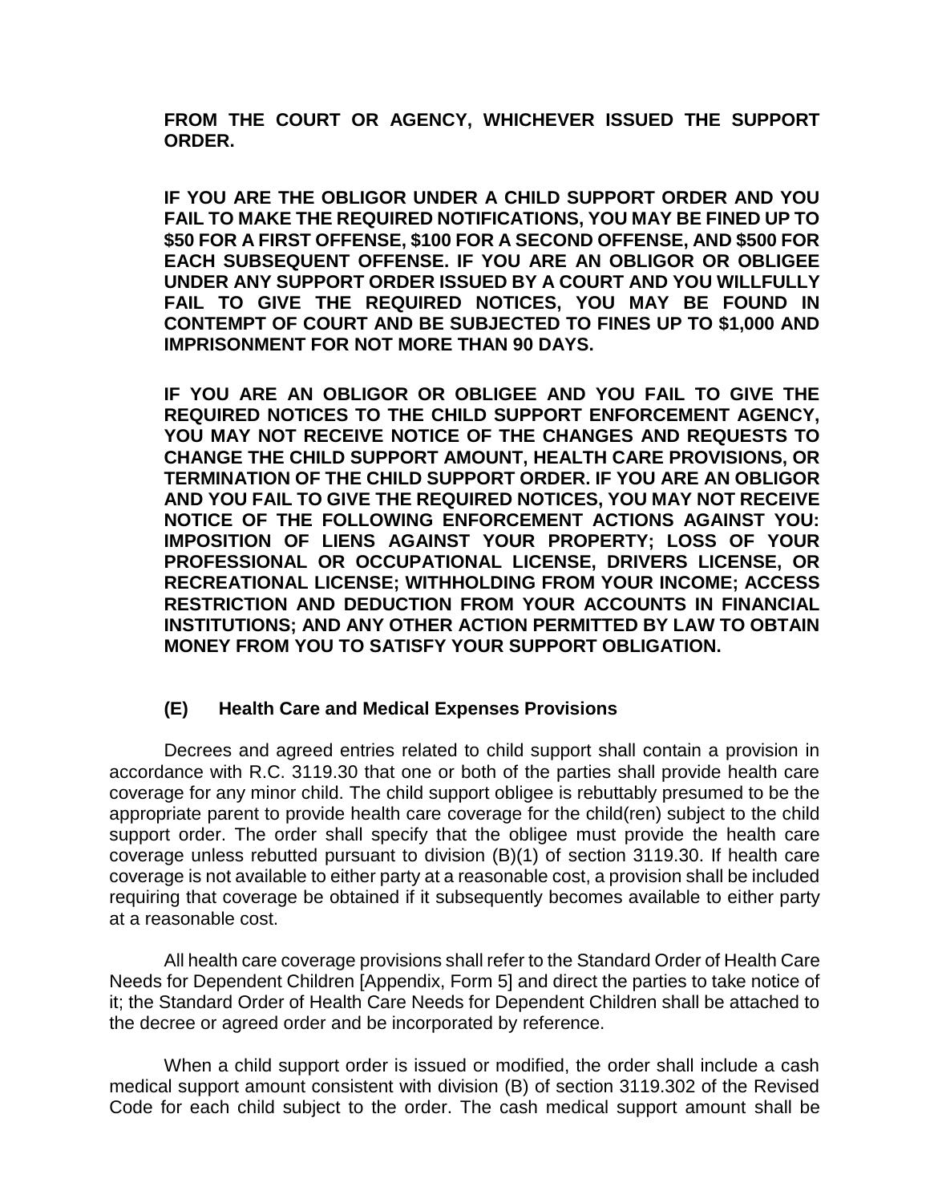**FROM THE COURT OR AGENCY, WHICHEVER ISSUED THE SUPPORT ORDER.**

**IF YOU ARE THE OBLIGOR UNDER A CHILD SUPPORT ORDER AND YOU FAIL TO MAKE THE REQUIRED NOTIFICATIONS, YOU MAY BE FINED UP TO $50 FOR A FIRST OFFENSE, $100 FOR A SECOND OFFENSE, AND $500 FOR EACH SUBSEQUENT OFFENSE. IF YOU ARE AN OBLIGOR OR OBLIGEE UNDER ANY SUPPORT ORDER ISSUED BY A COURT AND YOU WILLFULLY FAIL TO GIVE THE REQUIRED NOTICES, YOU MAY BE FOUND IN CONTEMPT OF COURT AND BE SUBJECTED TO FINES UP TO $1,000 AND IMPRISONMENT FOR NOT MORE THAN 90 DAYS.**

**IF YOU ARE AN OBLIGOR OR OBLIGEE AND YOU FAIL TO GIVE THE REQUIRED NOTICES TO THE CHILD SUPPORT ENFORCEMENT AGENCY, YOU MAY NOT RECEIVE NOTICE OF THE CHANGES AND REQUESTS TO CHANGE THE CHILD SUPPORT AMOUNT, HEALTH CARE PROVISIONS, OR TERMINATION OF THE CHILD SUPPORT ORDER. IF YOU ARE AN OBLIGOR AND YOU FAIL TO GIVE THE REQUIRED NOTICES, YOU MAY NOT RECEIVE NOTICE OF THE FOLLOWING ENFORCEMENT ACTIONS AGAINST YOU: IMPOSITION OF LIENS AGAINST YOUR PROPERTY; LOSS OF YOUR PROFESSIONAL OR OCCUPATIONAL LICENSE, DRIVERS LICENSE, OR RECREATIONAL LICENSE; WITHHOLDING FROM YOUR INCOME; ACCESS RESTRICTION AND DEDUCTION FROM YOUR ACCOUNTS IN FINANCIAL INSTITUTIONS; AND ANY OTHER ACTION PERMITTED BY LAW TO OBTAIN MONEY FROM YOU TO SATISFY YOUR SUPPORT OBLIGATION.**

### (E) Health Care and Medical Expenses Provisions

Decrees and agreed entries related to child support shall contain a provision in accordance with R.C. 3119.30 that one or both of the parties shall provide health care coverage for any minor child. The child support obligee is rebuttably presumed to be the appropriate parent to provide health care coverage for the child(ren) subject to the child support order. The order shall specify that the obligee must provide the health care coverage unless rebutted pursuant to division (B)(1) of section 3119.30. If health care coverage is not available to either party at a reasonable cost, a provision shall be included requiring that coverage be obtained if it subsequently becomes available to either party at a reasonable cost.

All health care coverage provisions shall refer to the Standard Order of Health Care Needs for Dependent Children [Appendix, Form 5] and direct the parties to take notice of it; the Standard Order of Health Care Needs for Dependent Children shall be attached to the decree or agreed order and be incorporated by reference.

When a child support order is issued or modified, the order shall include a cash medical support amount consistent with division (B) of section 3119.302 of the Revised Code for each child subject to the order. The cash medical support amount shall be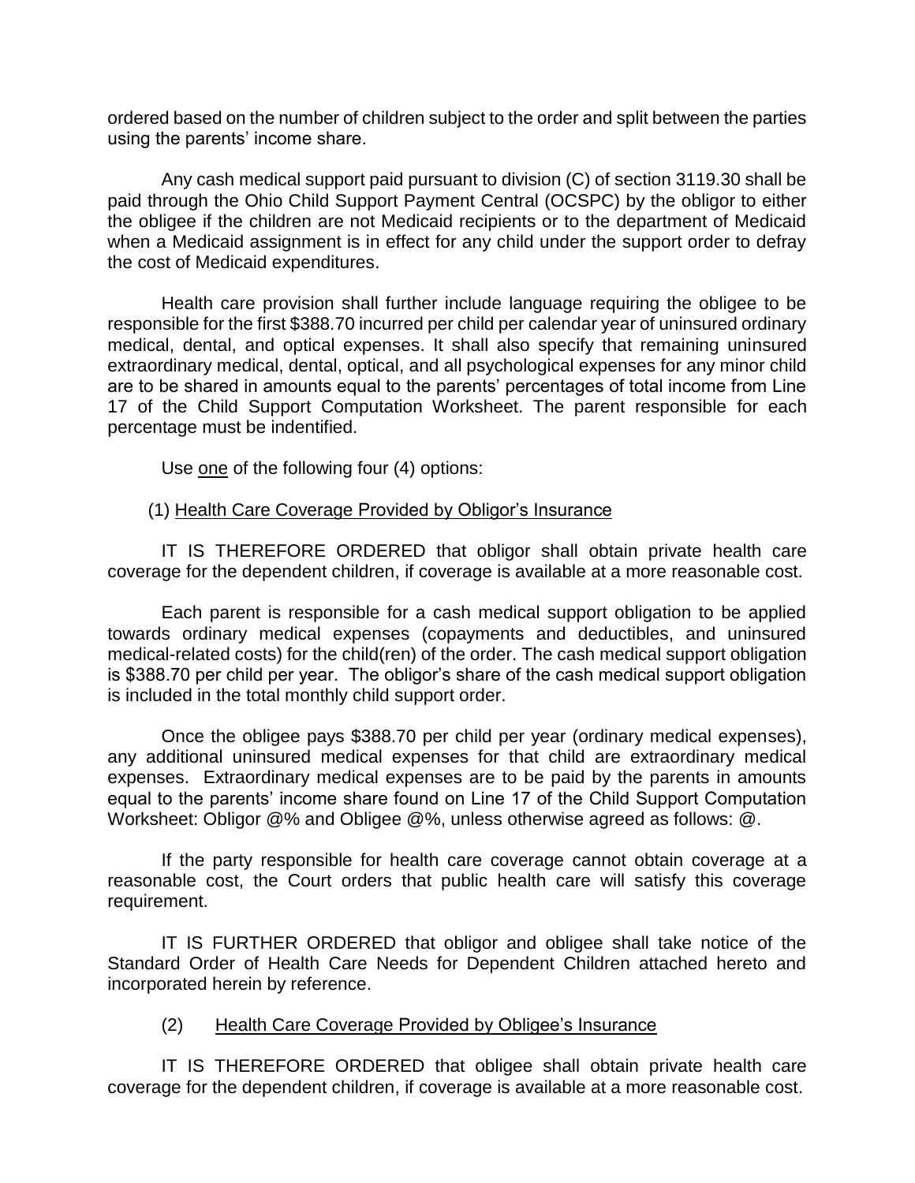ordered based on the number of children subject to the order and split between the parties using the parents' income share.

Any cash medical support paid pursuant to division (C) of section 3119.30 shall be paid through the Ohio Child Support Payment Central (OCSPC) by the obligor to either the obligee if the children are not Medicaid recipients or to the department of Medicaid when a Medicaid assignment is in effect for any child under the support order to defray the cost of Medicaid expenditures.

Health care provision shall further include language requiring the obligee to be responsible for the first $388.70 incurred per child per calendar year of uninsured ordinary medical, dental, and optical expenses. It shall also specify that remaining uninsured extraordinary medical, dental, optical, and all psychological expenses for any minor child are to be shared in amounts equal to the parents' percentages of total income from Line 17 of the Child Support Computation Worksheet. The parent responsible for each percentage must be indentified.

Use one of the following four (4) options:

(1) Health Care Coverage Provided by Obligor's Insurance

IT IS THEREFORE ORDERED that obligor shall obtain private health care coverage for the dependent children, if coverage is available at a more reasonable cost.

Each parent is responsible for a cash medical support obligation to be applied towards ordinary medical expenses (copayments and deductibles, and uninsured medical-related costs) for the child(ren) of the order. The cash medical support obligation is $388.70 per child per year. The obligor's share of the cash medical support obligation is included in the total monthly child support order.

Once the obligee pays $388.70 per child per year (ordinary medical expenses), any additional uninsured medical expenses for that child are extraordinary medical expenses. Extraordinary medical expenses are to be paid by the parents in amounts equal to the parents' income share found on Line 17 of the Child Support Computation Worksheet: Obligor @% and Obligee @%, unless otherwise agreed as follows: @.

If the party responsible for health care coverage cannot obtain coverage at a reasonable cost, the Court orders that public health care will satisfy this coverage requirement.

IT IS FURTHER ORDERED that obligor and obligee shall take notice of the Standard Order of Health Care Needs for Dependent Children attached hereto and incorporated herein by reference.

(2) Health Care Coverage Provided by Obligee's Insurance

IT IS THEREFORE ORDERED that obligee shall obtain private health care coverage for the dependent children, if coverage is available at a more reasonable cost.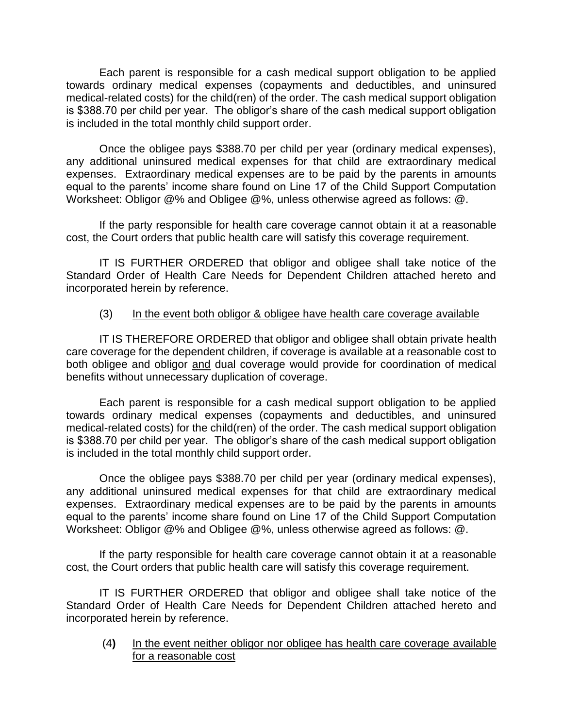Each parent is responsible for a cash medical support obligation to be applied towards ordinary medical expenses (copayments and deductibles, and uninsured medical-related costs) for the child(ren) of the order. The cash medical support obligation is $388.70 per child per year. The obligor's share of the cash medical support obligation is included in the total monthly child support order.

Once the obligee pays $388.70 per child per year (ordinary medical expenses), any additional uninsured medical expenses for that child are extraordinary medical expenses. Extraordinary medical expenses are to be paid by the parents in amounts equal to the parents' income share found on Line 17 of the Child Support Computation Worksheet: Obligor @% and Obligee @%, unless otherwise agreed as follows: @.

If the party responsible for health care coverage cannot obtain it at a reasonable cost, the Court orders that public health care will satisfy this coverage requirement.

IT IS FURTHER ORDERED that obligor and obligee shall take notice of the Standard Order of Health Care Needs for Dependent Children attached hereto and incorporated herein by reference.

(3) <u>In the event both obligor & obligee have health care coverage available</u>

IT IS THEREFORE ORDERED that obligor and obligee shall obtain private health care coverage for the dependent children, if coverage is available at a reasonable cost to both obligee and obligor <u>and</u> dual coverage would provide for coordination of medical benefits without unnecessary duplication of coverage.

Each parent is responsible for a cash medical support obligation to be applied towards ordinary medical expenses (copayments and deductibles, and uninsured medical-related costs) for the child(ren) of the order. The cash medical support obligation is $388.70 per child per year. The obligor's share of the cash medical support obligation is included in the total monthly child support order.

Once the obligee pays $388.70 per child per year (ordinary medical expenses), any additional uninsured medical expenses for that child are extraordinary medical expenses. Extraordinary medical expenses are to be paid by the parents in amounts equal to the parents' income share found on Line 17 of the Child Support Computation Worksheet: Obligor @% and Obligee @%, unless otherwise agreed as follows: @.

If the party responsible for health care coverage cannot obtain it at a reasonable cost, the Court orders that public health care will satisfy this coverage requirement.

IT IS FURTHER ORDERED that obligor and obligee shall take notice of the Standard Order of Health Care Needs for Dependent Children attached hereto and incorporated herein by reference.

(4) <u>In the event neither obligor nor obligee has health care coverage available for a reasonable cost</u>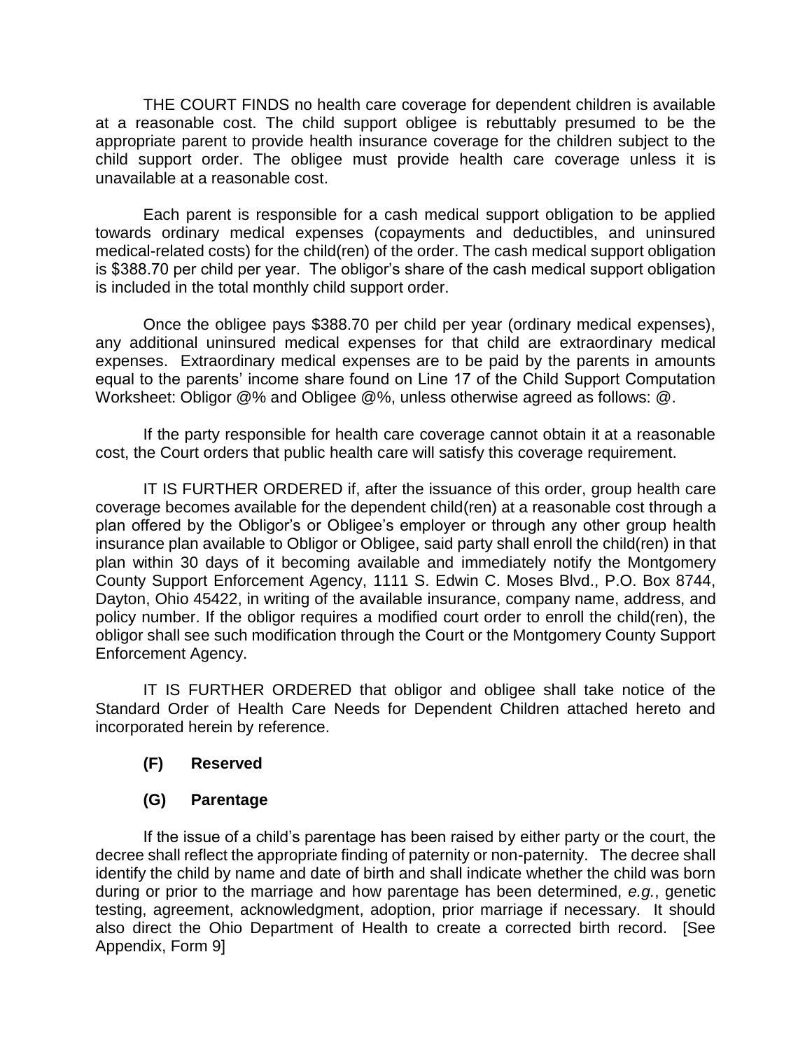THE COURT FINDS no health care coverage for dependent children is available at a reasonable cost. The child support obligee is rebuttably presumed to be the appropriate parent to provide health insurance coverage for the children subject to the child support order. The obligee must provide health care coverage unless it is unavailable at a reasonable cost.

Each parent is responsible for a cash medical support obligation to be applied towards ordinary medical expenses (copayments and deductibles, and uninsured medical-related costs) for the child(ren) of the order. The cash medical support obligation is $388.70 per child per year. The obligor's share of the cash medical support obligation is included in the total monthly child support order.

Once the obligee pays $388.70 per child per year (ordinary medical expenses), any additional uninsured medical expenses for that child are extraordinary medical expenses. Extraordinary medical expenses are to be paid by the parents in amounts equal to the parents' income share found on Line 17 of the Child Support Computation Worksheet: Obligor @% and Obligee @%, unless otherwise agreed as follows: @.

If the party responsible for health care coverage cannot obtain it at a reasonable cost, the Court orders that public health care will satisfy this coverage requirement.

IT IS FURTHER ORDERED if, after the issuance of this order, group health care coverage becomes available for the dependent child(ren) at a reasonable cost through a plan offered by the Obligor's or Obligee's employer or through any other group health insurance plan available to Obligor or Obligee, said party shall enroll the child(ren) in that plan within 30 days of it becoming available and immediately notify the Montgomery County Support Enforcement Agency, 1111 S. Edwin C. Moses Blvd., P.O. Box 8744, Dayton, Ohio 45422, in writing of the available insurance, company name, address, and policy number. If the obligor requires a modified court order to enroll the child(ren), the obligor shall see such modification through the Court or the Montgomery County Support Enforcement Agency.

IT IS FURTHER ORDERED that obligor and obligee shall take notice of the Standard Order of Health Care Needs for Dependent Children attached hereto and incorporated herein by reference.

**(F) Reserved**

**(G) Parentage**

If the issue of a child's parentage has been raised by either party or the court, the decree shall reflect the appropriate finding of paternity or non-paternity. The decree shall identify the child by name and date of birth and shall indicate whether the child was born during or prior to the marriage and how parentage has been determined, *e.g.*, genetic testing, agreement, acknowledgment, adoption, prior marriage if necessary. It should also direct the Ohio Department of Health to create a corrected birth record. [See Appendix, Form 9]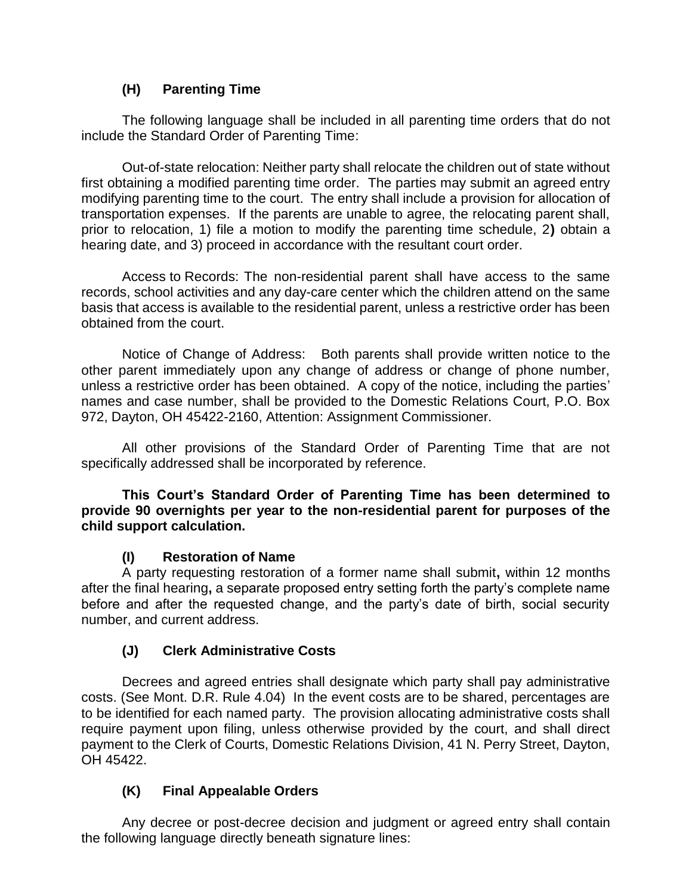### (H) Parenting Time

The following language shall be included in all parenting time orders that do not include the Standard Order of Parenting Time:

Out-of-state relocation: Neither party shall relocate the children out of state without first obtaining a modified parenting time order. The parties may submit an agreed entry modifying parenting time to the court. The entry shall include a provision for allocation of transportation expenses. If the parents are unable to agree, the relocating parent shall, prior to relocation, 1) file a motion to modify the parenting time schedule, 2) obtain a hearing date, and 3) proceed in accordance with the resultant court order.

Access to Records: The non-residential parent shall have access to the same records, school activities and any day-care center which the children attend on the same basis that access is available to the residential parent, unless a restrictive order has been obtained from the court.

Notice of Change of Address: Both parents shall provide written notice to the other parent immediately upon any change of address or change of phone number, unless a restrictive order has been obtained. A copy of the notice, including the parties' names and case number, shall be provided to the Domestic Relations Court, P.O. Box 972, Dayton, OH 45422-2160, Attention: Assignment Commissioner.

All other provisions of the Standard Order of Parenting Time that are not specifically addressed shall be incorporated by reference.

**This Court's Standard Order of Parenting Time has been determined to provide 90 overnights per year to the non-residential parent for purposes of the child support calculation.**

### (I) Restoration of Name

A party requesting restoration of a former name shall submit, within 12 months after the final hearing, a separate proposed entry setting forth the party's complete name before and after the requested change, and the party's date of birth, social security number, and current address.

### (J) Clerk Administrative Costs

Decrees and agreed entries shall designate which party shall pay administrative costs. (See Mont. D.R. Rule 4.04) In the event costs are to be shared, percentages are to be identified for each named party. The provision allocating administrative costs shall require payment upon filing, unless otherwise provided by the court, and shall direct payment to the Clerk of Courts, Domestic Relations Division, 41 N. Perry Street, Dayton, OH 45422.

### (K) Final Appealable Orders

Any decree or post-decree decision and judgment or agreed entry shall contain the following language directly beneath signature lines: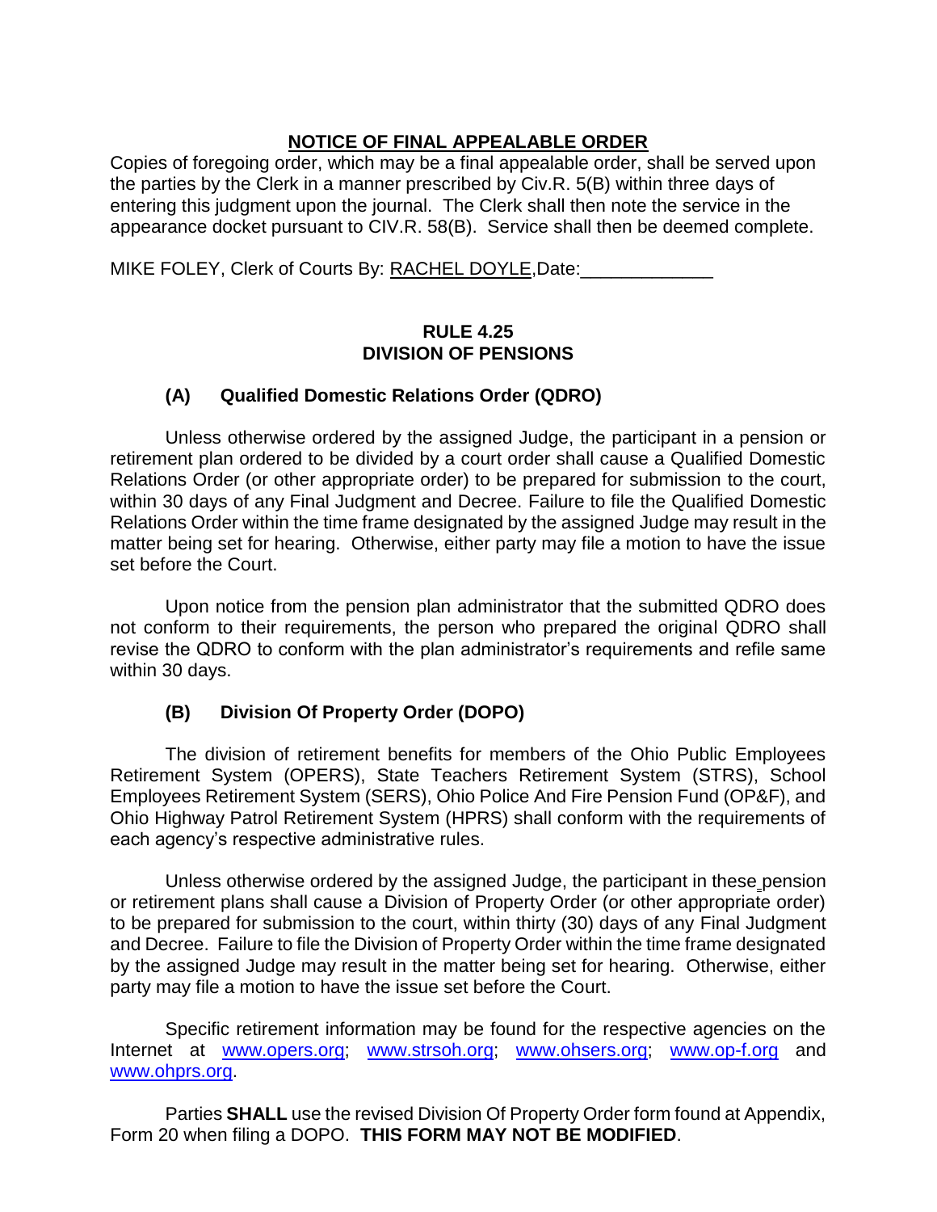**NOTICE OF FINAL APPEALABLE ORDER**

Copies of foregoing order, which may be a final appealable order, shall be served upon the parties by the Clerk in a manner prescribed by Civ.R. 5(B) within three days of entering this judgment upon the journal. The Clerk shall then note the service in the appearance docket pursuant to CIV.R. 58(B). Service shall then be deemed complete.

MIKE FOLEY, Clerk of Courts By: RACHEL DOYLE,Date:_____________

## RULE 4.25
## DIVISION OF PENSIONS

### (A) Qualified Domestic Relations Order (QDRO)

Unless otherwise ordered by the assigned Judge, the participant in a pension or retirement plan ordered to be divided by a court order shall cause a Qualified Domestic Relations Order (or other appropriate order) to be prepared for submission to the court, within 30 days of any Final Judgment and Decree. Failure to file the Qualified Domestic Relations Order within the time frame designated by the assigned Judge may result in the matter being set for hearing. Otherwise, either party may file a motion to have the issue set before the Court.

Upon notice from the pension plan administrator that the submitted QDRO does not conform to their requirements, the person who prepared the original QDRO shall revise the QDRO to conform with the plan administrator's requirements and refile same within 30 days.

### (B) Division Of Property Order (DOPO)

The division of retirement benefits for members of the Ohio Public Employees Retirement System (OPERS), State Teachers Retirement System (STRS), School Employees Retirement System (SERS), Ohio Police And Fire Pension Fund (OP&F), and Ohio Highway Patrol Retirement System (HPRS) shall conform with the requirements of each agency's respective administrative rules.

Unless otherwise ordered by the assigned Judge, the participant in these pension or retirement plans shall cause a Division of Property Order (or other appropriate order) to be prepared for submission to the court, within thirty (30) days of any Final Judgment and Decree. Failure to file the Division of Property Order within the time frame designated by the assigned Judge may result in the matter being set for hearing. Otherwise, either party may file a motion to have the issue set before the Court.

Specific retirement information may be found for the respective agencies on the Internet at www.opers.org; www.strsoh.org; www.ohsers.org; www.op-f.org and www.ohprs.org.

Parties **SHALL** use the revised Division Of Property Order form found at Appendix, Form 20 when filing a DOPO. **THIS FORM MAY NOT BE MODIFIED**.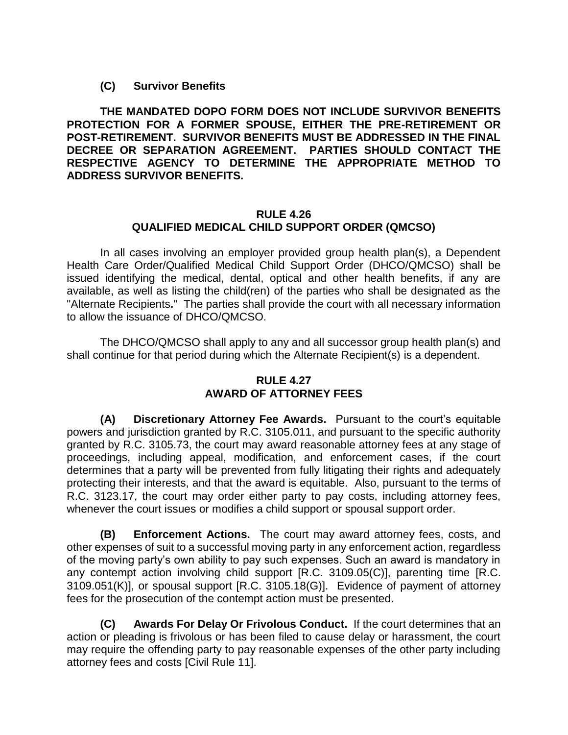**(C) Survivor Benefits**

**THE MANDATED DOPO FORM DOES NOT INCLUDE SURVIVOR BENEFITS PROTECTION FOR A FORMER SPOUSE, EITHER THE PRE-RETIREMENT OR POST-RETIREMENT. SURVIVOR BENEFITS MUST BE ADDRESSED IN THE FINAL DECREE OR SEPARATION AGREEMENT. PARTIES SHOULD CONTACT THE RESPECTIVE AGENCY TO DETERMINE THE APPROPRIATE METHOD TO ADDRESS SURVIVOR BENEFITS.**

## RULE 4.26
## QUALIFIED MEDICAL CHILD SUPPORT ORDER (QMCSO)

In all cases involving an employer provided group health plan(s), a Dependent Health Care Order/Qualified Medical Child Support Order (DHCO/QMCSO) shall be issued identifying the medical, dental, optical and other health benefits, if any are available, as well as listing the child(ren) of the parties who shall be designated as the "Alternate Recipients**.**" The parties shall provide the court with all necessary information to allow the issuance of DHCO/QMCSO.

The DHCO/QMCSO shall apply to any and all successor group health plan(s) and shall continue for that period during which the Alternate Recipient(s) is a dependent.

## RULE 4.27
## AWARD OF ATTORNEY FEES

**(A) Discretionary Attorney Fee Awards.** Pursuant to the court's equitable powers and jurisdiction granted by R.C. 3105.011, and pursuant to the specific authority granted by R.C. 3105.73, the court may award reasonable attorney fees at any stage of proceedings, including appeal, modification, and enforcement cases, if the court determines that a party will be prevented from fully litigating their rights and adequately protecting their interests, and that the award is equitable. Also, pursuant to the terms of R.C. 3123.17, the court may order either party to pay costs, including attorney fees, whenever the court issues or modifies a child support or spousal support order.

**(B) Enforcement Actions.** The court may award attorney fees, costs, and other expenses of suit to a successful moving party in any enforcement action, regardless of the moving party's own ability to pay such expenses. Such an award is mandatory in any contempt action involving child support [R.C. 3109.05(C)], parenting time [R.C. 3109.051(K)], or spousal support [R.C. 3105.18(G)]. Evidence of payment of attorney fees for the prosecution of the contempt action must be presented.

**(C) Awards For Delay Or Frivolous Conduct.** If the court determines that an action or pleading is frivolous or has been filed to cause delay or harassment, the court may require the offending party to pay reasonable expenses of the other party including attorney fees and costs [Civil Rule 11].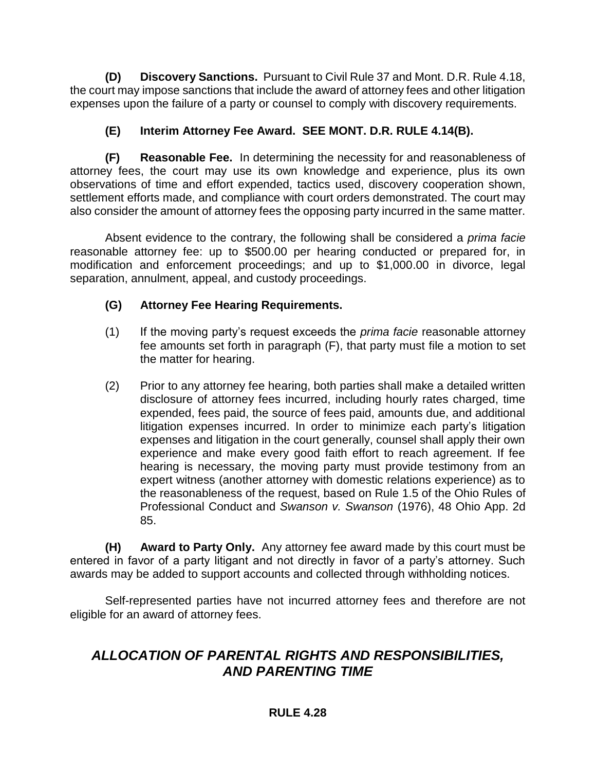**(D) Discovery Sanctions.** Pursuant to Civil Rule 37 and Mont. D.R. Rule 4.18, the court may impose sanctions that include the award of attorney fees and other litigation expenses upon the failure of a party or counsel to comply with discovery requirements.

**(E) Interim Attorney Fee Award. SEE MONT. D.R. RULE 4.14(B).**

**(F) Reasonable Fee.** In determining the necessity for and reasonableness of attorney fees, the court may use its own knowledge and experience, plus its own observations of time and effort expended, tactics used, discovery cooperation shown, settlement efforts made, and compliance with court orders demonstrated. The court may also consider the amount of attorney fees the opposing party incurred in the same matter.

Absent evidence to the contrary, the following shall be considered a *prima facie* reasonable attorney fee: up to $500.00 per hearing conducted or prepared for, in modification and enforcement proceedings; and up to $1,000.00 in divorce, legal separation, annulment, appeal, and custody proceedings.

**(G) Attorney Fee Hearing Requirements.**

(1) If the moving party's request exceeds the *prima facie* reasonable attorney fee amounts set forth in paragraph (F), that party must file a motion to set the matter for hearing.

(2) Prior to any attorney fee hearing, both parties shall make a detailed written disclosure of attorney fees incurred, including hourly rates charged, time expended, fees paid, the source of fees paid, amounts due, and additional litigation expenses incurred. In order to minimize each party's litigation expenses and litigation in the court generally, counsel shall apply their own experience and make every good faith effort to reach agreement. If fee hearing is necessary, the moving party must provide testimony from an expert witness (another attorney with domestic relations experience) as to the reasonableness of the request, based on Rule 1.5 of the Ohio Rules of Professional Conduct and *Swanson v. Swanson* (1976), 48 Ohio App. 2d 85.

**(H) Award to Party Only.** Any attorney fee award made by this court must be entered in favor of a party litigant and not directly in favor of a party's attorney. Such awards may be added to support accounts and collected through withholding notices.

Self-represented parties have not incurred attorney fees and therefore are not eligible for an award of attorney fees.

## *ALLOCATION OF PARENTAL RIGHTS AND RESPONSIBILITIES, AND PARENTING TIME*

### RULE 4.28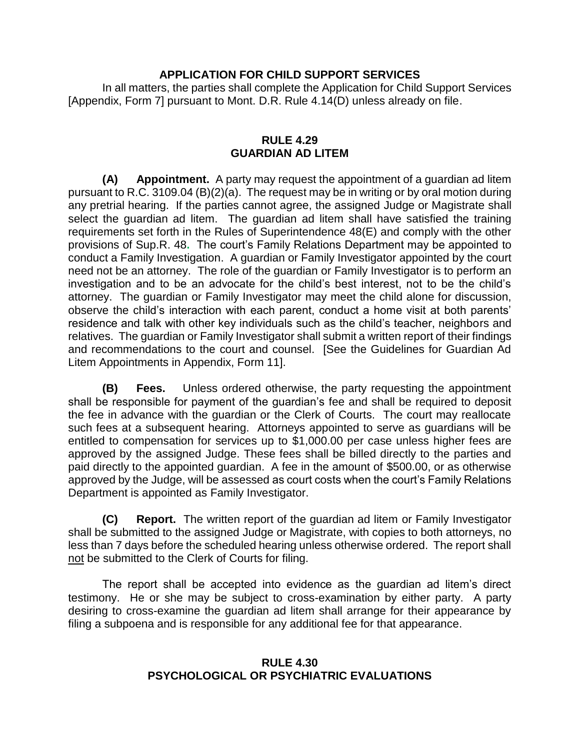## APPLICATION FOR CHILD SUPPORT SERVICES

In all matters, the parties shall complete the Application for Child Support Services [Appendix, Form 7] pursuant to Mont. D.R. Rule 4.14(D) unless already on file.

## RULE 4.29
## GUARDIAN AD LITEM

**(A) Appointment.** A party may request the appointment of a guardian ad litem pursuant to R.C. 3109.04 (B)(2)(a). The request may be in writing or by oral motion during any pretrial hearing. If the parties cannot agree, the assigned Judge or Magistrate shall select the guardian ad litem. The guardian ad litem shall have satisfied the training requirements set forth in the Rules of Superintendence 48(E) and comply with the other provisions of Sup.R. 48**.** The court's Family Relations Department may be appointed to conduct a Family Investigation. A guardian or Family Investigator appointed by the court need not be an attorney. The role of the guardian or Family Investigator is to perform an investigation and to be an advocate for the child's best interest, not to be the child's attorney. The guardian or Family Investigator may meet the child alone for discussion, observe the child's interaction with each parent, conduct a home visit at both parents' residence and talk with other key individuals such as the child's teacher, neighbors and relatives. The guardian or Family Investigator shall submit a written report of their findings and recommendations to the court and counsel. [See the Guidelines for Guardian Ad Litem Appointments in Appendix, Form 11].

**(B) Fees.** Unless ordered otherwise, the party requesting the appointment shall be responsible for payment of the guardian's fee and shall be required to deposit the fee in advance with the guardian or the Clerk of Courts. The court may reallocate such fees at a subsequent hearing. Attorneys appointed to serve as guardians will be entitled to compensation for services up to $1,000.00 per case unless higher fees are approved by the assigned Judge. These fees shall be billed directly to the parties and paid directly to the appointed guardian. A fee in the amount of $500.00, or as otherwise approved by the Judge, will be assessed as court costs when the court's Family Relations Department is appointed as Family Investigator.

**(C) Report.** The written report of the guardian ad litem or Family Investigator shall be submitted to the assigned Judge or Magistrate, with copies to both attorneys, no less than 7 days before the scheduled hearing unless otherwise ordered. The report shall not be submitted to the Clerk of Courts for filing.

The report shall be accepted into evidence as the guardian ad litem's direct testimony. He or she may be subject to cross-examination by either party. A party desiring to cross-examine the guardian ad litem shall arrange for their appearance by filing a subpoena and is responsible for any additional fee for that appearance.

## RULE 4.30
## PSYCHOLOGICAL OR PSYCHIATRIC EVALUATIONS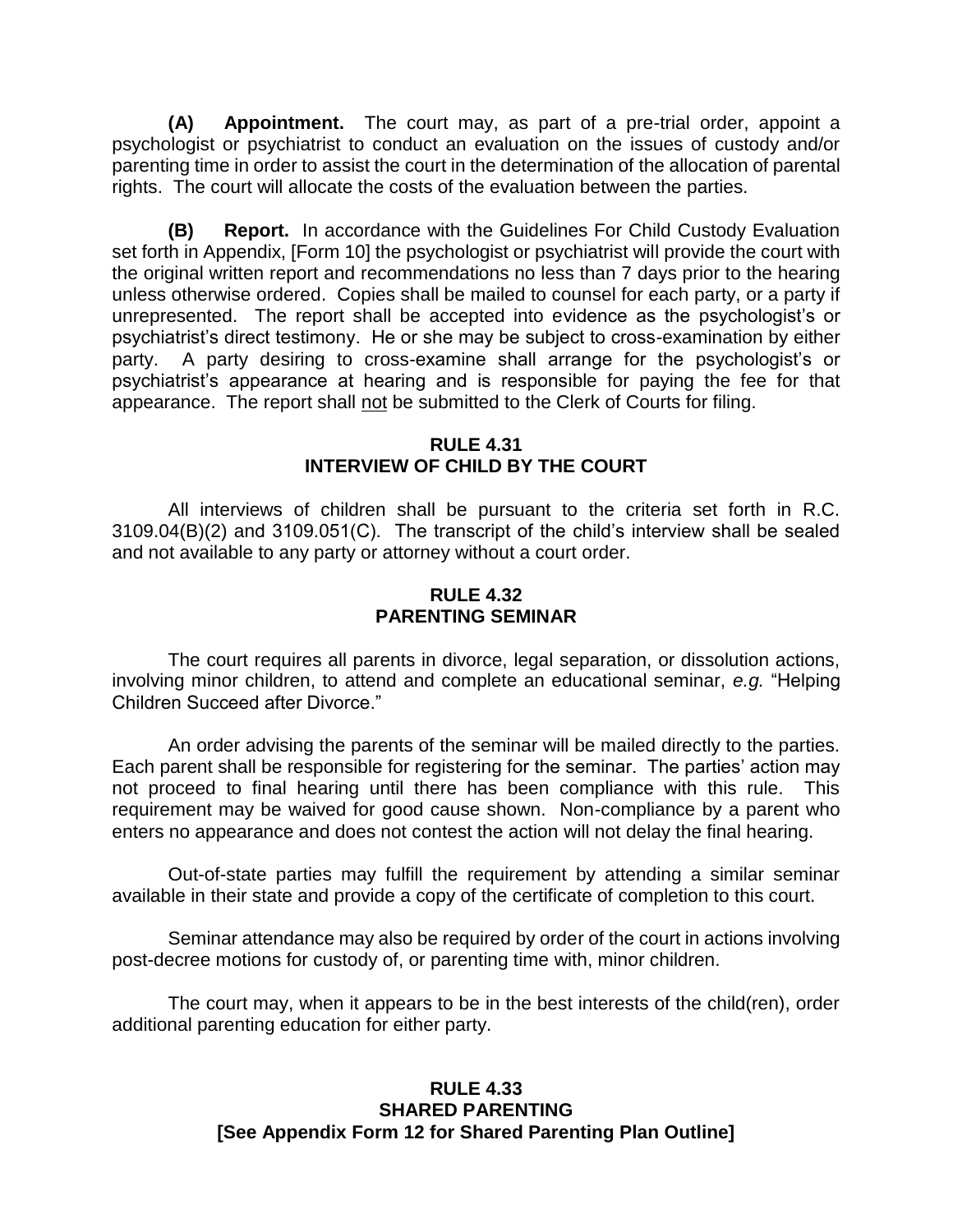**(A) Appointment.** The court may, as part of a pre-trial order, appoint a psychologist or psychiatrist to conduct an evaluation on the issues of custody and/or parenting time in order to assist the court in the determination of the allocation of parental rights. The court will allocate the costs of the evaluation between the parties.

**(B) Report.** In accordance with the Guidelines For Child Custody Evaluation set forth in Appendix, [Form 10] the psychologist or psychiatrist will provide the court with the original written report and recommendations no less than 7 days prior to the hearing unless otherwise ordered. Copies shall be mailed to counsel for each party, or a party if unrepresented. The report shall be accepted into evidence as the psychologist's or psychiatrist's direct testimony. He or she may be subject to cross-examination by either party. A party desiring to cross-examine shall arrange for the psychologist's or psychiatrist's appearance at hearing and is responsible for paying the fee for that appearance. The report shall <u>not</u> be submitted to the Clerk of Courts for filing.

## RULE 4.31
## INTERVIEW OF CHILD BY THE COURT

All interviews of children shall be pursuant to the criteria set forth in R.C. 3109.04(B)(2) and 3109.051(C). The transcript of the child's interview shall be sealed and not available to any party or attorney without a court order.

## RULE 4.32
## PARENTING SEMINAR

The court requires all parents in divorce, legal separation, or dissolution actions, involving minor children, to attend and complete an educational seminar, *e.g.* "Helping Children Succeed after Divorce."

An order advising the parents of the seminar will be mailed directly to the parties. Each parent shall be responsible for registering for the seminar. The parties' action may not proceed to final hearing until there has been compliance with this rule. This requirement may be waived for good cause shown. Non-compliance by a parent who enters no appearance and does not contest the action will not delay the final hearing.

Out-of-state parties may fulfill the requirement by attending a similar seminar available in their state and provide a copy of the certificate of completion to this court.

Seminar attendance may also be required by order of the court in actions involving post-decree motions for custody of, or parenting time with, minor children.

The court may, when it appears to be in the best interests of the child(ren), order additional parenting education for either party.

## RULE 4.33
## SHARED PARENTING
## [See Appendix Form 12 for Shared Parenting Plan Outline]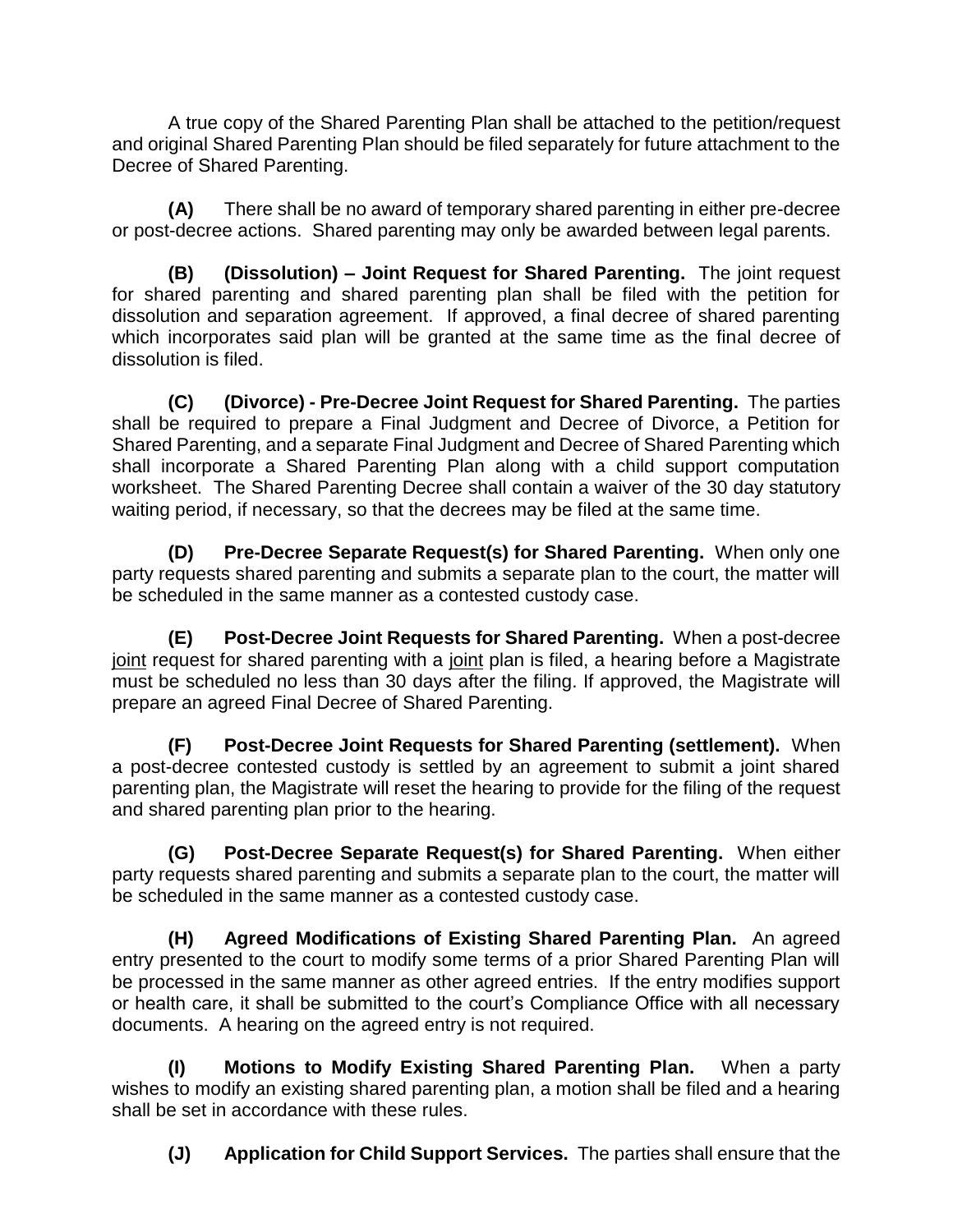A true copy of the Shared Parenting Plan shall be attached to the petition/request and original Shared Parenting Plan should be filed separately for future attachment to the Decree of Shared Parenting.

**(A)** There shall be no award of temporary shared parenting in either pre-decree or post-decree actions. Shared parenting may only be awarded between legal parents.

**(B) (Dissolution) – Joint Request for Shared Parenting.** The joint request for shared parenting and shared parenting plan shall be filed with the petition for dissolution and separation agreement. If approved, a final decree of shared parenting which incorporates said plan will be granted at the same time as the final decree of dissolution is filed.

**(C) (Divorce) - Pre-Decree Joint Request for Shared Parenting.** The parties shall be required to prepare a Final Judgment and Decree of Divorce, a Petition for Shared Parenting, and a separate Final Judgment and Decree of Shared Parenting which shall incorporate a Shared Parenting Plan along with a child support computation worksheet. The Shared Parenting Decree shall contain a waiver of the 30 day statutory waiting period, if necessary, so that the decrees may be filed at the same time.

**(D) Pre-Decree Separate Request(s) for Shared Parenting.** When only one party requests shared parenting and submits a separate plan to the court, the matter will be scheduled in the same manner as a contested custody case.

**(E) Post-Decree Joint Requests for Shared Parenting.** When a post-decree <u>joint</u> request for shared parenting with a <u>joint</u> plan is filed, a hearing before a Magistrate must be scheduled no less than 30 days after the filing. If approved, the Magistrate will prepare an agreed Final Decree of Shared Parenting.

**(F) Post-Decree Joint Requests for Shared Parenting (settlement).** When a post-decree contested custody is settled by an agreement to submit a joint shared parenting plan, the Magistrate will reset the hearing to provide for the filing of the request and shared parenting plan prior to the hearing.

**(G) Post-Decree Separate Request(s) for Shared Parenting.** When either party requests shared parenting and submits a separate plan to the court, the matter will be scheduled in the same manner as a contested custody case.

**(H) Agreed Modifications of Existing Shared Parenting Plan.** An agreed entry presented to the court to modify some terms of a prior Shared Parenting Plan will be processed in the same manner as other agreed entries. If the entry modifies support or health care, it shall be submitted to the court's Compliance Office with all necessary documents. A hearing on the agreed entry is not required.

**(I) Motions to Modify Existing Shared Parenting Plan.** When a party wishes to modify an existing shared parenting plan, a motion shall be filed and a hearing shall be set in accordance with these rules.

**(J) Application for Child Support Services.** The parties shall ensure that the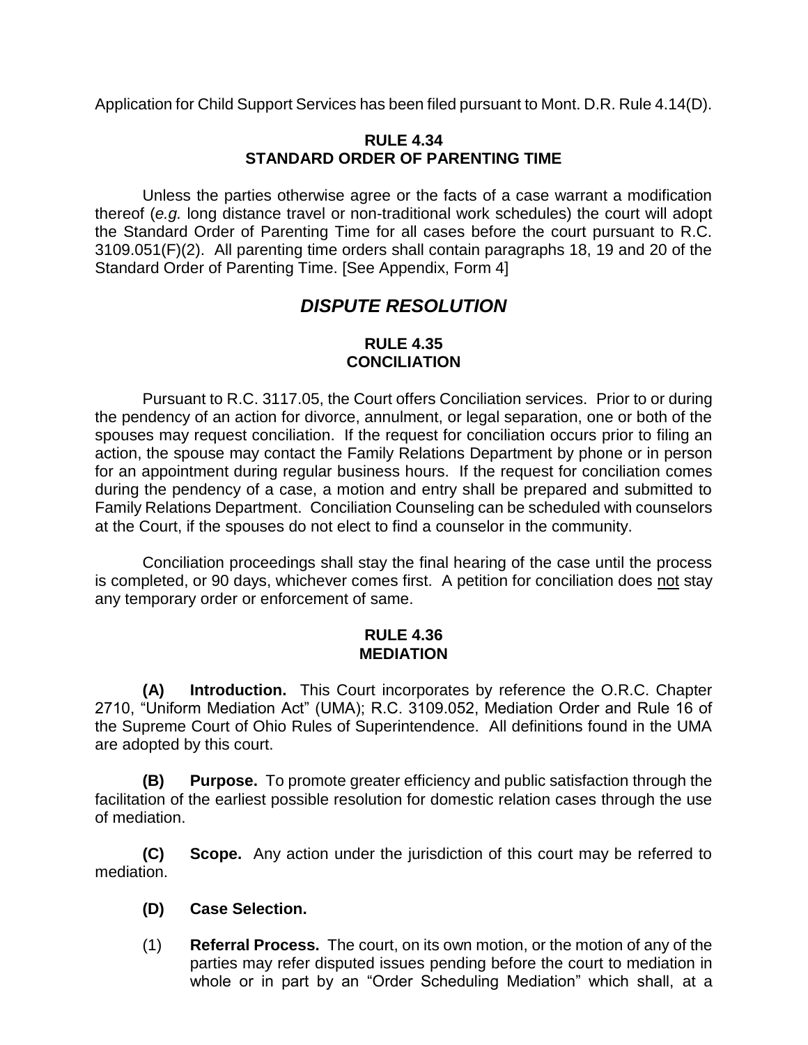Application for Child Support Services has been filed pursuant to Mont. D.R. Rule 4.14(D).

### RULE 4.34
### STANDARD ORDER OF PARENTING TIME

Unless the parties otherwise agree or the facts of a case warrant a modification thereof (*e.g.* long distance travel or non-traditional work schedules) the court will adopt the Standard Order of Parenting Time for all cases before the court pursuant to R.C. 3109.051(F)(2). All parenting time orders shall contain paragraphs 18, 19 and 20 of the Standard Order of Parenting Time. [See Appendix, Form 4]

## *DISPUTE RESOLUTION*

### RULE 4.35
### CONCILIATION

Pursuant to R.C. 3117.05, the Court offers Conciliation services. Prior to or during the pendency of an action for divorce, annulment, or legal separation, one or both of the spouses may request conciliation. If the request for conciliation occurs prior to filing an action, the spouse may contact the Family Relations Department by phone or in person for an appointment during regular business hours. If the request for conciliation comes during the pendency of a case, a motion and entry shall be prepared and submitted to Family Relations Department. Conciliation Counseling can be scheduled with counselors at the Court, if the spouses do not elect to find a counselor in the community.

Conciliation proceedings shall stay the final hearing of the case until the process is completed, or 90 days, whichever comes first. A petition for conciliation does not stay any temporary order or enforcement of same.

### RULE 4.36
### MEDIATION

**(A) Introduction.** This Court incorporates by reference the O.R.C. Chapter 2710, "Uniform Mediation Act" (UMA); R.C. 3109.052, Mediation Order and Rule 16 of the Supreme Court of Ohio Rules of Superintendence. All definitions found in the UMA are adopted by this court.

**(B) Purpose.** To promote greater efficiency and public satisfaction through the facilitation of the earliest possible resolution for domestic relation cases through the use of mediation.

**(C) Scope.** Any action under the jurisdiction of this court may be referred to mediation.

**(D) Case Selection.**

(1) **Referral Process.** The court, on its own motion, or the motion of any of the parties may refer disputed issues pending before the court to mediation in whole or in part by an "Order Scheduling Mediation" which shall, at a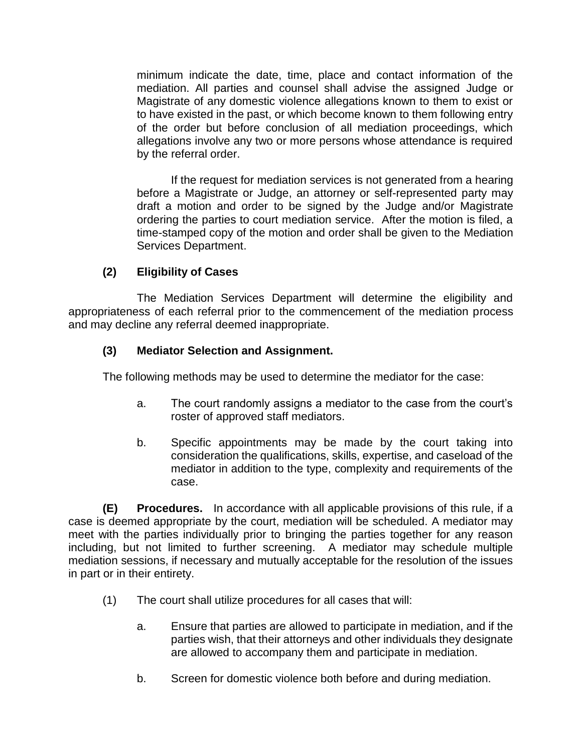minimum indicate the date, time, place and contact information of the mediation. All parties and counsel shall advise the assigned Judge or Magistrate of any domestic violence allegations known to them to exist or to have existed in the past, or which become known to them following entry of the order but before conclusion of all mediation proceedings, which allegations involve any two or more persons whose attendance is required by the referral order.

If the request for mediation services is not generated from a hearing before a Magistrate or Judge, an attorney or self-represented party may draft a motion and order to be signed by the Judge and/or Magistrate ordering the parties to court mediation service. After the motion is filed, a time-stamped copy of the motion and order shall be given to the Mediation Services Department.

**(2) Eligibility of Cases**

The Mediation Services Department will determine the eligibility and appropriateness of each referral prior to the commencement of the mediation process and may decline any referral deemed inappropriate.

**(3) Mediator Selection and Assignment.**

The following methods may be used to determine the mediator for the case:

a. The court randomly assigns a mediator to the case from the court's roster of approved staff mediators.

b. Specific appointments may be made by the court taking into consideration the qualifications, skills, expertise, and caseload of the mediator in addition to the type, complexity and requirements of the case.

**(E) Procedures.** In accordance with all applicable provisions of this rule, if a case is deemed appropriate by the court, mediation will be scheduled. A mediator may meet with the parties individually prior to bringing the parties together for any reason including, but not limited to further screening. A mediator may schedule multiple mediation sessions, if necessary and mutually acceptable for the resolution of the issues in part or in their entirety.

(1) The court shall utilize procedures for all cases that will:

a. Ensure that parties are allowed to participate in mediation, and if the parties wish, that their attorneys and other individuals they designate are allowed to accompany them and participate in mediation.

b. Screen for domestic violence both before and during mediation.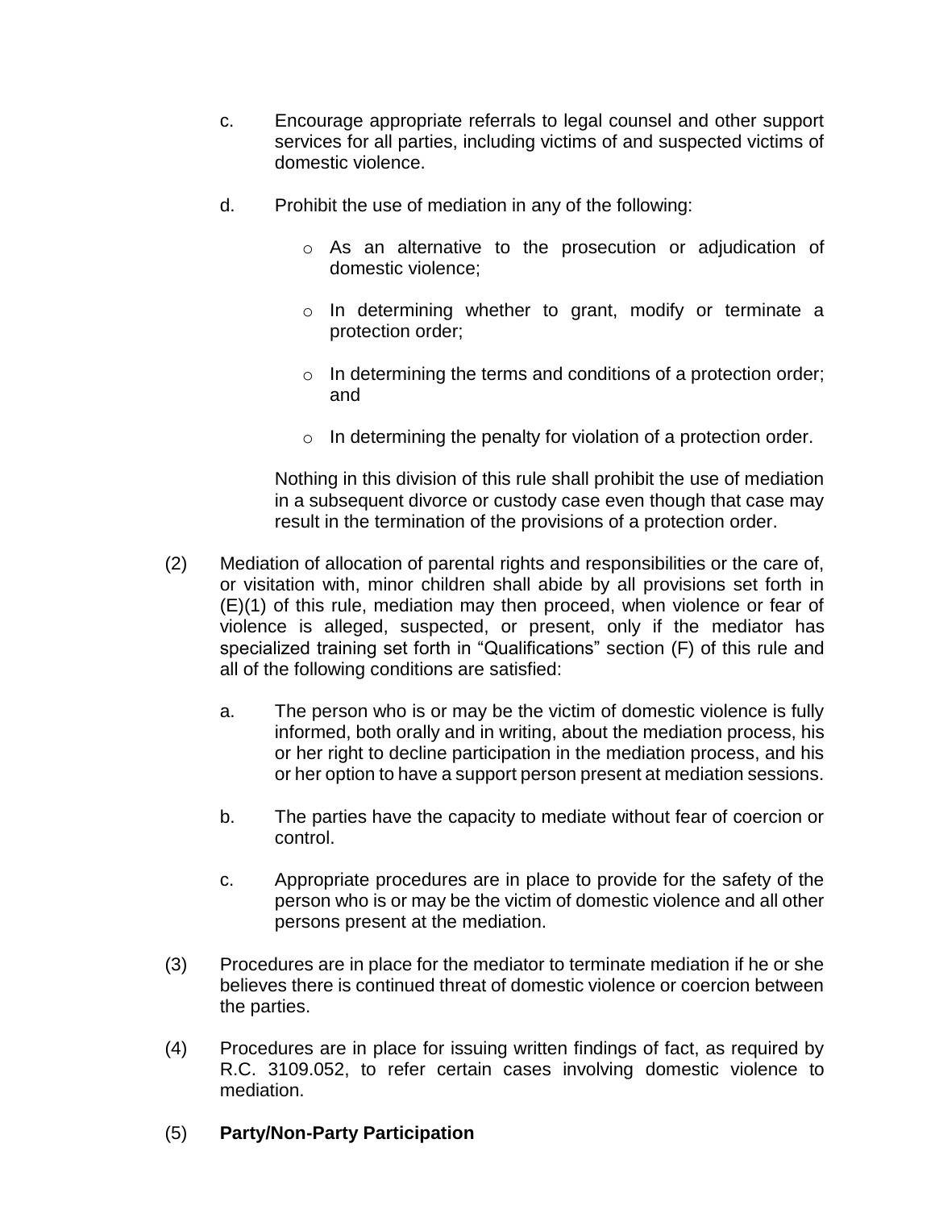c. Encourage appropriate referrals to legal counsel and other support services for all parties, including victims of and suspected victims of domestic violence.

d. Prohibit the use of mediation in any of the following:

   - As an alternative to the prosecution or adjudication of domestic violence;

   - In determining whether to grant, modify or terminate a protection order;

   - In determining the terms and conditions of a protection order; and

   - In determining the penalty for violation of a protection order.

   Nothing in this division of this rule shall prohibit the use of mediation in a subsequent divorce or custody case even though that case may result in the termination of the provisions of a protection order.

(2) Mediation of allocation of parental rights and responsibilities or the care of, or visitation with, minor children shall abide by all provisions set forth in (E)(1) of this rule, mediation may then proceed, when violence or fear of violence is alleged, suspected, or present, only if the mediator has specialized training set forth in "Qualifications" section (F) of this rule and all of the following conditions are satisfied:

   a. The person who is or may be the victim of domestic violence is fully informed, both orally and in writing, about the mediation process, his or her right to decline participation in the mediation process, and his or her option to have a support person present at mediation sessions.

   b. The parties have the capacity to mediate without fear of coercion or control.

   c. Appropriate procedures are in place to provide for the safety of the person who is or may be the victim of domestic violence and all other persons present at the mediation.

(3) Procedures are in place for the mediator to terminate mediation if he or she believes there is continued threat of domestic violence or coercion between the parties.

(4) Procedures are in place for issuing written findings of fact, as required by R.C. 3109.052, to refer certain cases involving domestic violence to mediation.

(5) **Party/Non-Party Participation**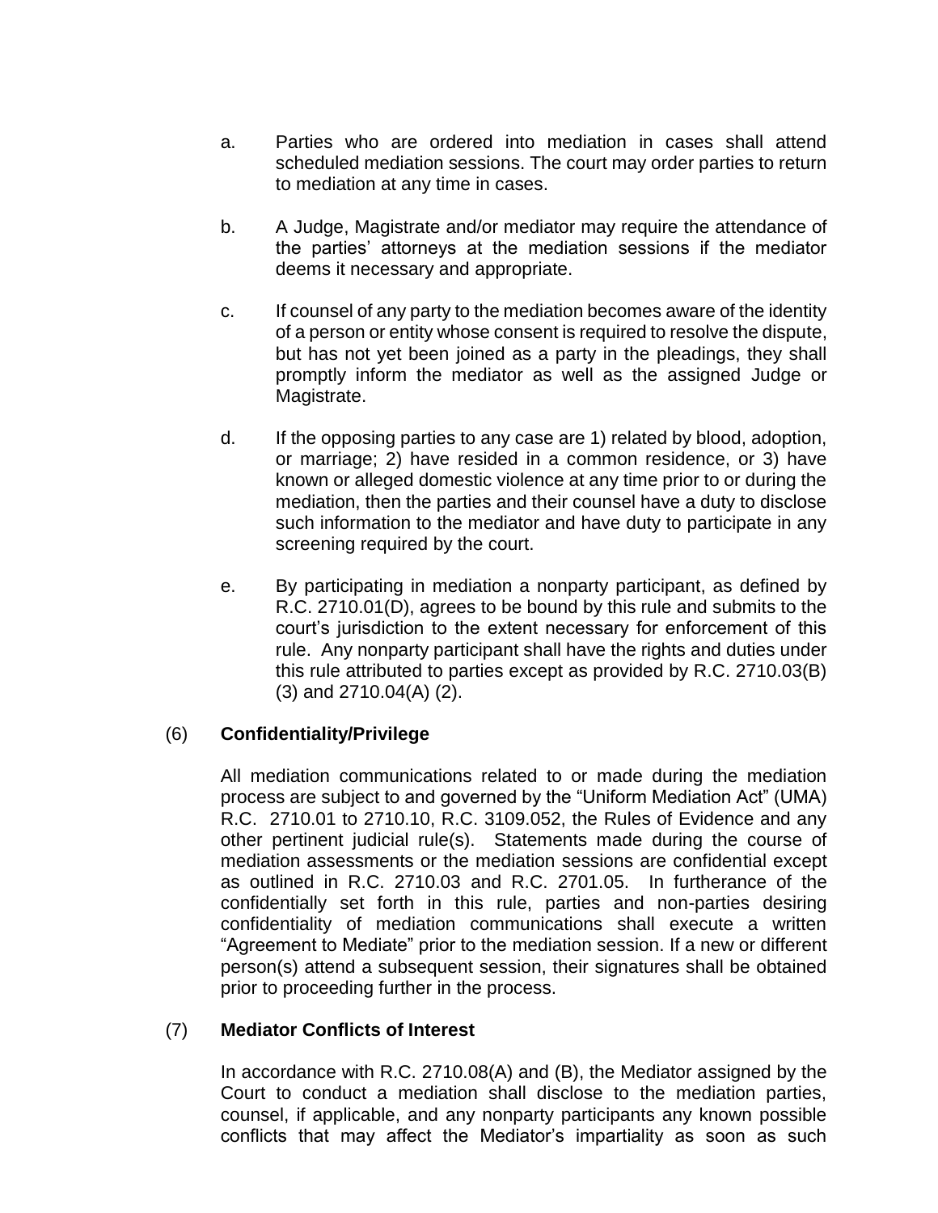a. Parties who are ordered into mediation in cases shall attend scheduled mediation sessions. The court may order parties to return to mediation at any time in cases.

b. A Judge, Magistrate and/or mediator may require the attendance of the parties' attorneys at the mediation sessions if the mediator deems it necessary and appropriate.

c. If counsel of any party to the mediation becomes aware of the identity of a person or entity whose consent is required to resolve the dispute, but has not yet been joined as a party in the pleadings, they shall promptly inform the mediator as well as the assigned Judge or Magistrate.

d. If the opposing parties to any case are 1) related by blood, adoption, or marriage; 2) have resided in a common residence, or 3) have known or alleged domestic violence at any time prior to or during the mediation, then the parties and their counsel have a duty to disclose such information to the mediator and have duty to participate in any screening required by the court.

e. By participating in mediation a nonparty participant, as defined by R.C. 2710.01(D), agrees to be bound by this rule and submits to the court's jurisdiction to the extent necessary for enforcement of this rule. Any nonparty participant shall have the rights and duties under this rule attributed to parties except as provided by R.C. 2710.03(B) (3) and 2710.04(A) (2).

(6) **Confidentiality/Privilege**

All mediation communications related to or made during the mediation process are subject to and governed by the "Uniform Mediation Act" (UMA) R.C. 2710.01 to 2710.10, R.C. 3109.052, the Rules of Evidence and any other pertinent judicial rule(s). Statements made during the course of mediation assessments or the mediation sessions are confidential except as outlined in R.C. 2710.03 and R.C. 2701.05. In furtherance of the confidentially set forth in this rule, parties and non-parties desiring confidentiality of mediation communications shall execute a written "Agreement to Mediate" prior to the mediation session. If a new or different person(s) attend a subsequent session, their signatures shall be obtained prior to proceeding further in the process.

(7) **Mediator Conflicts of Interest**

In accordance with R.C. 2710.08(A) and (B), the Mediator assigned by the Court to conduct a mediation shall disclose to the mediation parties, counsel, if applicable, and any nonparty participants any known possible conflicts that may affect the Mediator's impartiality as soon as such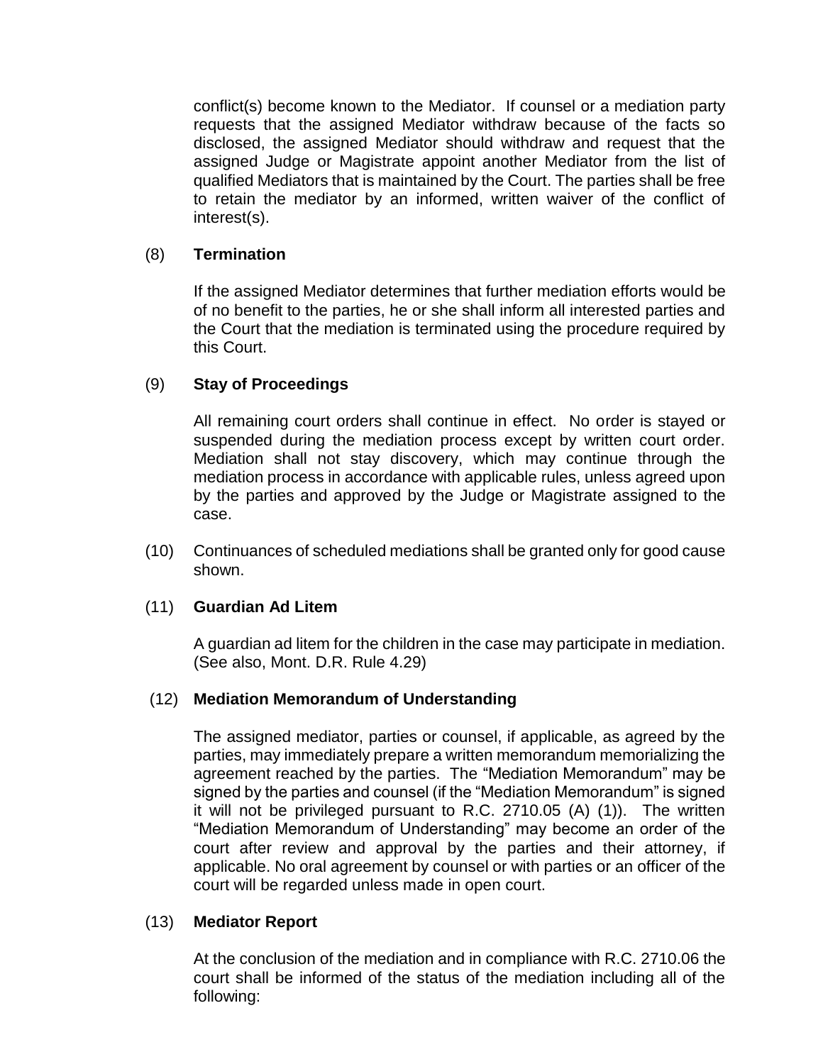conflict(s) become known to the Mediator. If counsel or a mediation party requests that the assigned Mediator withdraw because of the facts so disclosed, the assigned Mediator should withdraw and request that the assigned Judge or Magistrate appoint another Mediator from the list of qualified Mediators that is maintained by the Court. The parties shall be free to retain the mediator by an informed, written waiver of the conflict of interest(s).

(8) **Termination**

If the assigned Mediator determines that further mediation efforts would be of no benefit to the parties, he or she shall inform all interested parties and the Court that the mediation is terminated using the procedure required by this Court.

(9) **Stay of Proceedings**

All remaining court orders shall continue in effect. No order is stayed or suspended during the mediation process except by written court order. Mediation shall not stay discovery, which may continue through the mediation process in accordance with applicable rules, unless agreed upon by the parties and approved by the Judge or Magistrate assigned to the case.

(10) Continuances of scheduled mediations shall be granted only for good cause shown.

(11) **Guardian Ad Litem**

A guardian ad litem for the children in the case may participate in mediation. (See also, Mont. D.R. Rule 4.29)

(12) **Mediation Memorandum of Understanding**

The assigned mediator, parties or counsel, if applicable, as agreed by the parties, may immediately prepare a written memorandum memorializing the agreement reached by the parties. The "Mediation Memorandum" may be signed by the parties and counsel (if the "Mediation Memorandum" is signed it will not be privileged pursuant to R.C. 2710.05 (A) (1)). The written "Mediation Memorandum of Understanding" may become an order of the court after review and approval by the parties and their attorney, if applicable. No oral agreement by counsel or with parties or an officer of the court will be regarded unless made in open court.

(13) **Mediator Report**

At the conclusion of the mediation and in compliance with R.C. 2710.06 the court shall be informed of the status of the mediation including all of the following: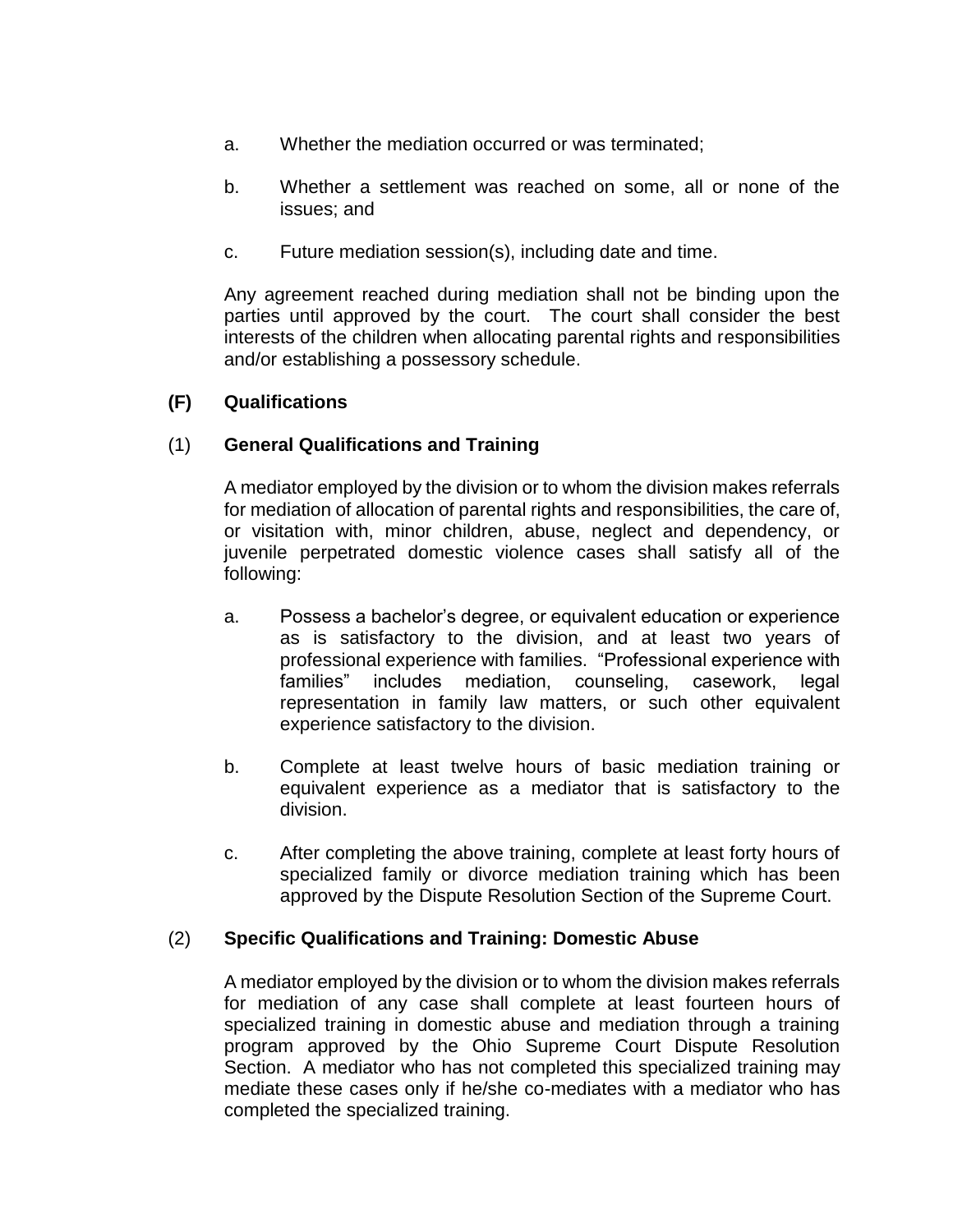a. Whether the mediation occurred or was terminated;

b. Whether a settlement was reached on some, all or none of the issues; and

c. Future mediation session(s), including date and time.

Any agreement reached during mediation shall not be binding upon the parties until approved by the court. The court shall consider the best interests of the children when allocating parental rights and responsibilities and/or establishing a possessory schedule.

**(F) Qualifications**

(1) **General Qualifications and Training**

A mediator employed by the division or to whom the division makes referrals for mediation of allocation of parental rights and responsibilities, the care of, or visitation with, minor children, abuse, neglect and dependency, or juvenile perpetrated domestic violence cases shall satisfy all of the following:

a. Possess a bachelor's degree, or equivalent education or experience as is satisfactory to the division, and at least two years of professional experience with families. "Professional experience with families" includes mediation, counseling, casework, legal representation in family law matters, or such other equivalent experience satisfactory to the division.

b. Complete at least twelve hours of basic mediation training or equivalent experience as a mediator that is satisfactory to the division.

c. After completing the above training, complete at least forty hours of specialized family or divorce mediation training which has been approved by the Dispute Resolution Section of the Supreme Court.

(2) **Specific Qualifications and Training: Domestic Abuse**

A mediator employed by the division or to whom the division makes referrals for mediation of any case shall complete at least fourteen hours of specialized training in domestic abuse and mediation through a training program approved by the Ohio Supreme Court Dispute Resolution Section. A mediator who has not completed this specialized training may mediate these cases only if he/she co-mediates with a mediator who has completed the specialized training.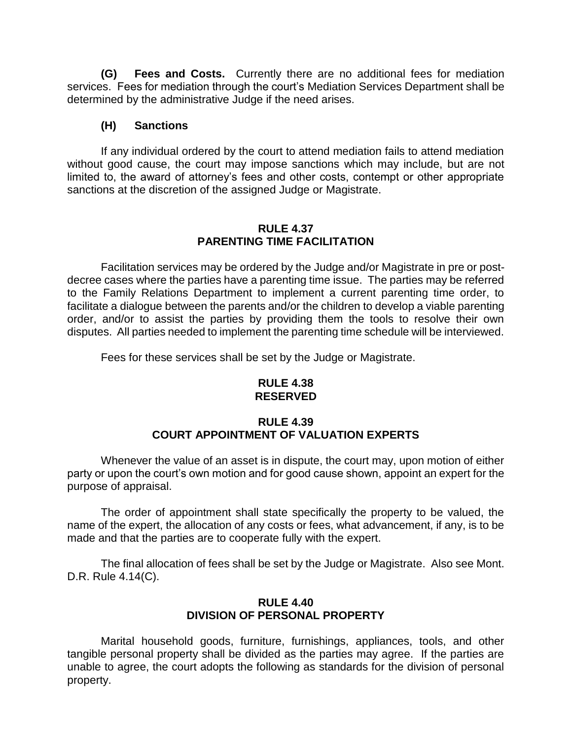**(G) Fees and Costs.** Currently there are no additional fees for mediation services. Fees for mediation through the court's Mediation Services Department shall be determined by the administrative Judge if the need arises.

**(H) Sanctions**

If any individual ordered by the court to attend mediation fails to attend mediation without good cause, the court may impose sanctions which may include, but are not limited to, the award of attorney's fees and other costs, contempt or other appropriate sanctions at the discretion of the assigned Judge or Magistrate.

## RULE 4.37
## PARENTING TIME FACILITATION

Facilitation services may be ordered by the Judge and/or Magistrate in pre or post-decree cases where the parties have a parenting time issue. The parties may be referred to the Family Relations Department to implement a current parenting time order, to facilitate a dialogue between the parents and/or the children to develop a viable parenting order, and/or to assist the parties by providing them the tools to resolve their own disputes. All parties needed to implement the parenting time schedule will be interviewed.

Fees for these services shall be set by the Judge or Magistrate.

## RULE 4.38
## RESERVED

## RULE 4.39
## COURT APPOINTMENT OF VALUATION EXPERTS

Whenever the value of an asset is in dispute, the court may, upon motion of either party or upon the court's own motion and for good cause shown, appoint an expert for the purpose of appraisal.

The order of appointment shall state specifically the property to be valued, the name of the expert, the allocation of any costs or fees, what advancement, if any, is to be made and that the parties are to cooperate fully with the expert.

The final allocation of fees shall be set by the Judge or Magistrate. Also see Mont. D.R. Rule 4.14(C).

## RULE 4.40
## DIVISION OF PERSONAL PROPERTY

Marital household goods, furniture, furnishings, appliances, tools, and other tangible personal property shall be divided as the parties may agree. If the parties are unable to agree, the court adopts the following as standards for the division of personal property.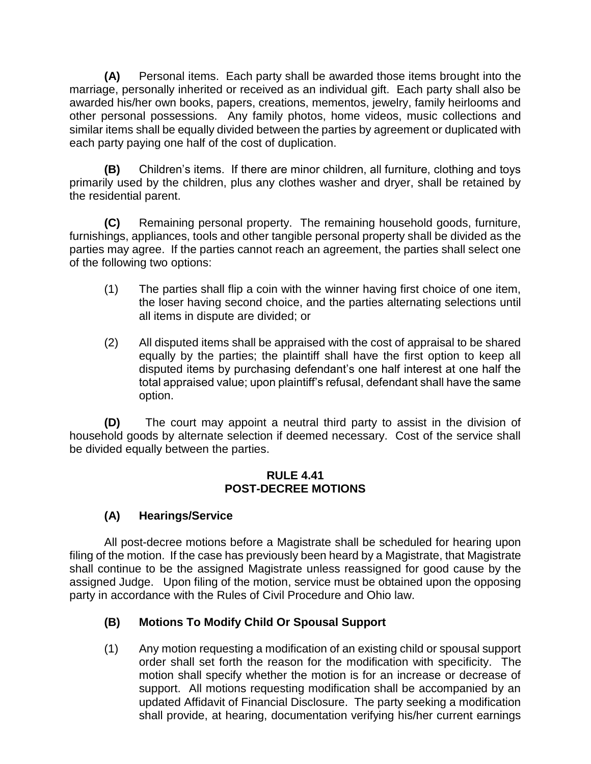**(A)** Personal items. Each party shall be awarded those items brought into the marriage, personally inherited or received as an individual gift. Each party shall also be awarded his/her own books, papers, creations, mementos, jewelry, family heirlooms and other personal possessions. Any family photos, home videos, music collections and similar items shall be equally divided between the parties by agreement or duplicated with each party paying one half of the cost of duplication.

**(B)** Children's items. If there are minor children, all furniture, clothing and toys primarily used by the children, plus any clothes washer and dryer, shall be retained by the residential parent.

**(C)** Remaining personal property. The remaining household goods, furniture, furnishings, appliances, tools and other tangible personal property shall be divided as the parties may agree. If the parties cannot reach an agreement, the parties shall select one of the following two options:

(1) The parties shall flip a coin with the winner having first choice of one item, the loser having second choice, and the parties alternating selections until all items in dispute are divided; or

(2) All disputed items shall be appraised with the cost of appraisal to be shared equally by the parties; the plaintiff shall have the first option to keep all disputed items by purchasing defendant's one half interest at one half the total appraised value; upon plaintiff's refusal, defendant shall have the same option.

**(D)** The court may appoint a neutral third party to assist in the division of household goods by alternate selection if deemed necessary. Cost of the service shall be divided equally between the parties.

## RULE 4.41
## POST-DECREE MOTIONS

### (A) Hearings/Service

All post-decree motions before a Magistrate shall be scheduled for hearing upon filing of the motion. If the case has previously been heard by a Magistrate, that Magistrate shall continue to be the assigned Magistrate unless reassigned for good cause by the assigned Judge. Upon filing of the motion, service must be obtained upon the opposing party in accordance with the Rules of Civil Procedure and Ohio law.

### (B) Motions To Modify Child Or Spousal Support

(1) Any motion requesting a modification of an existing child or spousal support order shall set forth the reason for the modification with specificity. The motion shall specify whether the motion is for an increase or decrease of support. All motions requesting modification shall be accompanied by an updated Affidavit of Financial Disclosure. The party seeking a modification shall provide, at hearing, documentation verifying his/her current earnings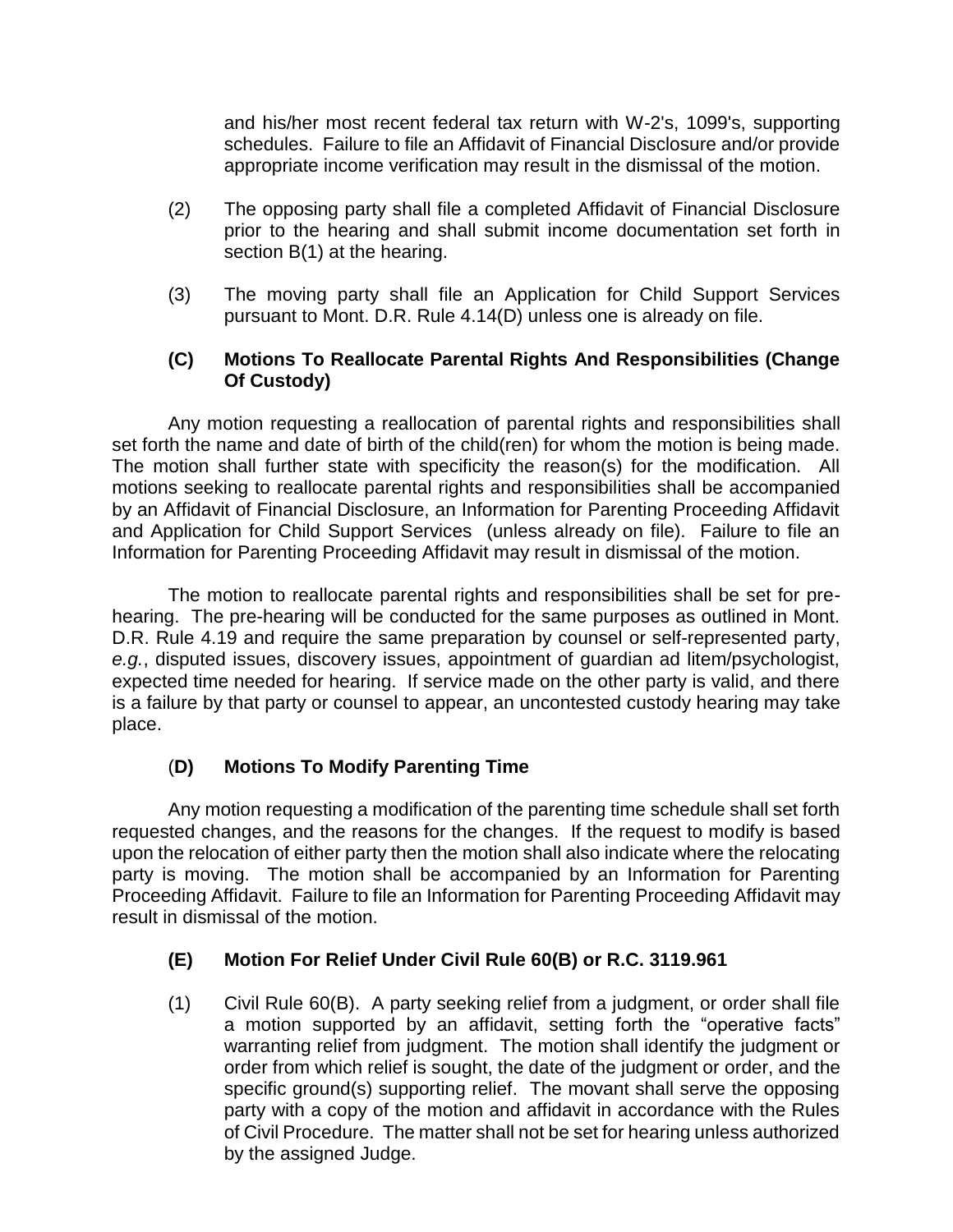and his/her most recent federal tax return with W-2's, 1099's, supporting schedules. Failure to file an Affidavit of Financial Disclosure and/or provide appropriate income verification may result in the dismissal of the motion.

(2) The opposing party shall file a completed Affidavit of Financial Disclosure prior to the hearing and shall submit income documentation set forth in section B(1) at the hearing.

(3) The moving party shall file an Application for Child Support Services pursuant to Mont. D.R. Rule 4.14(D) unless one is already on file.

### (C) Motions To Reallocate Parental Rights And Responsibilities (Change Of Custody)

Any motion requesting a reallocation of parental rights and responsibilities shall set forth the name and date of birth of the child(ren) for whom the motion is being made. The motion shall further state with specificity the reason(s) for the modification. All motions seeking to reallocate parental rights and responsibilities shall be accompanied by an Affidavit of Financial Disclosure, an Information for Parenting Proceeding Affidavit and Application for Child Support Services (unless already on file). Failure to file an Information for Parenting Proceeding Affidavit may result in dismissal of the motion.

The motion to reallocate parental rights and responsibilities shall be set for pre-hearing. The pre-hearing will be conducted for the same purposes as outlined in Mont. D.R. Rule 4.19 and require the same preparation by counsel or self-represented party, *e.g.*, disputed issues, discovery issues, appointment of guardian ad litem/psychologist, expected time needed for hearing. If service made on the other party is valid, and there is a failure by that party or counsel to appear, an uncontested custody hearing may take place.

### (D) Motions To Modify Parenting Time

Any motion requesting a modification of the parenting time schedule shall set forth requested changes, and the reasons for the changes. If the request to modify is based upon the relocation of either party then the motion shall also indicate where the relocating party is moving. The motion shall be accompanied by an Information for Parenting Proceeding Affidavit. Failure to file an Information for Parenting Proceeding Affidavit may result in dismissal of the motion.

### (E) Motion For Relief Under Civil Rule 60(B) or R.C. 3119.961

(1) Civil Rule 60(B). A party seeking relief from a judgment, or order shall file a motion supported by an affidavit, setting forth the "operative facts" warranting relief from judgment. The motion shall identify the judgment or order from which relief is sought, the date of the judgment or order, and the specific ground(s) supporting relief. The movant shall serve the opposing party with a copy of the motion and affidavit in accordance with the Rules of Civil Procedure. The matter shall not be set for hearing unless authorized by the assigned Judge.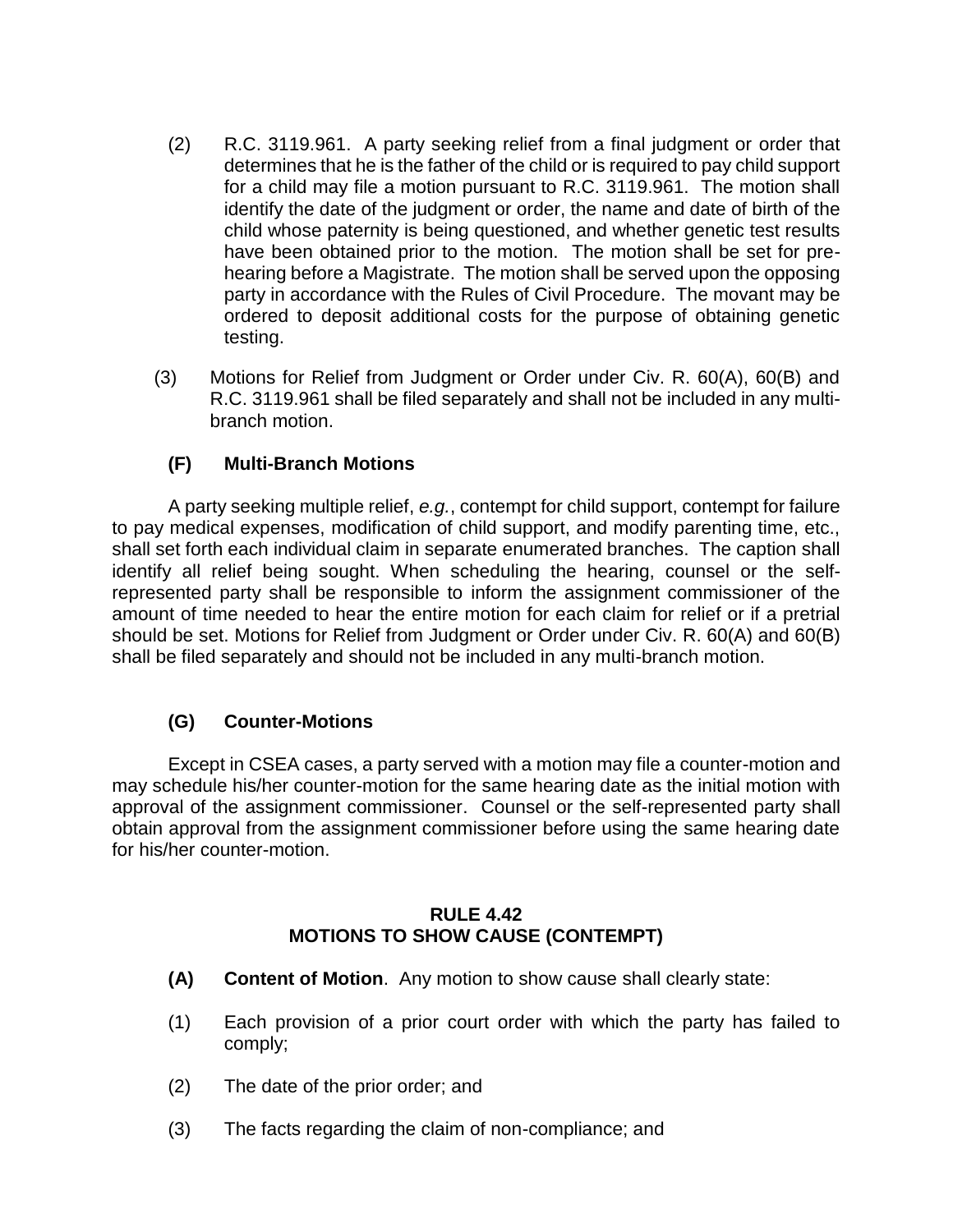(2) R.C. 3119.961. A party seeking relief from a final judgment or order that determines that he is the father of the child or is required to pay child support for a child may file a motion pursuant to R.C. 3119.961. The motion shall identify the date of the judgment or order, the name and date of birth of the child whose paternity is being questioned, and whether genetic test results have been obtained prior to the motion. The motion shall be set for pre-hearing before a Magistrate. The motion shall be served upon the opposing party in accordance with the Rules of Civil Procedure. The movant may be ordered to deposit additional costs for the purpose of obtaining genetic testing.

(3) Motions for Relief from Judgment or Order under Civ. R. 60(A), 60(B) and R.C. 3119.961 shall be filed separately and shall not be included in any multi-branch motion.

**(F) Multi-Branch Motions**

A party seeking multiple relief, *e.g.*, contempt for child support, contempt for failure to pay medical expenses, modification of child support, and modify parenting time, etc., shall set forth each individual claim in separate enumerated branches. The caption shall identify all relief being sought. When scheduling the hearing, counsel or the self-represented party shall be responsible to inform the assignment commissioner of the amount of time needed to hear the entire motion for each claim for relief or if a pretrial should be set. Motions for Relief from Judgment or Order under Civ. R. 60(A) and 60(B) shall be filed separately and should not be included in any multi-branch motion.

**(G) Counter-Motions**

Except in CSEA cases, a party served with a motion may file a counter-motion and may schedule his/her counter-motion for the same hearing date as the initial motion with approval of the assignment commissioner. Counsel or the self-represented party shall obtain approval from the assignment commissioner before using the same hearing date for his/her counter-motion.

## RULE 4.42
## MOTIONS TO SHOW CAUSE (CONTEMPT)

**(A) Content of Motion**. Any motion to show cause shall clearly state:

(1) Each provision of a prior court order with which the party has failed to comply;

(2) The date of the prior order; and

(3) The facts regarding the claim of non-compliance; and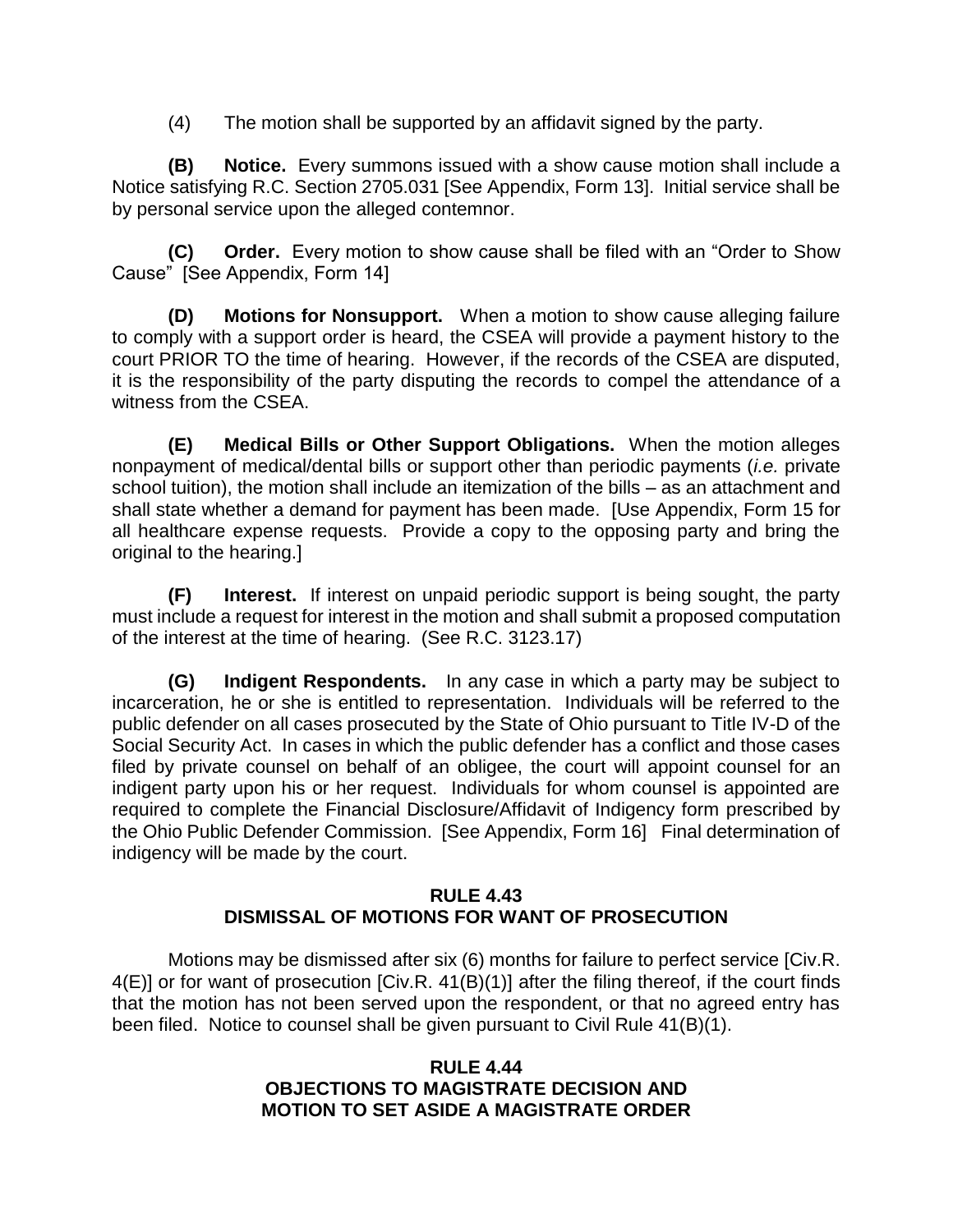(4) The motion shall be supported by an affidavit signed by the party.

**(B) Notice.** Every summons issued with a show cause motion shall include a Notice satisfying R.C. Section 2705.031 [See Appendix, Form 13]. Initial service shall be by personal service upon the alleged contemnor.

**(C) Order.** Every motion to show cause shall be filed with an "Order to Show Cause" [See Appendix, Form 14]

**(D) Motions for Nonsupport.** When a motion to show cause alleging failure to comply with a support order is heard, the CSEA will provide a payment history to the court PRIOR TO the time of hearing. However, if the records of the CSEA are disputed, it is the responsibility of the party disputing the records to compel the attendance of a witness from the CSEA.

**(E) Medical Bills or Other Support Obligations.** When the motion alleges nonpayment of medical/dental bills or support other than periodic payments (*i.e.* private school tuition), the motion shall include an itemization of the bills – as an attachment and shall state whether a demand for payment has been made. [Use Appendix, Form 15 for all healthcare expense requests. Provide a copy to the opposing party and bring the original to the hearing.]

**(F) Interest.** If interest on unpaid periodic support is being sought, the party must include a request for interest in the motion and shall submit a proposed computation of the interest at the time of hearing. (See R.C. 3123.17)

**(G) Indigent Respondents.** In any case in which a party may be subject to incarceration, he or she is entitled to representation. Individuals will be referred to the public defender on all cases prosecuted by the State of Ohio pursuant to Title IV-D of the Social Security Act. In cases in which the public defender has a conflict and those cases filed by private counsel on behalf of an obligee, the court will appoint counsel for an indigent party upon his or her request. Individuals for whom counsel is appointed are required to complete the Financial Disclosure/Affidavit of Indigency form prescribed by the Ohio Public Defender Commission. [See Appendix, Form 16] Final determination of indigency will be made by the court.

## RULE 4.43
## DISMISSAL OF MOTIONS FOR WANT OF PROSECUTION

Motions may be dismissed after six (6) months for failure to perfect service [Civ.R. 4(E)] or for want of prosecution [Civ.R. 41(B)(1)] after the filing thereof, if the court finds that the motion has not been served upon the respondent, or that no agreed entry has been filed. Notice to counsel shall be given pursuant to Civil Rule 41(B)(1).

## RULE 4.44
## OBJECTIONS TO MAGISTRATE DECISION AND MOTION TO SET ASIDE A MAGISTRATE ORDER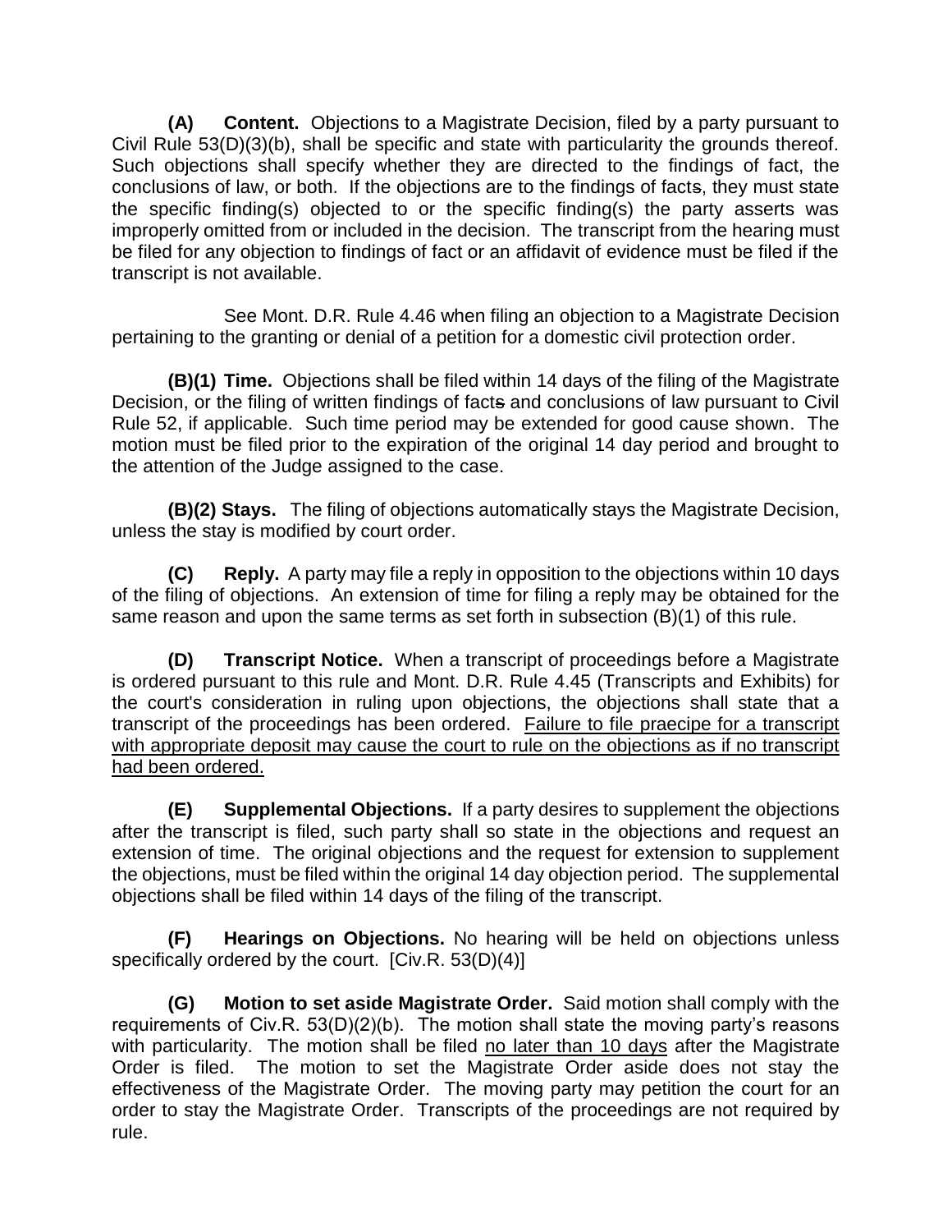**(A) Content.** Objections to a Magistrate Decision, filed by a party pursuant to Civil Rule 53(D)(3)(b), shall be specific and state with particularity the grounds thereof. Such objections shall specify whether they are directed to the findings of fact, the conclusions of law, or both. If the objections are to the findings of facts, they must state the specific finding(s) objected to or the specific finding(s) the party asserts was improperly omitted from or included in the decision. The transcript from the hearing must be filed for any objection to findings of fact or an affidavit of evidence must be filed if the transcript is not available.

See Mont. D.R. Rule 4.46 when filing an objection to a Magistrate Decision pertaining to the granting or denial of a petition for a domestic civil protection order.

**(B)(1) Time.** Objections shall be filed within 14 days of the filing of the Magistrate Decision, or the filing of written findings of facts and conclusions of law pursuant to Civil Rule 52, if applicable. Such time period may be extended for good cause shown. The motion must be filed prior to the expiration of the original 14 day period and brought to the attention of the Judge assigned to the case.

**(B)(2) Stays.** The filing of objections automatically stays the Magistrate Decision, unless the stay is modified by court order.

**(C) Reply.** A party may file a reply in opposition to the objections within 10 days of the filing of objections. An extension of time for filing a reply may be obtained for the same reason and upon the same terms as set forth in subsection (B)(1) of this rule.

**(D) Transcript Notice.** When a transcript of proceedings before a Magistrate is ordered pursuant to this rule and Mont. D.R. Rule 4.45 (Transcripts and Exhibits) for the court's consideration in ruling upon objections, the objections shall state that a transcript of the proceedings has been ordered. <u>Failure to file praecipe for a transcript with appropriate deposit may cause the court to rule on the objections as if no transcript had been ordered.</u>

**(E) Supplemental Objections.** If a party desires to supplement the objections after the transcript is filed, such party shall so state in the objections and request an extension of time. The original objections and the request for extension to supplement the objections, must be filed within the original 14 day objection period. The supplemental objections shall be filed within 14 days of the filing of the transcript.

**(F) Hearings on Objections.** No hearing will be held on objections unless specifically ordered by the court. [Civ.R. 53(D)(4)]

**(G) Motion to set aside Magistrate Order.** Said motion shall comply with the requirements of Civ.R. 53(D)(2)(b). The motion shall state the moving party's reasons with particularity. The motion shall be filed <u>no later than 10 days</u> after the Magistrate Order is filed. The motion to set the Magistrate Order aside does not stay the effectiveness of the Magistrate Order. The moving party may petition the court for an order to stay the Magistrate Order. Transcripts of the proceedings are not required by rule.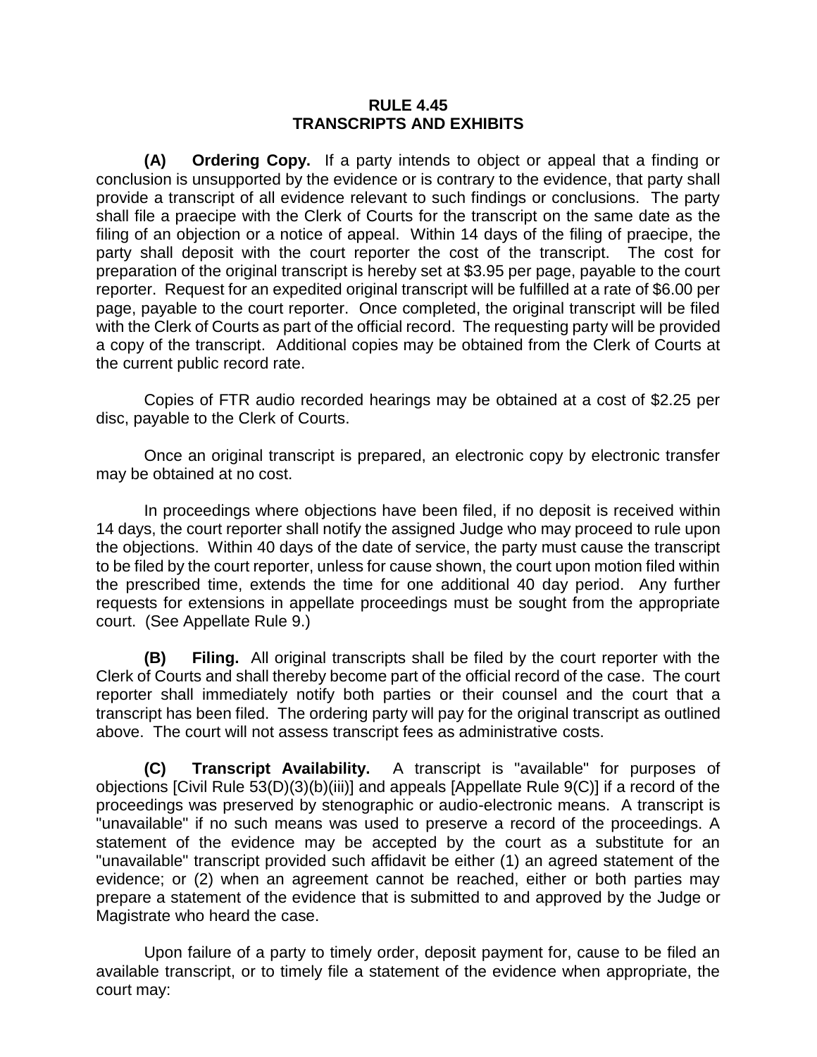# RULE 4.45
# TRANSCRIPTS AND EXHIBITS

**(A) Ordering Copy.** If a party intends to object or appeal that a finding or conclusion is unsupported by the evidence or is contrary to the evidence, that party shall provide a transcript of all evidence relevant to such findings or conclusions. The party shall file a praecipe with the Clerk of Courts for the transcript on the same date as the filing of an objection or a notice of appeal. Within 14 days of the filing of praecipe, the party shall deposit with the court reporter the cost of the transcript. The cost for preparation of the original transcript is hereby set at $3.95 per page, payable to the court reporter. Request for an expedited original transcript will be fulfilled at a rate of $6.00 per page, payable to the court reporter. Once completed, the original transcript will be filed with the Clerk of Courts as part of the official record. The requesting party will be provided a copy of the transcript. Additional copies may be obtained from the Clerk of Courts at the current public record rate.

Copies of FTR audio recorded hearings may be obtained at a cost of $2.25 per disc, payable to the Clerk of Courts.

Once an original transcript is prepared, an electronic copy by electronic transfer may be obtained at no cost.

In proceedings where objections have been filed, if no deposit is received within 14 days, the court reporter shall notify the assigned Judge who may proceed to rule upon the objections. Within 40 days of the date of service, the party must cause the transcript to be filed by the court reporter, unless for cause shown, the court upon motion filed within the prescribed time, extends the time for one additional 40 day period. Any further requests for extensions in appellate proceedings must be sought from the appropriate court. (See Appellate Rule 9.)

**(B) Filing.** All original transcripts shall be filed by the court reporter with the Clerk of Courts and shall thereby become part of the official record of the case. The court reporter shall immediately notify both parties or their counsel and the court that a transcript has been filed. The ordering party will pay for the original transcript as outlined above. The court will not assess transcript fees as administrative costs.

**(C) Transcript Availability.** A transcript is "available" for purposes of objections [Civil Rule 53(D)(3)(b)(iii)] and appeals [Appellate Rule 9(C)] if a record of the proceedings was preserved by stenographic or audio-electronic means. A transcript is "unavailable" if no such means was used to preserve a record of the proceedings. A statement of the evidence may be accepted by the court as a substitute for an "unavailable" transcript provided such affidavit be either (1) an agreed statement of the evidence; or (2) when an agreement cannot be reached, either or both parties may prepare a statement of the evidence that is submitted to and approved by the Judge or Magistrate who heard the case.

Upon failure of a party to timely order, deposit payment for, cause to be filed an available transcript, or to timely file a statement of the evidence when appropriate, the court may: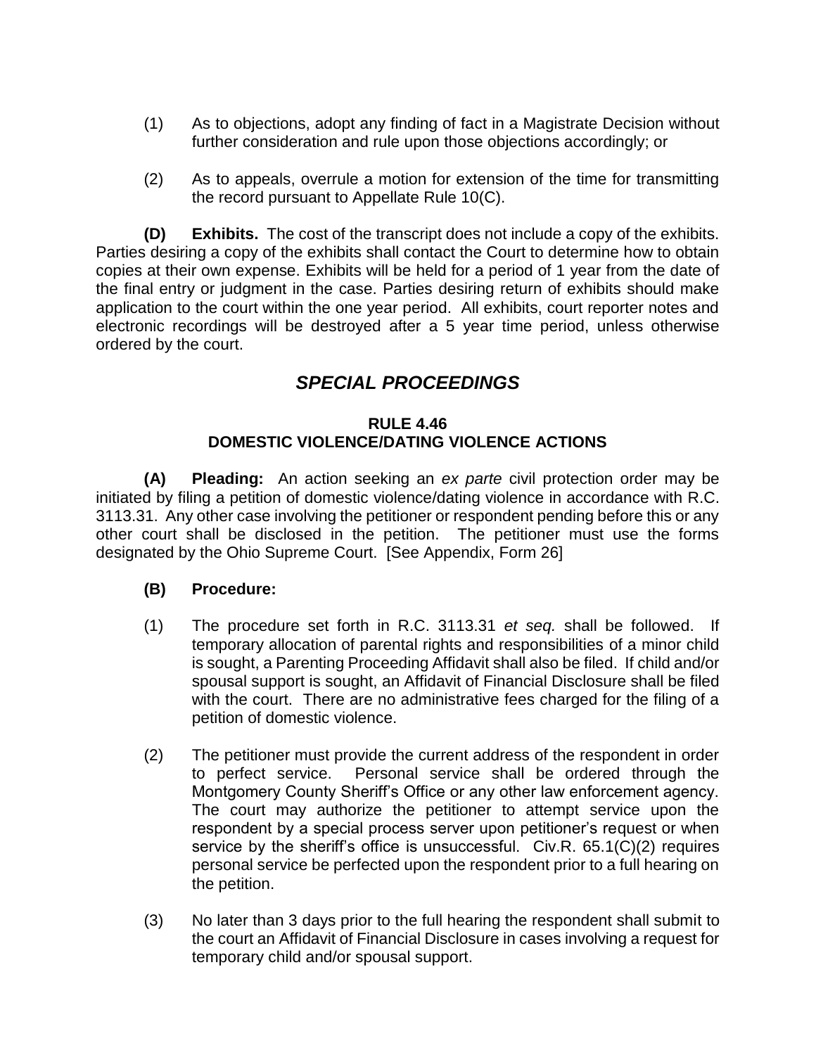(1) As to objections, adopt any finding of fact in a Magistrate Decision without further consideration and rule upon those objections accordingly; or

(2) As to appeals, overrule a motion for extension of the time for transmitting the record pursuant to Appellate Rule 10(C).

**(D) Exhibits.** The cost of the transcript does not include a copy of the exhibits. Parties desiring a copy of the exhibits shall contact the Court to determine how to obtain copies at their own expense. Exhibits will be held for a period of 1 year from the date of the final entry or judgment in the case. Parties desiring return of exhibits should make application to the court within the one year period. All exhibits, court reporter notes and electronic recordings will be destroyed after a 5 year time period, unless otherwise ordered by the court.

## *SPECIAL PROCEEDINGS*

### RULE 4.46
### DOMESTIC VIOLENCE/DATING VIOLENCE ACTIONS

**(A) Pleading:** An action seeking an *ex parte* civil protection order may be initiated by filing a petition of domestic violence/dating violence in accordance with R.C. 3113.31. Any other case involving the petitioner or respondent pending before this or any other court shall be disclosed in the petition. The petitioner must use the forms designated by the Ohio Supreme Court. [See Appendix, Form 26]

**(B) Procedure:**

(1) The procedure set forth in R.C. 3113.31 *et seq.* shall be followed. If temporary allocation of parental rights and responsibilities of a minor child is sought, a Parenting Proceeding Affidavit shall also be filed. If child and/or spousal support is sought, an Affidavit of Financial Disclosure shall be filed with the court. There are no administrative fees charged for the filing of a petition of domestic violence.

(2) The petitioner must provide the current address of the respondent in order to perfect service. Personal service shall be ordered through the Montgomery County Sheriff's Office or any other law enforcement agency. The court may authorize the petitioner to attempt service upon the respondent by a special process server upon petitioner's request or when service by the sheriff's office is unsuccessful. Civ.R. 65.1(C)(2) requires personal service be perfected upon the respondent prior to a full hearing on the petition.

(3) No later than 3 days prior to the full hearing the respondent shall submit to the court an Affidavit of Financial Disclosure in cases involving a request for temporary child and/or spousal support.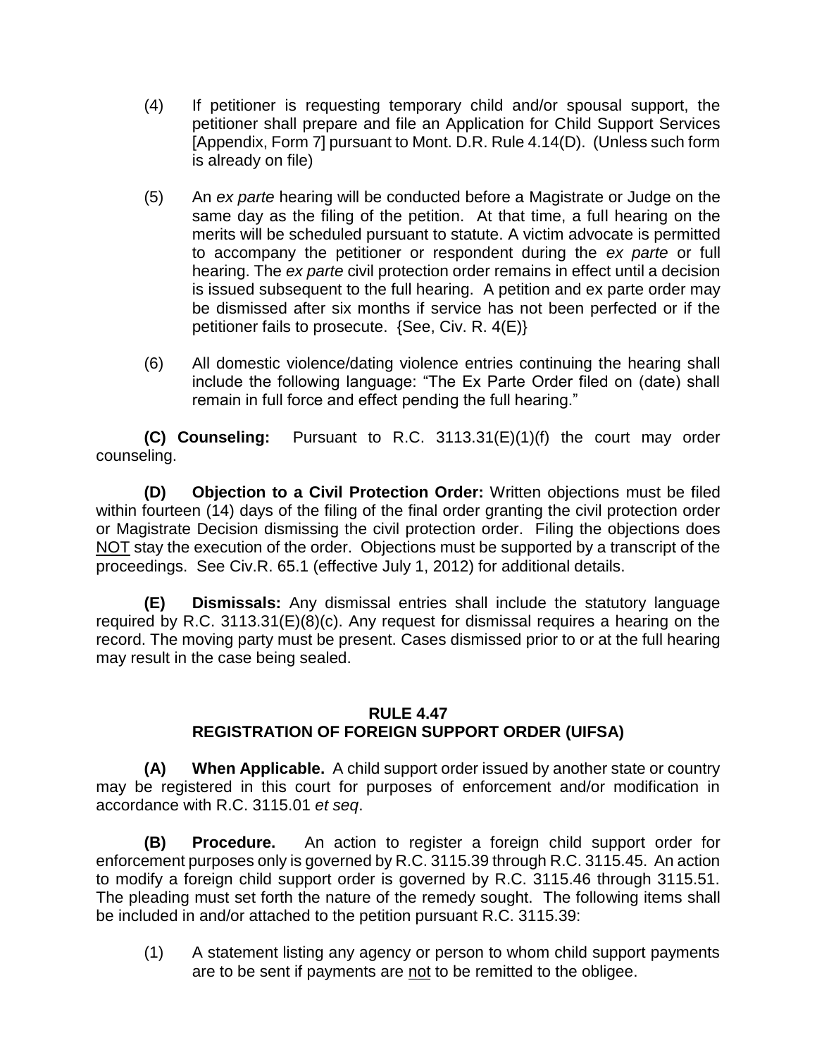(4) If petitioner is requesting temporary child and/or spousal support, the petitioner shall prepare and file an Application for Child Support Services [Appendix, Form 7] pursuant to Mont. D.R. Rule 4.14(D). (Unless such form is already on file)

(5) An *ex parte* hearing will be conducted before a Magistrate or Judge on the same day as the filing of the petition. At that time, a full hearing on the merits will be scheduled pursuant to statute. A victim advocate is permitted to accompany the petitioner or respondent during the *ex parte* or full hearing. The *ex parte* civil protection order remains in effect until a decision is issued subsequent to the full hearing. A petition and ex parte order may be dismissed after six months if service has not been perfected or if the petitioner fails to prosecute. {See, Civ. R. 4(E)}

(6) All domestic violence/dating violence entries continuing the hearing shall include the following language: "The Ex Parte Order filed on (date) shall remain in full force and effect pending the full hearing."

**(C) Counseling:** Pursuant to R.C. 3113.31(E)(1)(f) the court may order counseling.

**(D) Objection to a Civil Protection Order:** Written objections must be filed within fourteen (14) days of the filing of the final order granting the civil protection order or Magistrate Decision dismissing the civil protection order. Filing the objections does <u>NOT</u> stay the execution of the order. Objections must be supported by a transcript of the proceedings. See Civ.R. 65.1 (effective July 1, 2012) for additional details.

**(E) Dismissals:** Any dismissal entries shall include the statutory language required by R.C. 3113.31(E)(8)(c). Any request for dismissal requires a hearing on the record. The moving party must be present. Cases dismissed prior to or at the full hearing may result in the case being sealed.

## RULE 4.47
## REGISTRATION OF FOREIGN SUPPORT ORDER (UIFSA)

**(A) When Applicable.** A child support order issued by another state or country may be registered in this court for purposes of enforcement and/or modification in accordance with R.C. 3115.01 *et seq*.

**(B) Procedure.** An action to register a foreign child support order for enforcement purposes only is governed by R.C. 3115.39 through R.C. 3115.45. An action to modify a foreign child support order is governed by R.C. 3115.46 through 3115.51. The pleading must set forth the nature of the remedy sought. The following items shall be included in and/or attached to the petition pursuant R.C. 3115.39:

(1) A statement listing any agency or person to whom child support payments are to be sent if payments are <u>not</u> to be remitted to the obligee.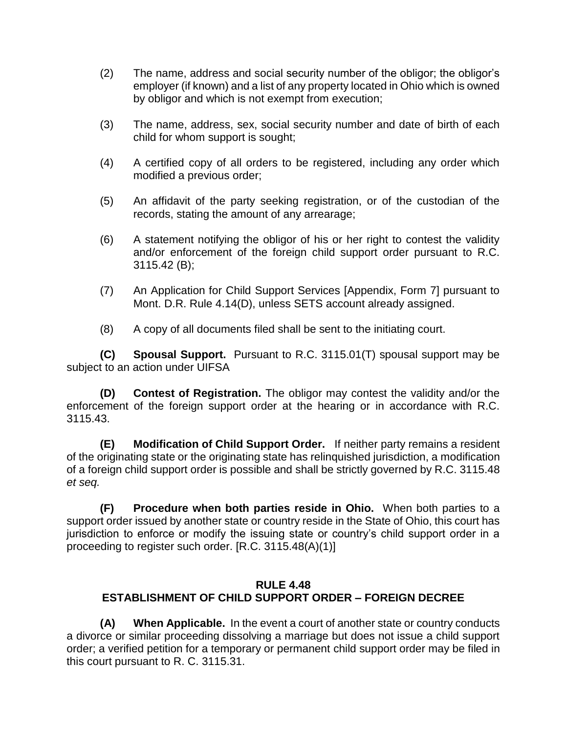(2) The name, address and social security number of the obligor; the obligor's employer (if known) and a list of any property located in Ohio which is owned by obligor and which is not exempt from execution;

(3) The name, address, sex, social security number and date of birth of each child for whom support is sought;

(4) A certified copy of all orders to be registered, including any order which modified a previous order;

(5) An affidavit of the party seeking registration, or of the custodian of the records, stating the amount of any arrearage;

(6) A statement notifying the obligor of his or her right to contest the validity and/or enforcement of the foreign child support order pursuant to R.C. 3115.42 (B);

(7) An Application for Child Support Services [Appendix, Form 7] pursuant to Mont. D.R. Rule 4.14(D), unless SETS account already assigned.

(8) A copy of all documents filed shall be sent to the initiating court.

**(C) Spousal Support.** Pursuant to R.C. 3115.01(T) spousal support may be subject to an action under UIFSA

**(D) Contest of Registration.** The obligor may contest the validity and/or the enforcement of the foreign support order at the hearing or in accordance with R.C. 3115.43.

**(E) Modification of Child Support Order.** If neither party remains a resident of the originating state or the originating state has relinquished jurisdiction, a modification of a foreign child support order is possible and shall be strictly governed by R.C. 3115.48 *et seq.*

**(F) Procedure when both parties reside in Ohio.** When both parties to a support order issued by another state or country reside in the State of Ohio, this court has jurisdiction to enforce or modify the issuing state or country's child support order in a proceeding to register such order. [R.C. 3115.48(A)(1)]

## RULE 4.48
## ESTABLISHMENT OF CHILD SUPPORT ORDER – FOREIGN DECREE

**(A) When Applicable.** In the event a court of another state or country conducts a divorce or similar proceeding dissolving a marriage but does not issue a child support order; a verified petition for a temporary or permanent child support order may be filed in this court pursuant to R. C. 3115.31.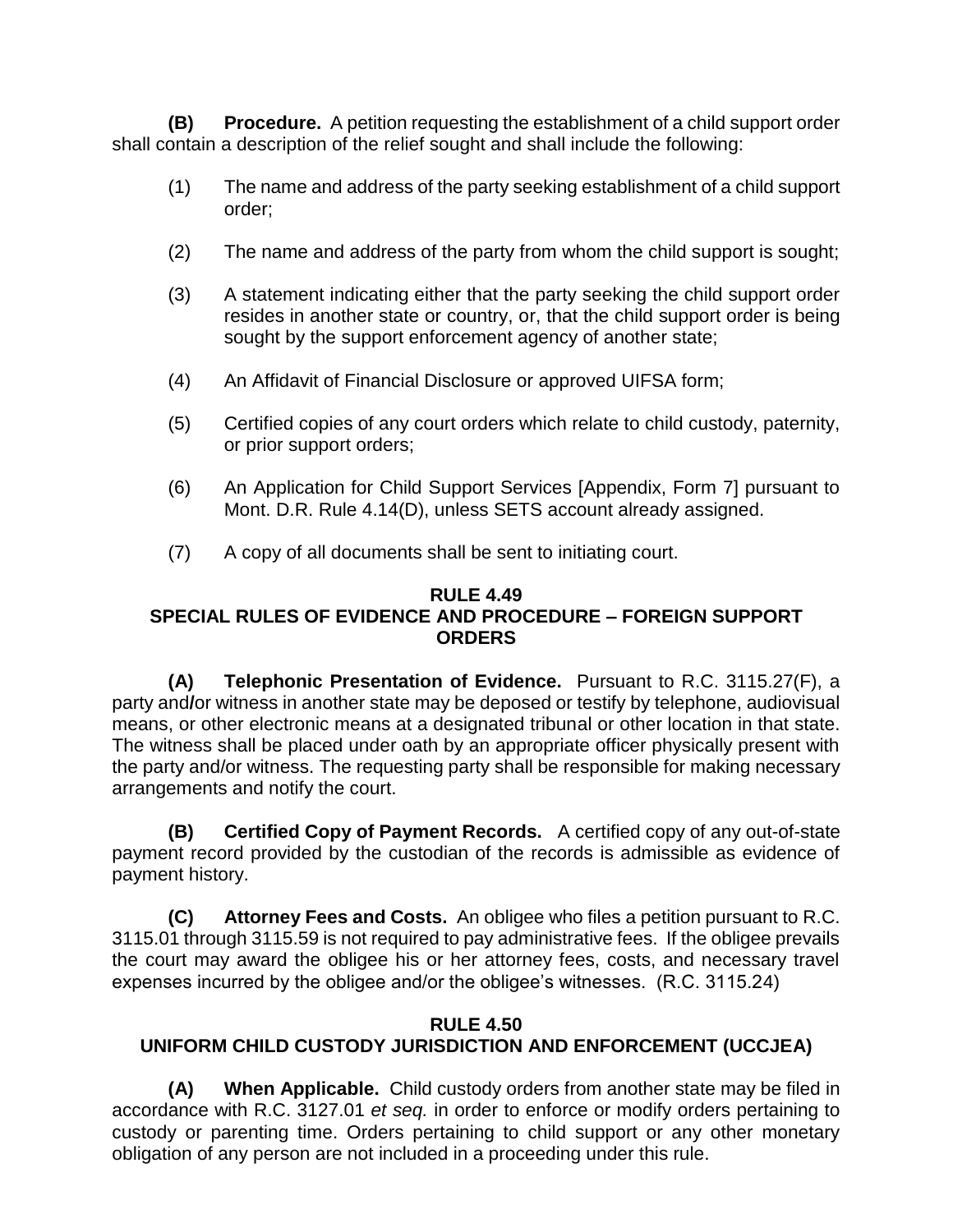**(B) Procedure.** A petition requesting the establishment of a child support order shall contain a description of the relief sought and shall include the following:

(1) The name and address of the party seeking establishment of a child support order;

(2) The name and address of the party from whom the child support is sought;

(3) A statement indicating either that the party seeking the child support order resides in another state or country, or, that the child support order is being sought by the support enforcement agency of another state;

(4) An Affidavit of Financial Disclosure or approved UIFSA form;

(5) Certified copies of any court orders which relate to child custody, paternity, or prior support orders;

(6) An Application for Child Support Services [Appendix, Form 7] pursuant to Mont. D.R. Rule 4.14(D), unless SETS account already assigned.

(7) A copy of all documents shall be sent to initiating court.

## RULE 4.49
## SPECIAL RULES OF EVIDENCE AND PROCEDURE – FOREIGN SUPPORT ORDERS

**(A) Telephonic Presentation of Evidence.** Pursuant to R.C. 3115.27(F), a party and/or witness in another state may be deposed or testify by telephone, audiovisual means, or other electronic means at a designated tribunal or other location in that state. The witness shall be placed under oath by an appropriate officer physically present with the party and/or witness. The requesting party shall be responsible for making necessary arrangements and notify the court.

**(B) Certified Copy of Payment Records.** A certified copy of any out-of-state payment record provided by the custodian of the records is admissible as evidence of payment history.

**(C) Attorney Fees and Costs.** An obligee who files a petition pursuant to R.C. 3115.01 through 3115.59 is not required to pay administrative fees. If the obligee prevails the court may award the obligee his or her attorney fees, costs, and necessary travel expenses incurred by the obligee and/or the obligee's witnesses. (R.C. 3115.24)

## RULE 4.50
## UNIFORM CHILD CUSTODY JURISDICTION AND ENFORCEMENT (UCCJEA)

**(A) When Applicable.** Child custody orders from another state may be filed in accordance with R.C. 3127.01 *et seq.* in order to enforce or modify orders pertaining to custody or parenting time. Orders pertaining to child support or any other monetary obligation of any person are not included in a proceeding under this rule.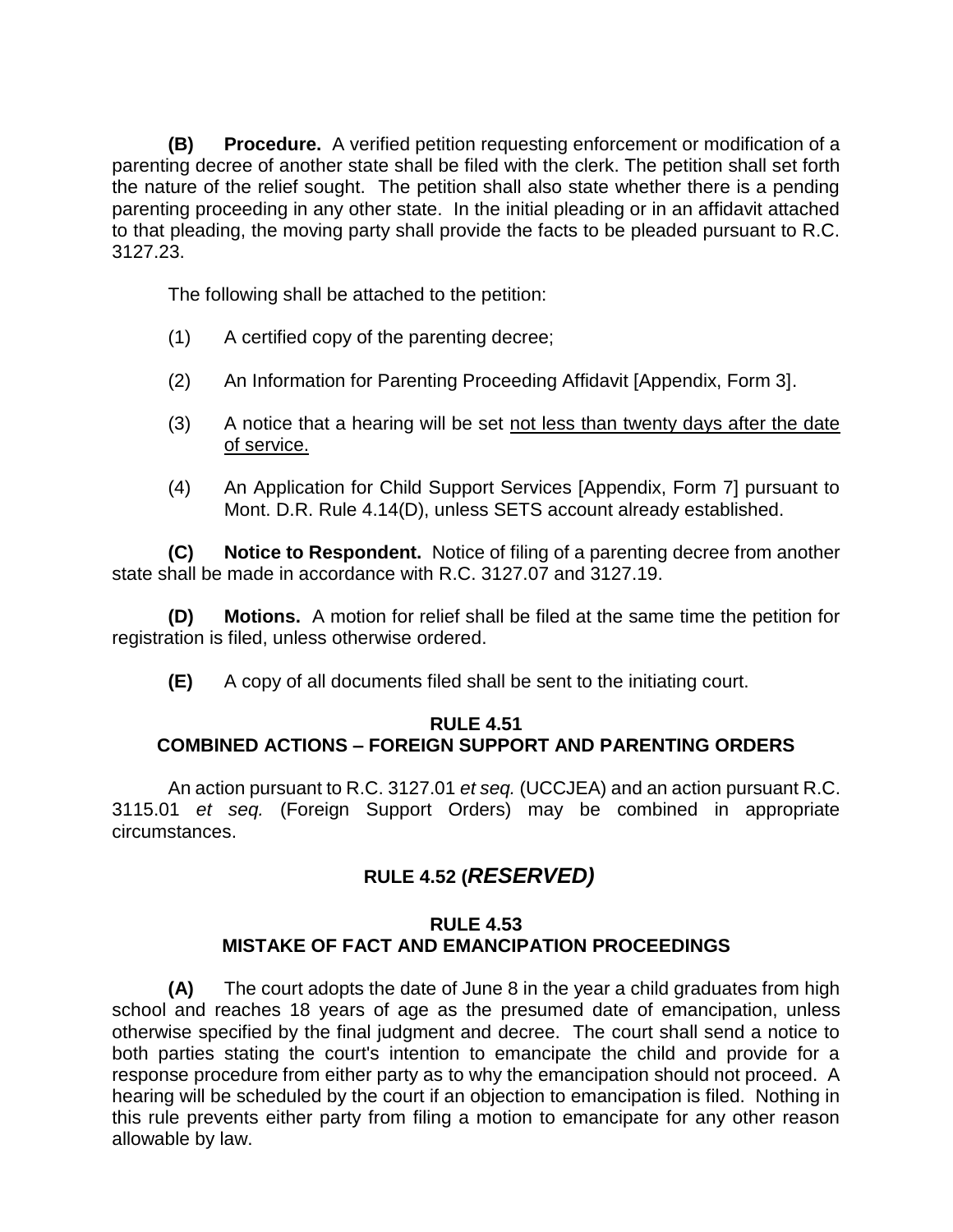**(B)** **Procedure.** A verified petition requesting enforcement or modification of a parenting decree of another state shall be filed with the clerk. The petition shall set forth the nature of the relief sought. The petition shall also state whether there is a pending parenting proceeding in any other state. In the initial pleading or in an affidavit attached to that pleading, the moving party shall provide the facts to be pleaded pursuant to R.C. 3127.23.

The following shall be attached to the petition:

(1) A certified copy of the parenting decree;

(2) An Information for Parenting Proceeding Affidavit [Appendix, Form 3].

(3) A notice that a hearing will be set <u>not less than twenty days after the date of service.</u>

(4) An Application for Child Support Services [Appendix, Form 7] pursuant to Mont. D.R. Rule 4.14(D), unless SETS account already established.

**(C)** **Notice to Respondent.** Notice of filing of a parenting decree from another state shall be made in accordance with R.C. 3127.07 and 3127.19.

**(D)** **Motions.** A motion for relief shall be filed at the same time the petition for registration is filed, unless otherwise ordered.

**(E)** A copy of all documents filed shall be sent to the initiating court.

## RULE 4.51
## COMBINED ACTIONS – FOREIGN SUPPORT AND PARENTING ORDERS

An action pursuant to R.C. 3127.01 *et seq.* (UCCJEA) and an action pursuant R.C. 3115.01 *et seq.* (Foreign Support Orders) may be combined in appropriate circumstances.

## RULE 4.52 (*RESERVED)*

## RULE 4.53
## MISTAKE OF FACT AND EMANCIPATION PROCEEDINGS

**(A)** The court adopts the date of June 8 in the year a child graduates from high school and reaches 18 years of age as the presumed date of emancipation, unless otherwise specified by the final judgment and decree. The court shall send a notice to both parties stating the court's intention to emancipate the child and provide for a response procedure from either party as to why the emancipation should not proceed. A hearing will be scheduled by the court if an objection to emancipation is filed. Nothing in this rule prevents either party from filing a motion to emancipate for any other reason allowable by law.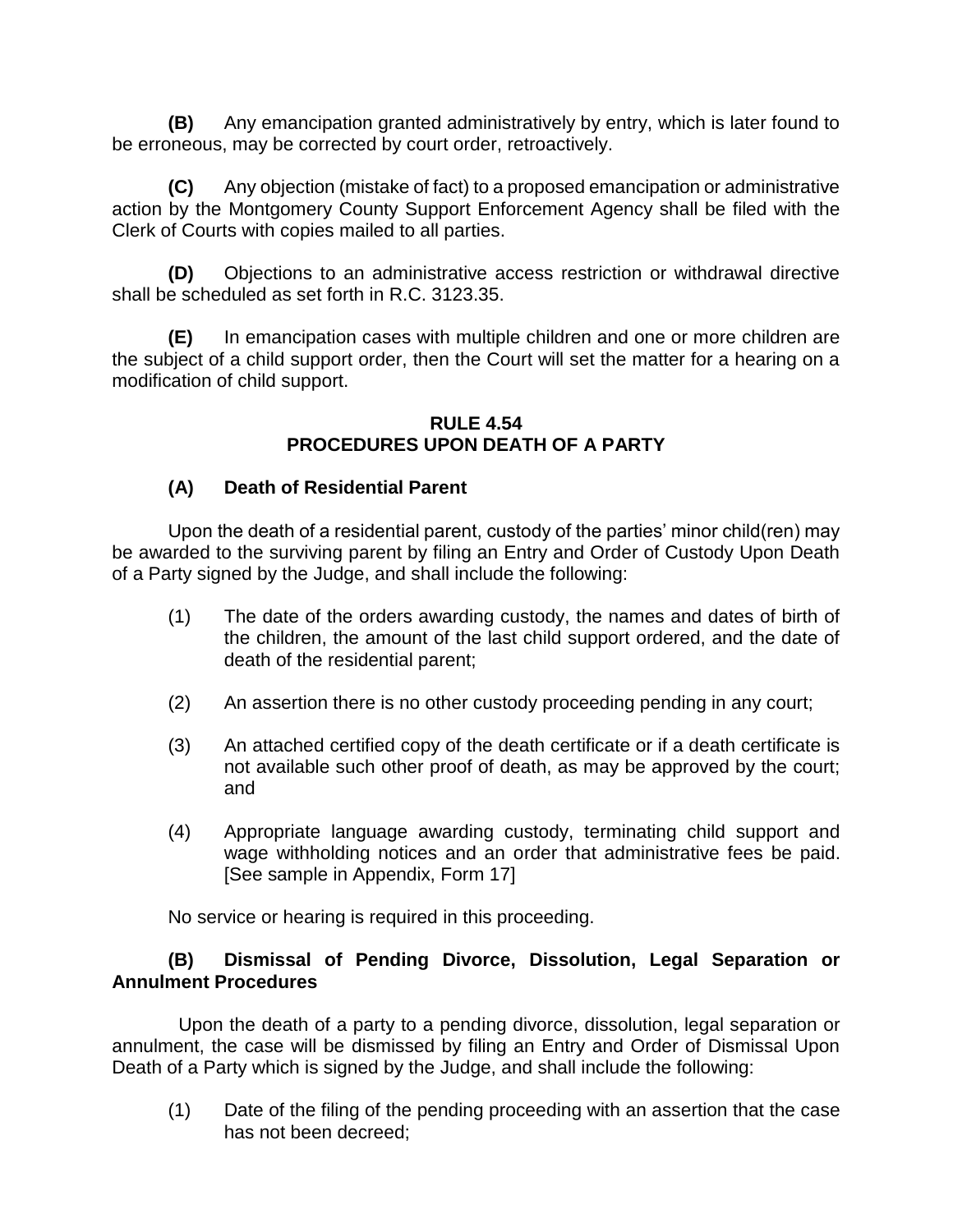**(B)** Any emancipation granted administratively by entry, which is later found to be erroneous, may be corrected by court order, retroactively.

**(C)** Any objection (mistake of fact) to a proposed emancipation or administrative action by the Montgomery County Support Enforcement Agency shall be filed with the Clerk of Courts with copies mailed to all parties.

**(D)** Objections to an administrative access restriction or withdrawal directive shall be scheduled as set forth in R.C. 3123.35.

**(E)** In emancipation cases with multiple children and one or more children are the subject of a child support order, then the Court will set the matter for a hearing on a modification of child support.

## RULE 4.54
## PROCEDURES UPON DEATH OF A PARTY

### (A) Death of Residential Parent

Upon the death of a residential parent, custody of the parties' minor child(ren) may be awarded to the surviving parent by filing an Entry and Order of Custody Upon Death of a Party signed by the Judge, and shall include the following:

(1) The date of the orders awarding custody, the names and dates of birth of the children, the amount of the last child support ordered, and the date of death of the residential parent;

(2) An assertion there is no other custody proceeding pending in any court;

(3) An attached certified copy of the death certificate or if a death certificate is not available such other proof of death, as may be approved by the court; and

(4) Appropriate language awarding custody, terminating child support and wage withholding notices and an order that administrative fees be paid. [See sample in Appendix, Form 17]

No service or hearing is required in this proceeding.

### (B) Dismissal of Pending Divorce, Dissolution, Legal Separation or Annulment Procedures

Upon the death of a party to a pending divorce, dissolution, legal separation or annulment, the case will be dismissed by filing an Entry and Order of Dismissal Upon Death of a Party which is signed by the Judge, and shall include the following:

(1) Date of the filing of the pending proceeding with an assertion that the case has not been decreed;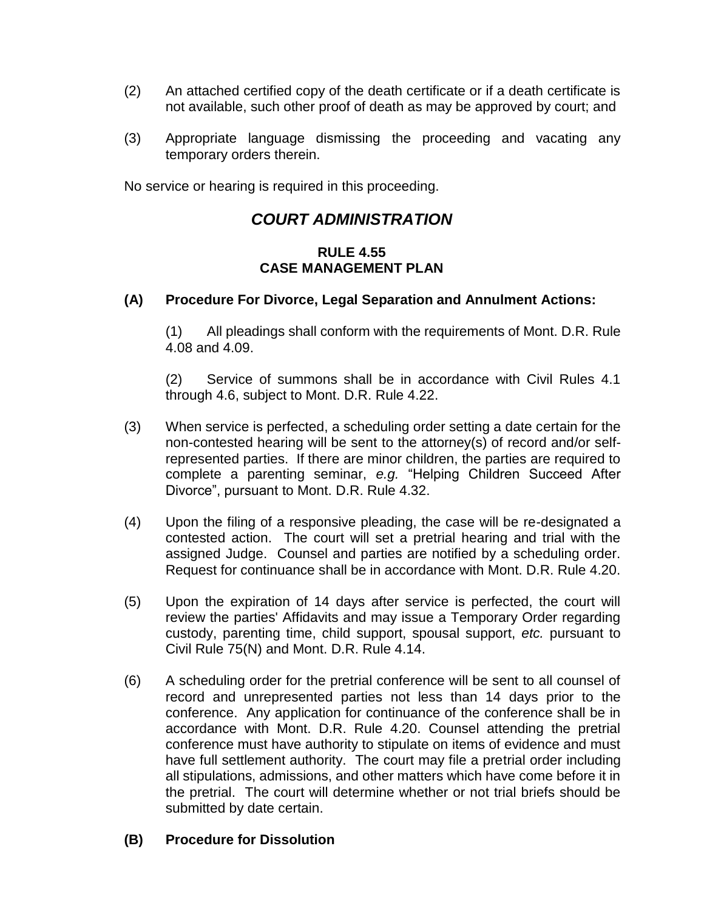(2) An attached certified copy of the death certificate or if a death certificate is not available, such other proof of death as may be approved by court; and

(3) Appropriate language dismissing the proceeding and vacating any temporary orders therein.

No service or hearing is required in this proceeding.

## *COURT ADMINISTRATION*

### RULE 4.55
### CASE MANAGEMENT PLAN

**(A) Procedure For Divorce, Legal Separation and Annulment Actions:**

(1) All pleadings shall conform with the requirements of Mont. D.R. Rule 4.08 and 4.09.

(2) Service of summons shall be in accordance with Civil Rules 4.1 through 4.6, subject to Mont. D.R. Rule 4.22.

(3) When service is perfected, a scheduling order setting a date certain for the non-contested hearing will be sent to the attorney(s) of record and/or self-represented parties. If there are minor children, the parties are required to complete a parenting seminar, *e.g.* "Helping Children Succeed After Divorce", pursuant to Mont. D.R. Rule 4.32.

(4) Upon the filing of a responsive pleading, the case will be re-designated a contested action. The court will set a pretrial hearing and trial with the assigned Judge. Counsel and parties are notified by a scheduling order. Request for continuance shall be in accordance with Mont. D.R. Rule 4.20.

(5) Upon the expiration of 14 days after service is perfected, the court will review the parties' Affidavits and may issue a Temporary Order regarding custody, parenting time, child support, spousal support, *etc.* pursuant to Civil Rule 75(N) and Mont. D.R. Rule 4.14.

(6) A scheduling order for the pretrial conference will be sent to all counsel of record and unrepresented parties not less than 14 days prior to the conference. Any application for continuance of the conference shall be in accordance with Mont. D.R. Rule 4.20. Counsel attending the pretrial conference must have authority to stipulate on items of evidence and must have full settlement authority. The court may file a pretrial order including all stipulations, admissions, and other matters which have come before it in the pretrial. The court will determine whether or not trial briefs should be submitted by date certain.

**(B) Procedure for Dissolution**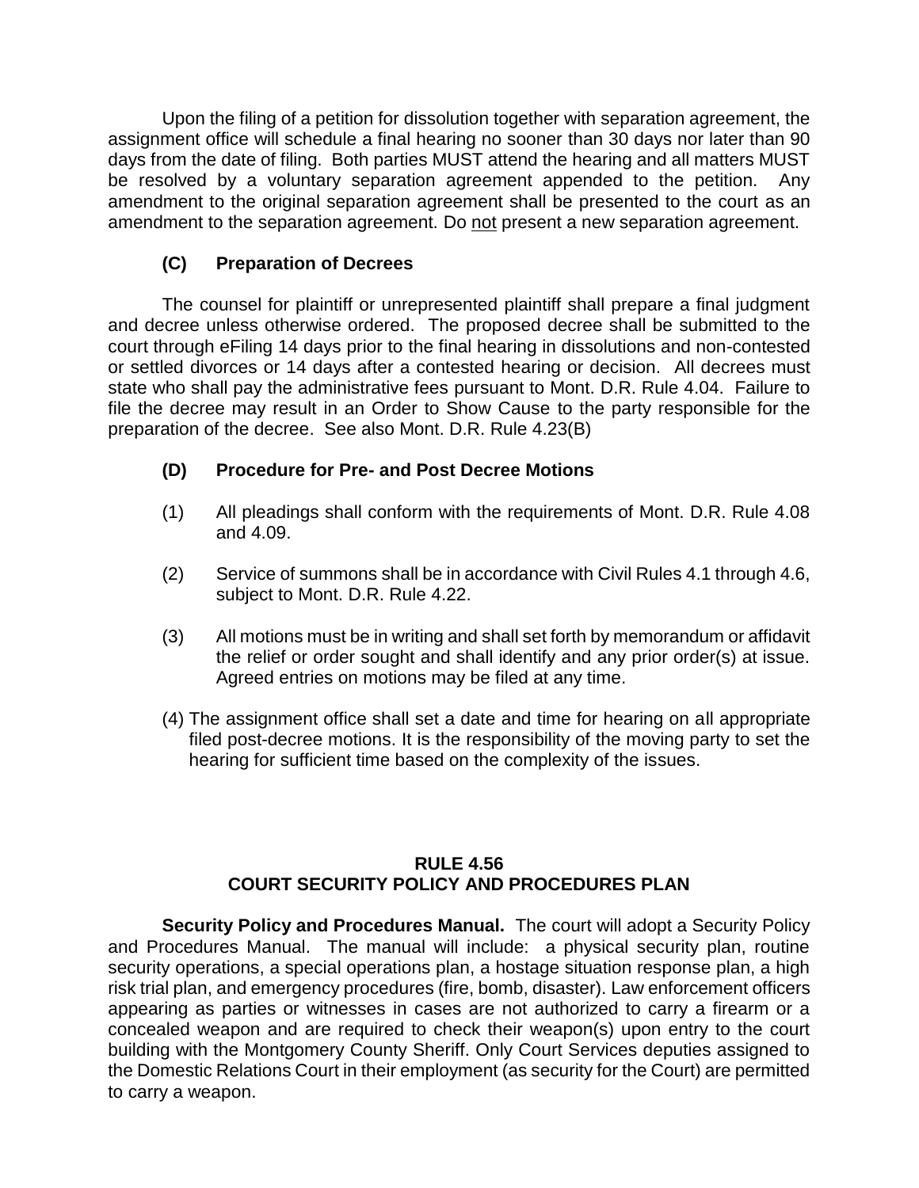Upon the filing of a petition for dissolution together with separation agreement, the assignment office will schedule a final hearing no sooner than 30 days nor later than 90 days from the date of filing. Both parties MUST attend the hearing and all matters MUST be resolved by a voluntary separation agreement appended to the petition. Any amendment to the original separation agreement shall be presented to the court as an amendment to the separation agreement. Do not present a new separation agreement.

### (C) Preparation of Decrees

The counsel for plaintiff or unrepresented plaintiff shall prepare a final judgment and decree unless otherwise ordered. The proposed decree shall be submitted to the court through eFiling 14 days prior to the final hearing in dissolutions and non-contested or settled divorces or 14 days after a contested hearing or decision. All decrees must state who shall pay the administrative fees pursuant to Mont. D.R. Rule 4.04. Failure to file the decree may result in an Order to Show Cause to the party responsible for the preparation of the decree. See also Mont. D.R. Rule 4.23(B)

### (D) Procedure for Pre- and Post Decree Motions

(1) All pleadings shall conform with the requirements of Mont. D.R. Rule 4.08 and 4.09.

(2) Service of summons shall be in accordance with Civil Rules 4.1 through 4.6, subject to Mont. D.R. Rule 4.22.

(3) All motions must be in writing and shall set forth by memorandum or affidavit the relief or order sought and shall identify and any prior order(s) at issue. Agreed entries on motions may be filed at any time.

(4) The assignment office shall set a date and time for hearing on all appropriate filed post-decree motions. It is the responsibility of the moving party to set the hearing for sufficient time based on the complexity of the issues.

## RULE 4.56
## COURT SECURITY POLICY AND PROCEDURES PLAN

**Security Policy and Procedures Manual.** The court will adopt a Security Policy and Procedures Manual. The manual will include: a physical security plan, routine security operations, a special operations plan, a hostage situation response plan, a high risk trial plan, and emergency procedures (fire, bomb, disaster). Law enforcement officers appearing as parties or witnesses in cases are not authorized to carry a firearm or a concealed weapon and are required to check their weapon(s) upon entry to the court building with the Montgomery County Sheriff. Only Court Services deputies assigned to the Domestic Relations Court in their employment (as security for the Court) are permitted to carry a weapon.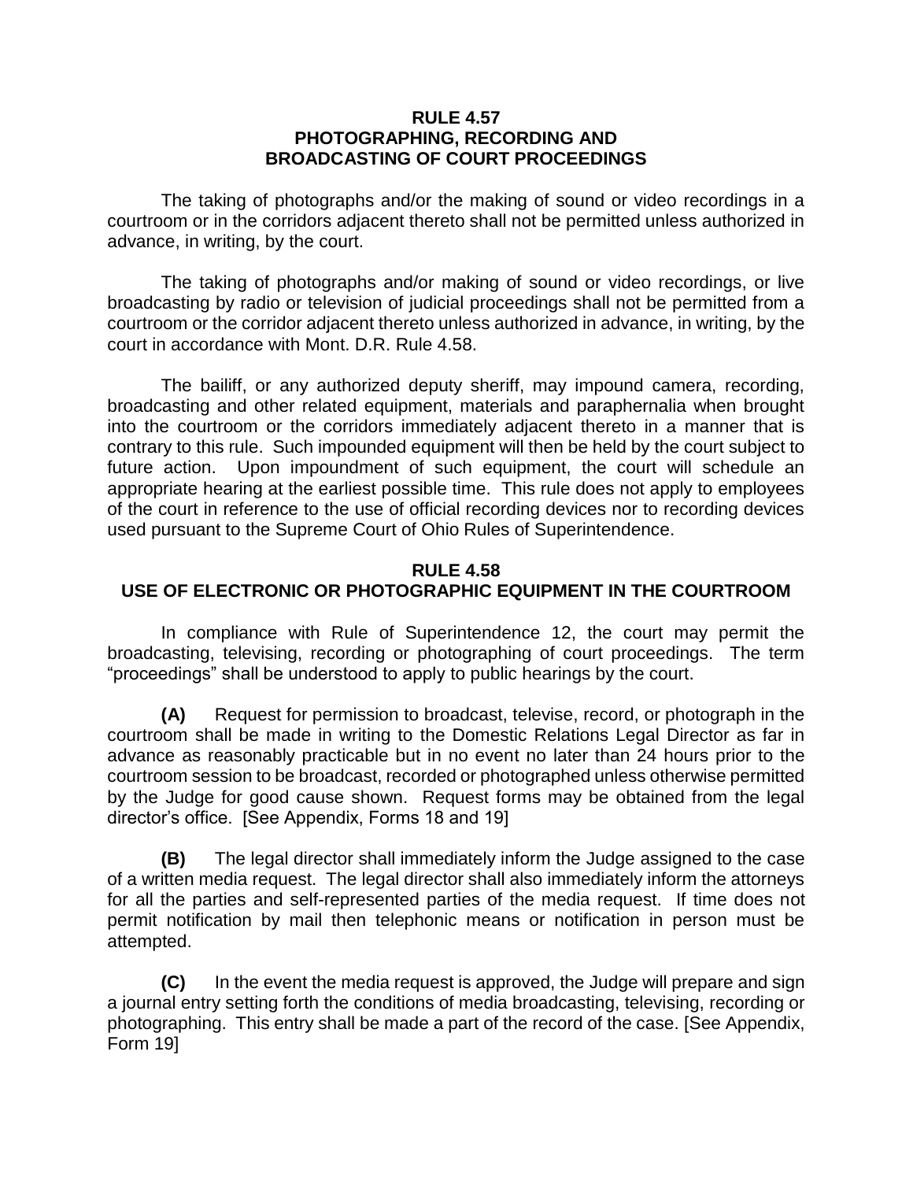## RULE 4.57
## PHOTOGRAPHING, RECORDING AND BROADCASTING OF COURT PROCEEDINGS

The taking of photographs and/or the making of sound or video recordings in a courtroom or in the corridors adjacent thereto shall not be permitted unless authorized in advance, in writing, by the court.

The taking of photographs and/or making of sound or video recordings, or live broadcasting by radio or television of judicial proceedings shall not be permitted from a courtroom or the corridor adjacent thereto unless authorized in advance, in writing, by the court in accordance with Mont. D.R. Rule 4.58.

The bailiff, or any authorized deputy sheriff, may impound camera, recording, broadcasting and other related equipment, materials and paraphernalia when brought into the courtroom or the corridors immediately adjacent thereto in a manner that is contrary to this rule. Such impounded equipment will then be held by the court subject to future action. Upon impoundment of such equipment, the court will schedule an appropriate hearing at the earliest possible time. This rule does not apply to employees of the court in reference to the use of official recording devices nor to recording devices used pursuant to the Supreme Court of Ohio Rules of Superintendence.

## RULE 4.58
## USE OF ELECTRONIC OR PHOTOGRAPHIC EQUIPMENT IN THE COURTROOM

In compliance with Rule of Superintendence 12, the court may permit the broadcasting, televising, recording or photographing of court proceedings. The term "proceedings" shall be understood to apply to public hearings by the court.

**(A)** Request for permission to broadcast, televise, record, or photograph in the courtroom shall be made in writing to the Domestic Relations Legal Director as far in advance as reasonably practicable but in no event no later than 24 hours prior to the courtroom session to be broadcast, recorded or photographed unless otherwise permitted by the Judge for good cause shown. Request forms may be obtained from the legal director's office. [See Appendix, Forms 18 and 19]

**(B)** The legal director shall immediately inform the Judge assigned to the case of a written media request. The legal director shall also immediately inform the attorneys for all the parties and self-represented parties of the media request. If time does not permit notification by mail then telephonic means or notification in person must be attempted.

**(C)** In the event the media request is approved, the Judge will prepare and sign a journal entry setting forth the conditions of media broadcasting, televising, recording or photographing. This entry shall be made a part of the record of the case. [See Appendix, Form 19]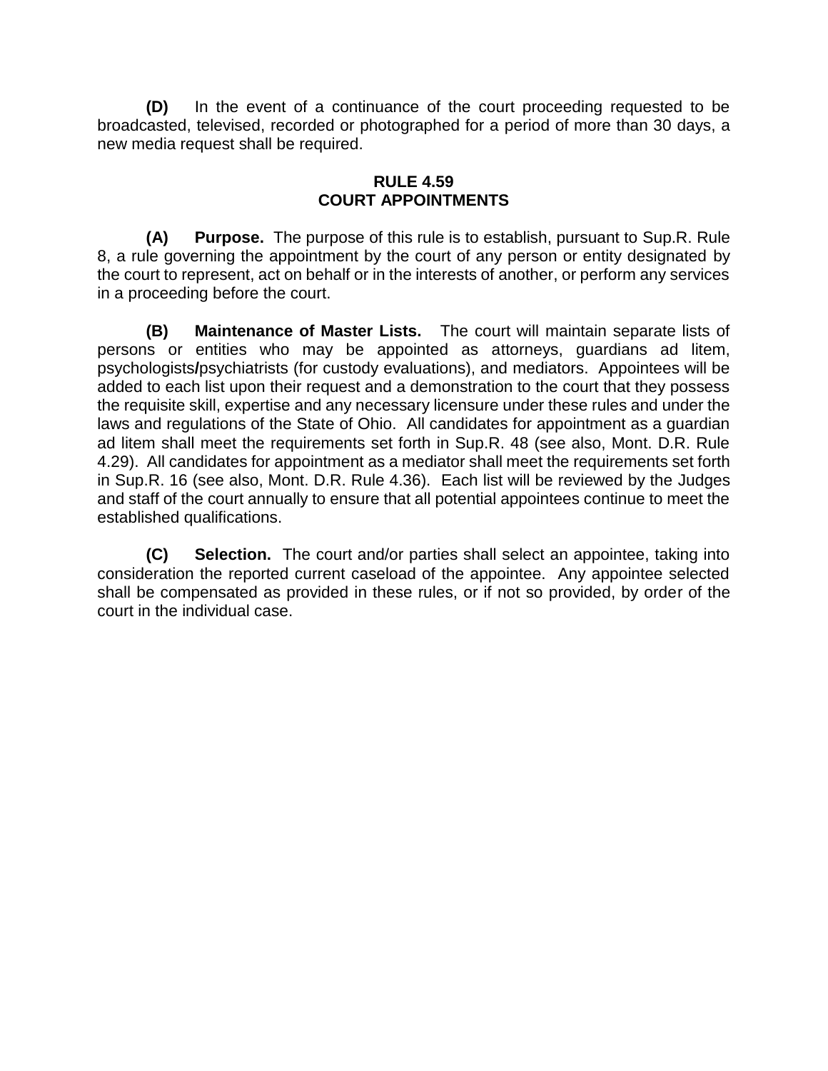**(D)** In the event of a continuance of the court proceeding requested to be broadcasted, televised, recorded or photographed for a period of more than 30 days, a new media request shall be required.

## RULE 4.59
## COURT APPOINTMENTS

**(A) Purpose.** The purpose of this rule is to establish, pursuant to Sup.R. Rule 8, a rule governing the appointment by the court of any person or entity designated by the court to represent, act on behalf or in the interests of another, or perform any services in a proceeding before the court.

**(B) Maintenance of Master Lists.** The court will maintain separate lists of persons or entities who may be appointed as attorneys, guardians ad litem, psychologists**/**psychiatrists (for custody evaluations), and mediators. Appointees will be added to each list upon their request and a demonstration to the court that they possess the requisite skill, expertise and any necessary licensure under these rules and under the laws and regulations of the State of Ohio. All candidates for appointment as a guardian ad litem shall meet the requirements set forth in Sup.R. 48 (see also, Mont. D.R. Rule 4.29). All candidates for appointment as a mediator shall meet the requirements set forth in Sup.R. 16 (see also, Mont. D.R. Rule 4.36). Each list will be reviewed by the Judges and staff of the court annually to ensure that all potential appointees continue to meet the established qualifications.

**(C) Selection.** The court and/or parties shall select an appointee, taking into consideration the reported current caseload of the appointee. Any appointee selected shall be compensated as provided in these rules, or if not so provided, by order of the court in the individual case.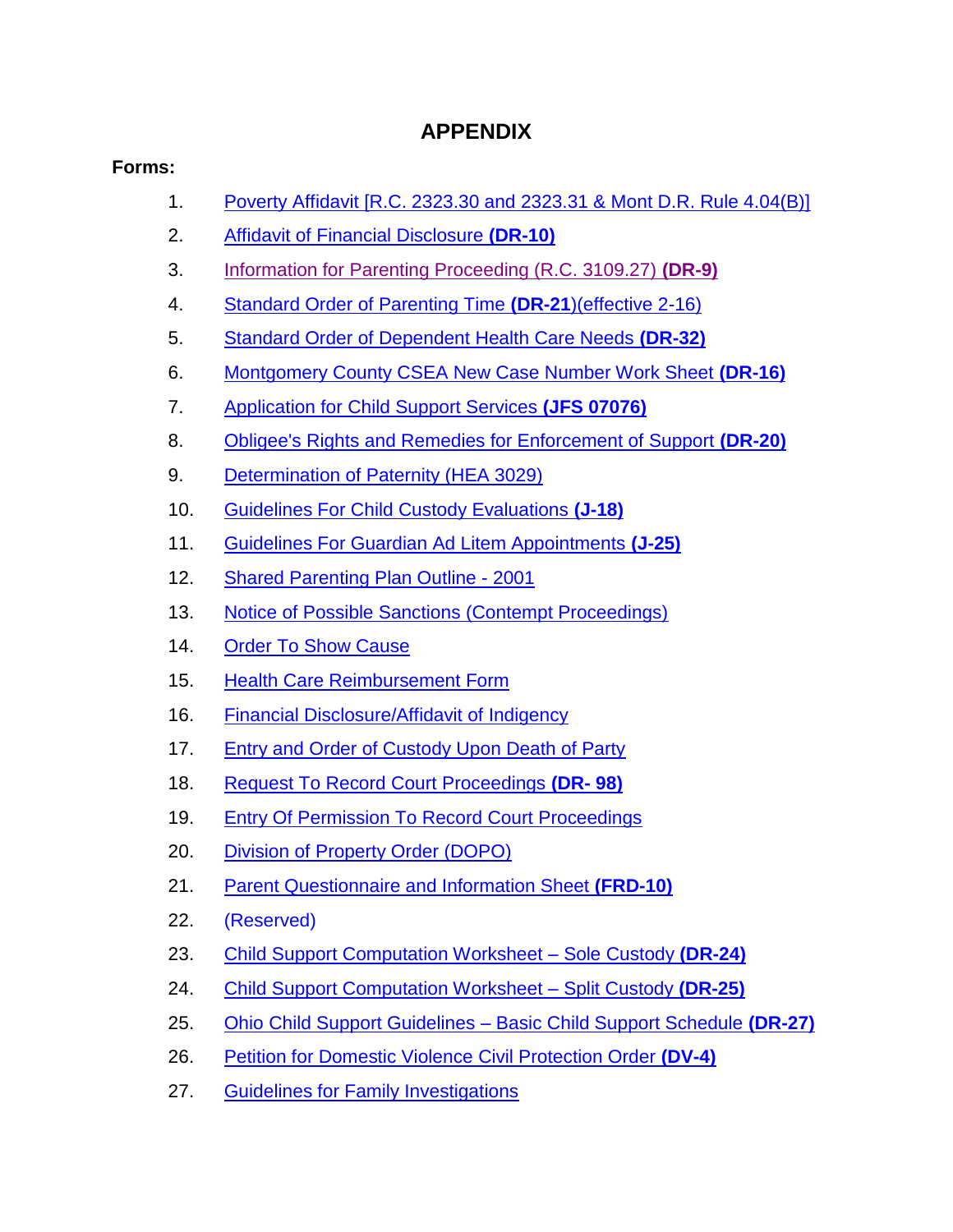# APPENDIX

**Forms:**

1. Poverty Affidavit [R.C. 2323.30 and 2323.31 & Mont D.R. Rule 4.04(B)]
2. Affidavit of Financial Disclosure **(DR-10)**
3. Information for Parenting Proceeding (R.C. 3109.27) **(DR-9)**
4. Standard Order of Parenting Time **(DR-21)**(effective 2-16)
5. Standard Order of Dependent Health Care Needs **(DR-32)**
6. Montgomery County CSEA New Case Number Work Sheet **(DR-16)**
7. Application for Child Support Services **(JFS 07076)**
8. Obligee's Rights and Remedies for Enforcement of Support **(DR-20)**
9. Determination of Paternity (HEA 3029)
10. Guidelines For Child Custody Evaluations **(J-18)**
11. Guidelines For Guardian Ad Litem Appointments **(J-25)**
12. Shared Parenting Plan Outline - 2001
13. Notice of Possible Sanctions (Contempt Proceedings)
14. Order To Show Cause
15. Health Care Reimbursement Form
16. Financial Disclosure/Affidavit of Indigency
17. Entry and Order of Custody Upon Death of Party
18. Request To Record Court Proceedings **(DR- 98)**
19. Entry Of Permission To Record Court Proceedings
20. Division of Property Order (DOPO)
21. Parent Questionnaire and Information Sheet **(FRD-10)**
22. (Reserved)
23. Child Support Computation Worksheet – Sole Custody **(DR-24)**
24. Child Support Computation Worksheet – Split Custody **(DR-25)**
25. Ohio Child Support Guidelines – Basic Child Support Schedule **(DR-27)**
26. Petition for Domestic Violence Civil Protection Order **(DV-4)**
27. Guidelines for Family Investigations